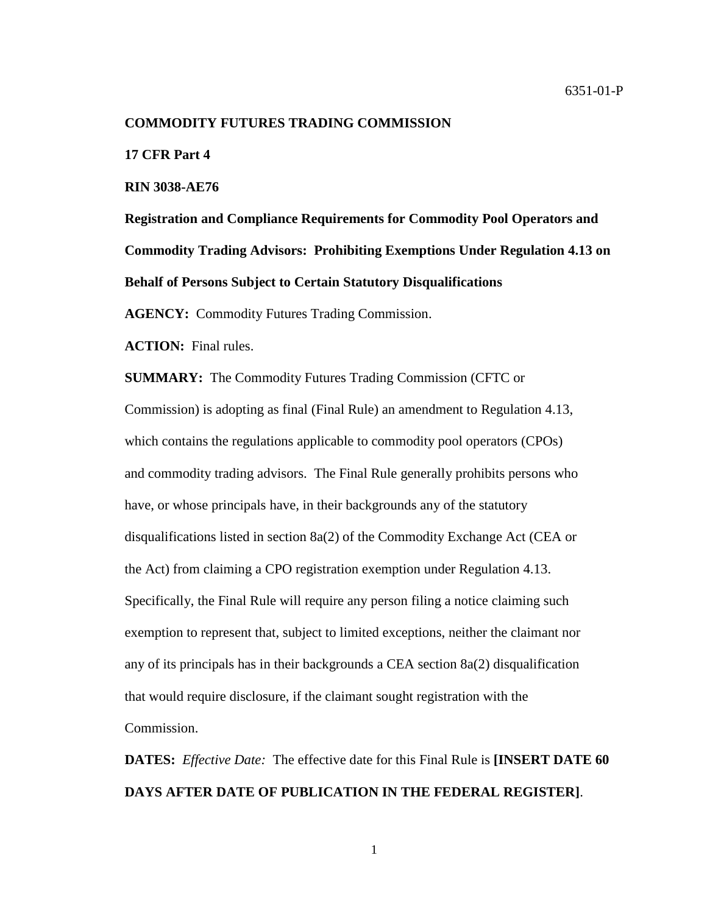6351-01-P

**COMMODITY FUTURES TRADING COMMISSION**

**17 CFR Part 4**

**RIN 3038-AE76**

**Registration and Compliance Requirements for Commodity Pool Operators and Commodity Trading Advisors: Prohibiting Exemptions Under Regulation 4.13 on Behalf of Persons Subject to Certain Statutory Disqualifications**

**AGENCY:** Commodity Futures Trading Commission.

**ACTION:** Final rules.

**SUMMARY:** The Commodity Futures Trading Commission (CFTC or Commission) is adopting as final (Final Rule) an amendment to Regulation 4.13, which contains the regulations applicable to commodity pool operators (CPOs) and commodity trading advisors. The Final Rule generally prohibits persons who have, or whose principals have, in their backgrounds any of the statutory disqualifications listed in section 8a(2) of the Commodity Exchange Act (CEA or the Act) from claiming a CPO registration exemption under Regulation 4.13. Specifically, the Final Rule will require any person filing a notice claiming such exemption to represent that, subject to limited exceptions, neither the claimant nor any of its principals has in their backgrounds a CEA section 8a(2) disqualification that would require disclosure, if the claimant sought registration with the Commission.

**DATES:** *Effective Date:* The effective date for this Final Rule is **[INSERT DATE 60 DAYS AFTER DATE OF PUBLICATION IN THE FEDERAL REGISTER]**.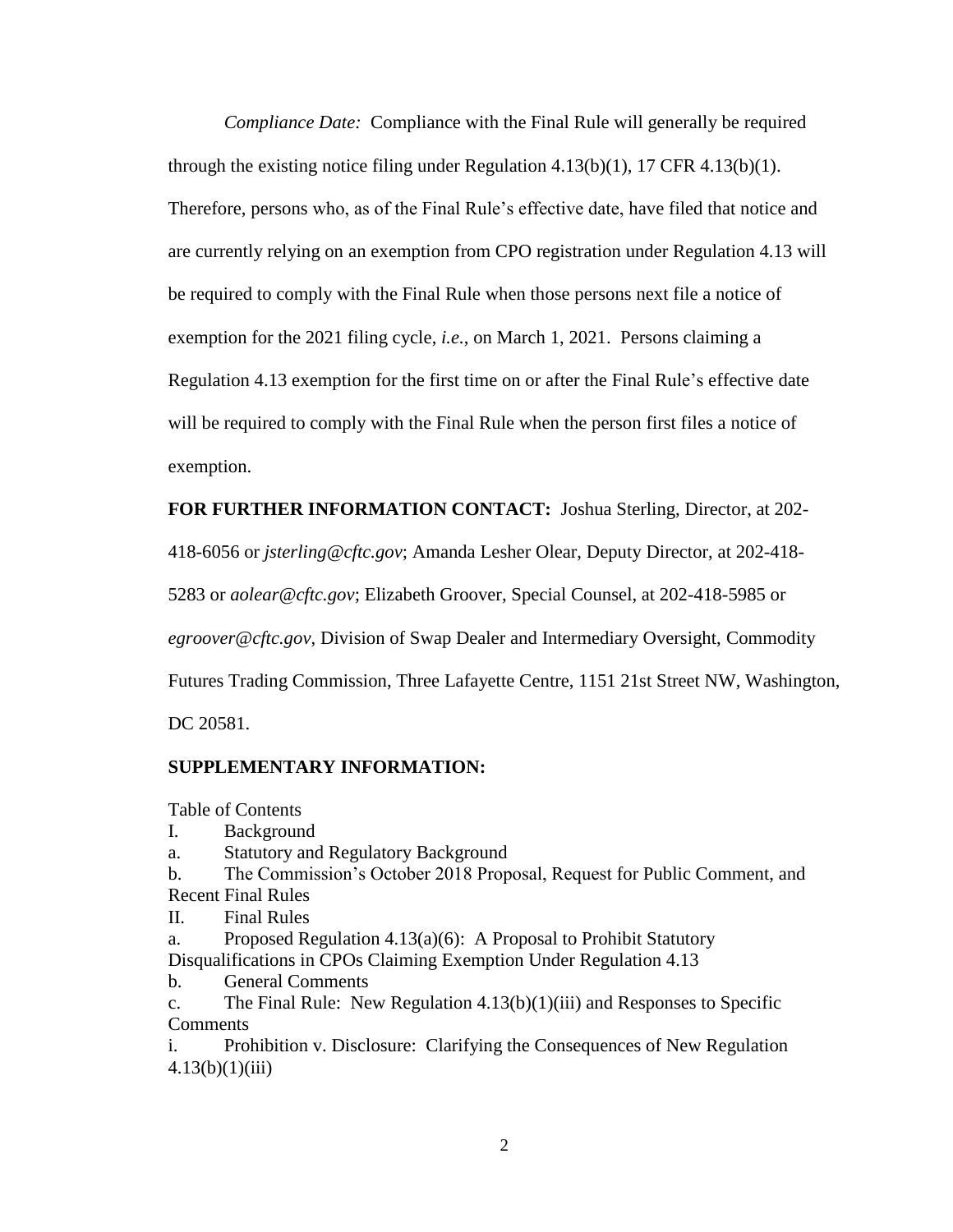*Compliance Date:* Compliance with the Final Rule will generally be required through the existing notice filing under Regulation 4.13(b)(1), 17 CFR 4.13(b)(1). Therefore, persons who, as of the Final Rule's effective date, have filed that notice and are currently relying on an exemption from CPO registration under Regulation 4.13 will be required to comply with the Final Rule when those persons next file a notice of exemption for the 2021 filing cycle, *i.e.*, on March 1, 2021. Persons claiming a Regulation 4.13 exemption for the first time on or after the Final Rule's effective date will be required to comply with the Final Rule when the person first files a notice of exemption.

**FOR FURTHER INFORMATION CONTACT:** Joshua Sterling, Director, at 202-418-6056 or *jsterling@cftc.gov*; Amanda Lesher Olear, Deputy Director, at 202-418-5283 or *aolear@cftc.gov*; Elizabeth Groover, Special Counsel, at 202-418-5985 or *egroover@cftc.gov*, Division of Swap Dealer and Intermediary Oversight, Commodity Futures Trading Commission, Three Lafayette Centre, 1151 21st Street NW, Washington, DC 20581.

**SUPPLEMENTARY INFORMATION:**

Table of Contents

I. Background

a. Statutory and Regulatory Background

b. The Commission's October 2018 Proposal, Request for Public Comment, and Recent Final Rules

II. Final Rules

a. Proposed Regulation 4.13(a)(6): A Proposal to Prohibit Statutory Disqualifications in CPOs Claiming Exemption Under Regulation 4.13

b. General Comments

c. The Final Rule: New Regulation 4.13(b)(1)(iii) and Responses to Specific Comments

i. Prohibition v. Disclosure: Clarifying the Consequences of New Regulation 4.13(b)(1)(iii)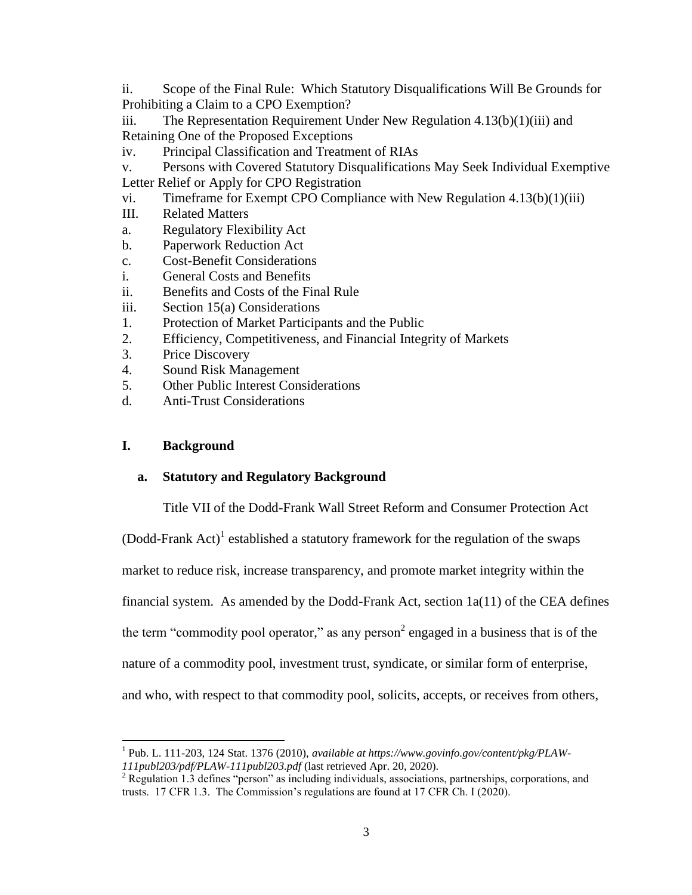ii. Scope of the Final Rule: Which Statutory Disqualifications Will Be Grounds for Prohibiting a Claim to a CPO Exemption?

iii. The Representation Requirement Under New Regulation 4.13(b)(1)(iii) and Retaining One of the Proposed Exceptions

iv. Principal Classification and Treatment of RIAs

v. Persons with Covered Statutory Disqualifications May Seek Individual Exemptive Letter Relief or Apply for CPO Registration

vi. Timeframe for Exempt CPO Compliance with New Regulation 4.13(b)(1)(iii)

III. Related Matters

a. Regulatory Flexibility Act

b. Paperwork Reduction Act

c. Cost-Benefit Considerations

i. General Costs and Benefits

ii. Benefits and Costs of the Final Rule

iii. Section 15(a) Considerations

1. Protection of Market Participants and the Public

2. Efficiency, Competitiveness, and Financial Integrity of Markets

3. Price Discovery

4. Sound Risk Management

5. Other Public Interest Considerations

d. Anti-Trust Considerations

## I. Background

### a. Statutory and Regulatory Background

Title VII of the Dodd-Frank Wall Street Reform and Consumer Protection Act (Dodd-Frank Act)[1] established a statutory framework for the regulation of the swaps market to reduce risk, increase transparency, and promote market integrity within the financial system. As amended by the Dodd-Frank Act, section 1a(11) of the CEA defines the term "commodity pool operator," as any person[2] engaged in a business that is of the nature of a commodity pool, investment trust, syndicate, or similar form of enterprise, and who, with respect to that commodity pool, solicits, accepts, or receives from others,

---

[1] Pub. L. 111-203, 124 Stat. 1376 (2010), *available at https://www.govinfo.gov/content/pkg/PLAW-111publ203/pdf/PLAW-111publ203.pdf* (last retrieved Apr. 20, 2020).

[2] Regulation 1.3 defines "person" as including individuals, associations, partnerships, corporations, and trusts. 17 CFR 1.3. The Commission's regulations are found at 17 CFR Ch. I (2020).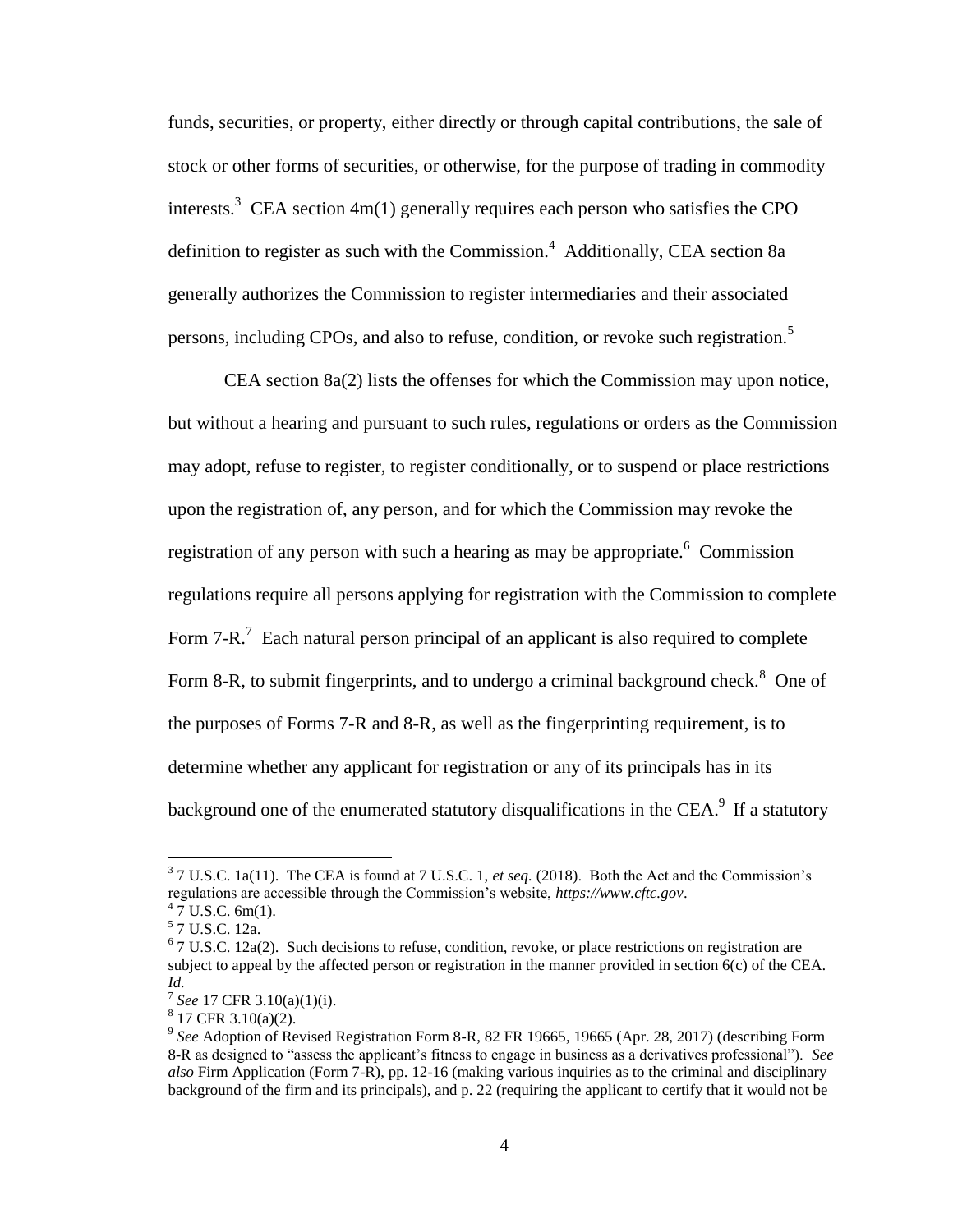funds, securities, or property, either directly or through capital contributions, the sale of stock or other forms of securities, or otherwise, for the purpose of trading in commodity interests.[3] CEA section 4m(1) generally requires each person who satisfies the CPO definition to register as such with the Commission.[4] Additionally, CEA section 8a generally authorizes the Commission to register intermediaries and their associated persons, including CPOs, and also to refuse, condition, or revoke such registration.[5]

CEA section 8a(2) lists the offenses for which the Commission may upon notice, but without a hearing and pursuant to such rules, regulations or orders as the Commission may adopt, refuse to register, to register conditionally, or to suspend or place restrictions upon the registration of, any person, and for which the Commission may revoke the registration of any person with such a hearing as may be appropriate.[6] Commission regulations require all persons applying for registration with the Commission to complete Form 7-R.[7] Each natural person principal of an applicant is also required to complete Form 8-R, to submit fingerprints, and to undergo a criminal background check.[8] One of the purposes of Forms 7-R and 8-R, as well as the fingerprinting requirement, is to determine whether any applicant for registration or any of its principals has in its background one of the enumerated statutory disqualifications in the CEA.[9] If a statutory

---

[3] 7 U.S.C. 1a(11). The CEA is found at 7 U.S.C. 1, *et seq.* (2018). Both the Act and the Commission's regulations are accessible through the Commission's website, *https://www.cftc.gov*.

[4] 7 U.S.C. 6m(1).

[5] 7 U.S.C. 12a.

[6] 7 U.S.C. 12a(2). Such decisions to refuse, condition, revoke, or place restrictions on registration are subject to appeal by the affected person or registration in the manner provided in section 6(c) of the CEA. *Id.*

[7] *See* 17 CFR 3.10(a)(1)(i).

[8] 17 CFR 3.10(a)(2).

[9] *See* Adoption of Revised Registration Form 8-R, 82 FR 19665, 19665 (Apr. 28, 2017) (describing Form 8-R as designed to "assess the applicant's fitness to engage in business as a derivatives professional"). *See also* Firm Application (Form 7-R), pp. 12-16 (making various inquiries as to the criminal and disciplinary background of the firm and its principals), and p. 22 (requiring the applicant to certify that it would not be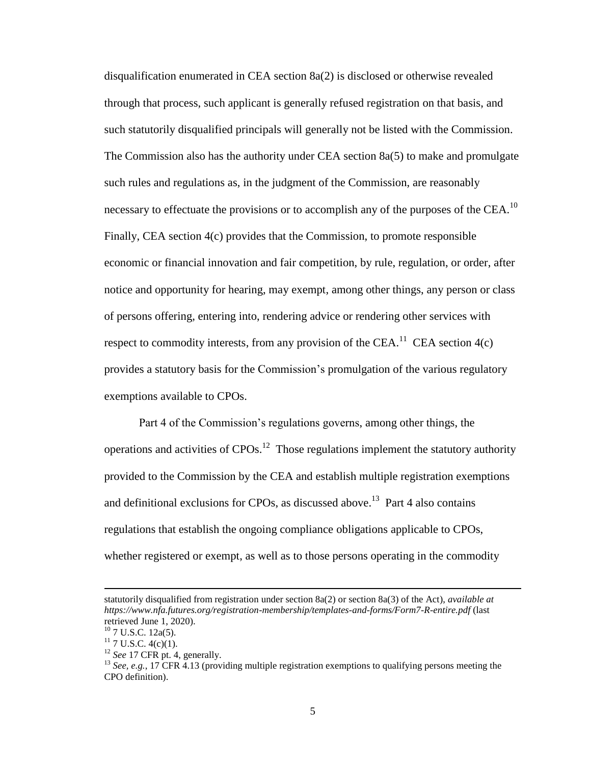disqualification enumerated in CEA section 8a(2) is disclosed or otherwise revealed through that process, such applicant is generally refused registration on that basis, and such statutorily disqualified principals will generally not be listed with the Commission. The Commission also has the authority under CEA section 8a(5) to make and promulgate such rules and regulations as, in the judgment of the Commission, are reasonably necessary to effectuate the provisions or to accomplish any of the purposes of the CEA.[10] Finally, CEA section 4(c) provides that the Commission, to promote responsible economic or financial innovation and fair competition, by rule, regulation, or order, after notice and opportunity for hearing, may exempt, among other things, any person or class of persons offering, entering into, rendering advice or rendering other services with respect to commodity interests, from any provision of the CEA.[11] CEA section 4(c) provides a statutory basis for the Commission's promulgation of the various regulatory exemptions available to CPOs.

Part 4 of the Commission's regulations governs, among other things, the operations and activities of CPOs.[12] Those regulations implement the statutory authority provided to the Commission by the CEA and establish multiple registration exemptions and definitional exclusions for CPOs, as discussed above.[13] Part 4 also contains regulations that establish the ongoing compliance obligations applicable to CPOs, whether registered or exempt, as well as to those persons operating in the commodity

---

statutorily disqualified from registration under section 8a(2) or section 8a(3) of the Act), *available at https://www.nfa.futures.org/registration-membership/templates-and-forms/Form7-R-entire.pdf* (last retrieved June 1, 2020).

[10] 7 U.S.C. 12a(5).

[11] 7 U.S.C. 4(c)(1).

[12] *See* 17 CFR pt. 4, generally.

[13] *See, e.g.*, 17 CFR 4.13 (providing multiple registration exemptions to qualifying persons meeting the CPO definition).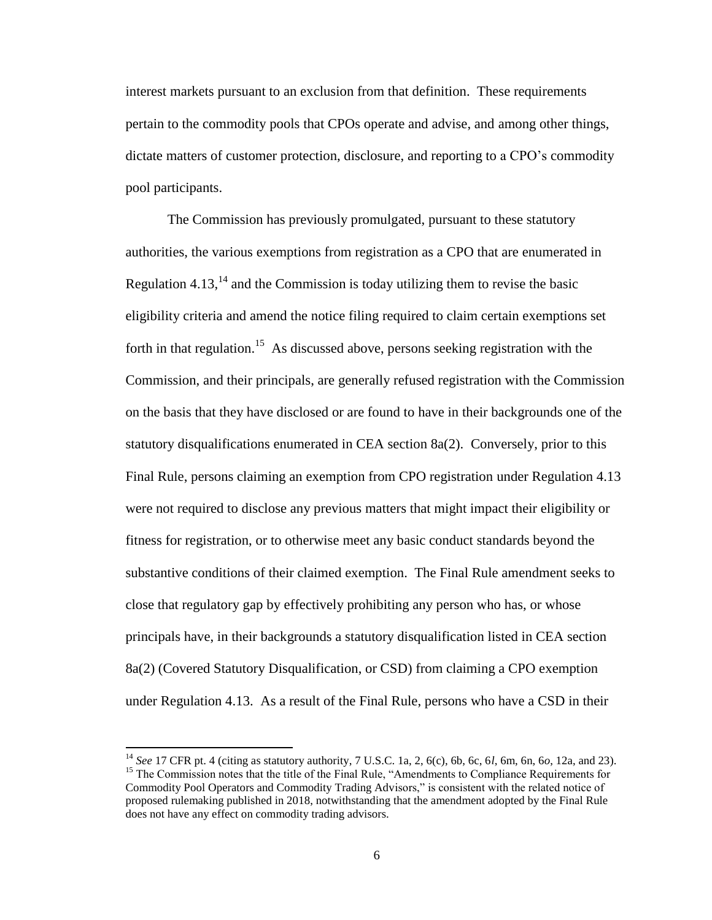interest markets pursuant to an exclusion from that definition. These requirements pertain to the commodity pools that CPOs operate and advise, and among other things, dictate matters of customer protection, disclosure, and reporting to a CPO's commodity pool participants.

The Commission has previously promulgated, pursuant to these statutory authorities, the various exemptions from registration as a CPO that are enumerated in Regulation 4.13,[14] and the Commission is today utilizing them to revise the basic eligibility criteria and amend the notice filing required to claim certain exemptions set forth in that regulation.[15] As discussed above, persons seeking registration with the Commission, and their principals, are generally refused registration with the Commission on the basis that they have disclosed or are found to have in their backgrounds one of the statutory disqualifications enumerated in CEA section 8a(2). Conversely, prior to this Final Rule, persons claiming an exemption from CPO registration under Regulation 4.13 were not required to disclose any previous matters that might impact their eligibility or fitness for registration, or to otherwise meet any basic conduct standards beyond the substantive conditions of their claimed exemption. The Final Rule amendment seeks to close that regulatory gap by effectively prohibiting any person who has, or whose principals have, in their backgrounds a statutory disqualification listed in CEA section 8a(2) (Covered Statutory Disqualification, or CSD) from claiming a CPO exemption under Regulation 4.13. As a result of the Final Rule, persons who have a CSD in their

---

[14] *See* 17 CFR pt. 4 (citing as statutory authority, 7 U.S.C. 1a, 2, 6(c), 6b, 6c, 6*l*, 6m, 6n, 6*o*, 12a, and 23).

[15] The Commission notes that the title of the Final Rule, "Amendments to Compliance Requirements for Commodity Pool Operators and Commodity Trading Advisors," is consistent with the related notice of proposed rulemaking published in 2018, notwithstanding that the amendment adopted by the Final Rule does not have any effect on commodity trading advisors.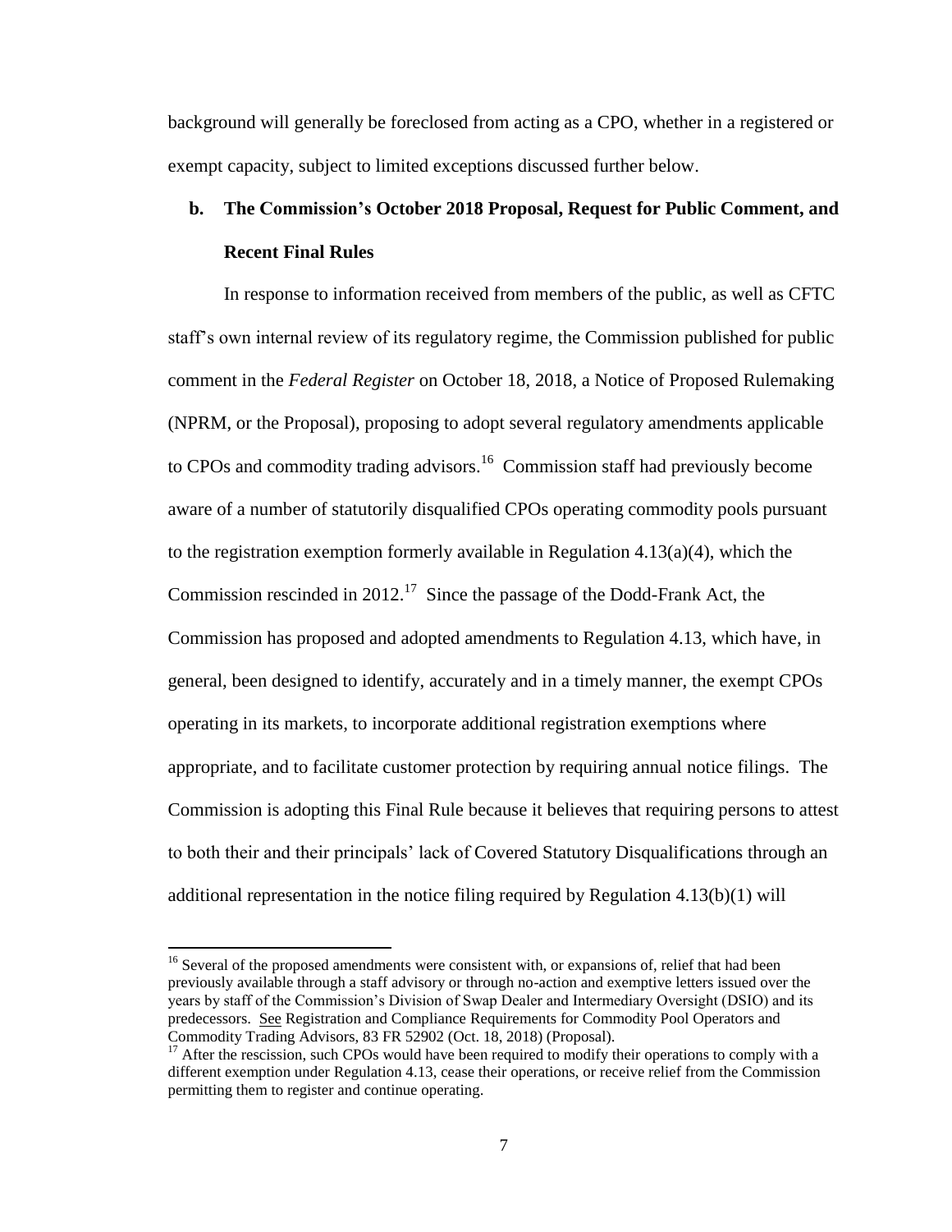background will generally be foreclosed from acting as a CPO, whether in a registered or exempt capacity, subject to limited exceptions discussed further below.

**b. The Commission's October 2018 Proposal, Request for Public Comment, and Recent Final Rules**

In response to information received from members of the public, as well as CFTC staff's own internal review of its regulatory regime, the Commission published for public comment in the *Federal Register* on October 18, 2018, a Notice of Proposed Rulemaking (NPRM, or the Proposal), proposing to adopt several regulatory amendments applicable to CPOs and commodity trading advisors.[16] Commission staff had previously become aware of a number of statutorily disqualified CPOs operating commodity pools pursuant to the registration exemption formerly available in Regulation 4.13(a)(4), which the Commission rescinded in 2012.[17] Since the passage of the Dodd-Frank Act, the Commission has proposed and adopted amendments to Regulation 4.13, which have, in general, been designed to identify, accurately and in a timely manner, the exempt CPOs operating in its markets, to incorporate additional registration exemptions where appropriate, and to facilitate customer protection by requiring annual notice filings. The Commission is adopting this Final Rule because it believes that requiring persons to attest to both their and their principals' lack of Covered Statutory Disqualifications through an additional representation in the notice filing required by Regulation 4.13(b)(1) will

---

[16] Several of the proposed amendments were consistent with, or expansions of, relief that had been previously available through a staff advisory or through no-action and exemptive letters issued over the years by staff of the Commission's Division of Swap Dealer and Intermediary Oversight (DSIO) and its predecessors. See Registration and Compliance Requirements for Commodity Pool Operators and Commodity Trading Advisors, 83 FR 52902 (Oct. 18, 2018) (Proposal).

[17] After the rescission, such CPOs would have been required to modify their operations to comply with a different exemption under Regulation 4.13, cease their operations, or receive relief from the Commission permitting them to register and continue operating.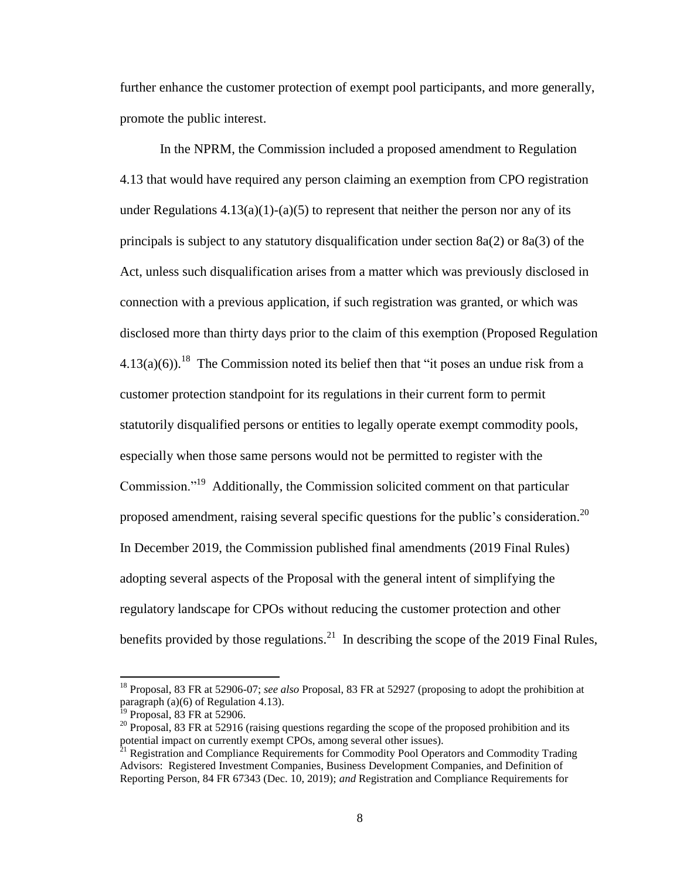further enhance the customer protection of exempt pool participants, and more generally, promote the public interest.

In the NPRM, the Commission included a proposed amendment to Regulation 4.13 that would have required any person claiming an exemption from CPO registration under Regulations 4.13(a)(1)-(a)(5) to represent that neither the person nor any of its principals is subject to any statutory disqualification under section 8a(2) or 8a(3) of the Act, unless such disqualification arises from a matter which was previously disclosed in connection with a previous application, if such registration was granted, or which was disclosed more than thirty days prior to the claim of this exemption (Proposed Regulation 4.13(a)(6)).[18] The Commission noted its belief then that "it poses an undue risk from a customer protection standpoint for its regulations in their current form to permit statutorily disqualified persons or entities to legally operate exempt commodity pools, especially when those same persons would not be permitted to register with the Commission."[19] Additionally, the Commission solicited comment on that particular proposed amendment, raising several specific questions for the public's consideration.[20] In December 2019, the Commission published final amendments (2019 Final Rules) adopting several aspects of the Proposal with the general intent of simplifying the regulatory landscape for CPOs without reducing the customer protection and other benefits provided by those regulations.[21] In describing the scope of the 2019 Final Rules,

---

[18] Proposal, 83 FR at 52906-07; *see also* Proposal, 83 FR at 52927 (proposing to adopt the prohibition at paragraph (a)(6) of Regulation 4.13).

[19] Proposal, 83 FR at 52906.

[20] Proposal, 83 FR at 52916 (raising questions regarding the scope of the proposed prohibition and its potential impact on currently exempt CPOs, among several other issues).

[21] Registration and Compliance Requirements for Commodity Pool Operators and Commodity Trading Advisors: Registered Investment Companies, Business Development Companies, and Definition of Reporting Person, 84 FR 67343 (Dec. 10, 2019); *and* Registration and Compliance Requirements for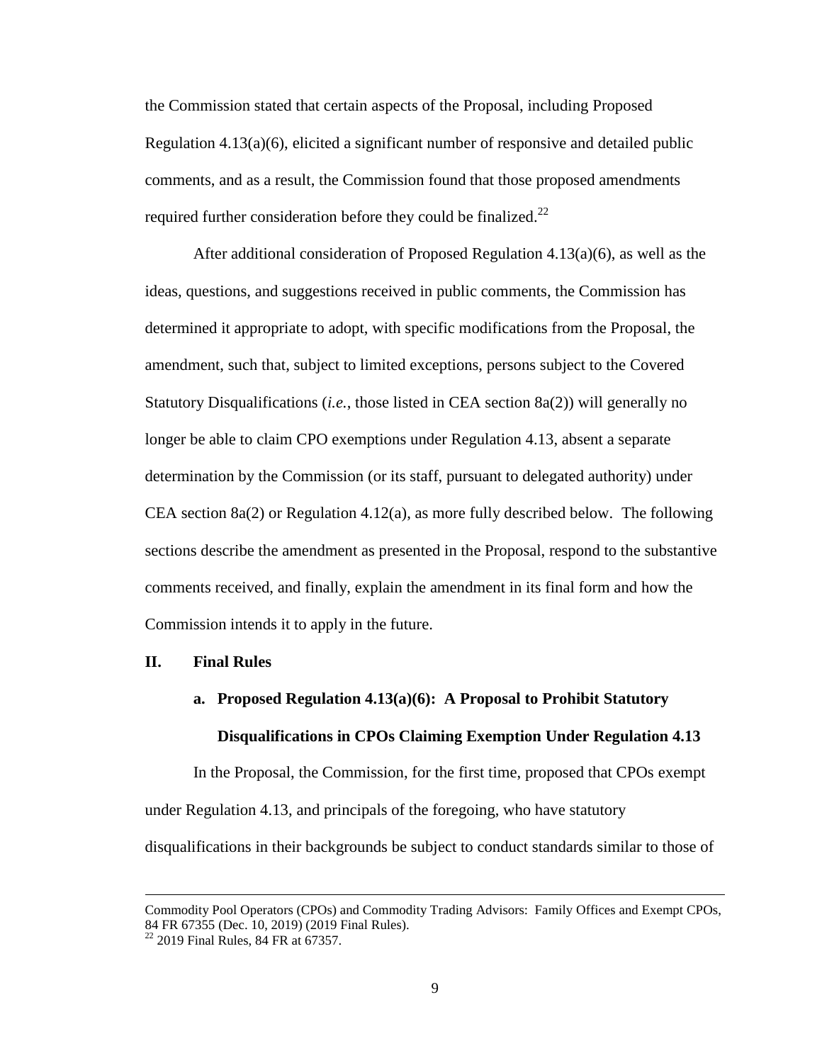the Commission stated that certain aspects of the Proposal, including Proposed Regulation 4.13(a)(6), elicited a significant number of responsive and detailed public comments, and as a result, the Commission found that those proposed amendments required further consideration before they could be finalized.[22]

After additional consideration of Proposed Regulation 4.13(a)(6), as well as the ideas, questions, and suggestions received in public comments, the Commission has determined it appropriate to adopt, with specific modifications from the Proposal, the amendment, such that, subject to limited exceptions, persons subject to the Covered Statutory Disqualifications (*i.e.*, those listed in CEA section 8a(2)) will generally no longer be able to claim CPO exemptions under Regulation 4.13, absent a separate determination by the Commission (or its staff, pursuant to delegated authority) under CEA section 8a(2) or Regulation 4.12(a), as more fully described below. The following sections describe the amendment as presented in the Proposal, respond to the substantive comments received, and finally, explain the amendment in its final form and how the Commission intends it to apply in the future.

## II. Final Rules

### a. Proposed Regulation 4.13(a)(6): A Proposal to Prohibit Statutory Disqualifications in CPOs Claiming Exemption Under Regulation 4.13

In the Proposal, the Commission, for the first time, proposed that CPOs exempt under Regulation 4.13, and principals of the foregoing, who have statutory disqualifications in their backgrounds be subject to conduct standards similar to those of

---

Commodity Pool Operators (CPOs) and Commodity Trading Advisors: Family Offices and Exempt CPOs, 84 FR 67355 (Dec. 10, 2019) (2019 Final Rules).

[22] 2019 Final Rules, 84 FR at 67357.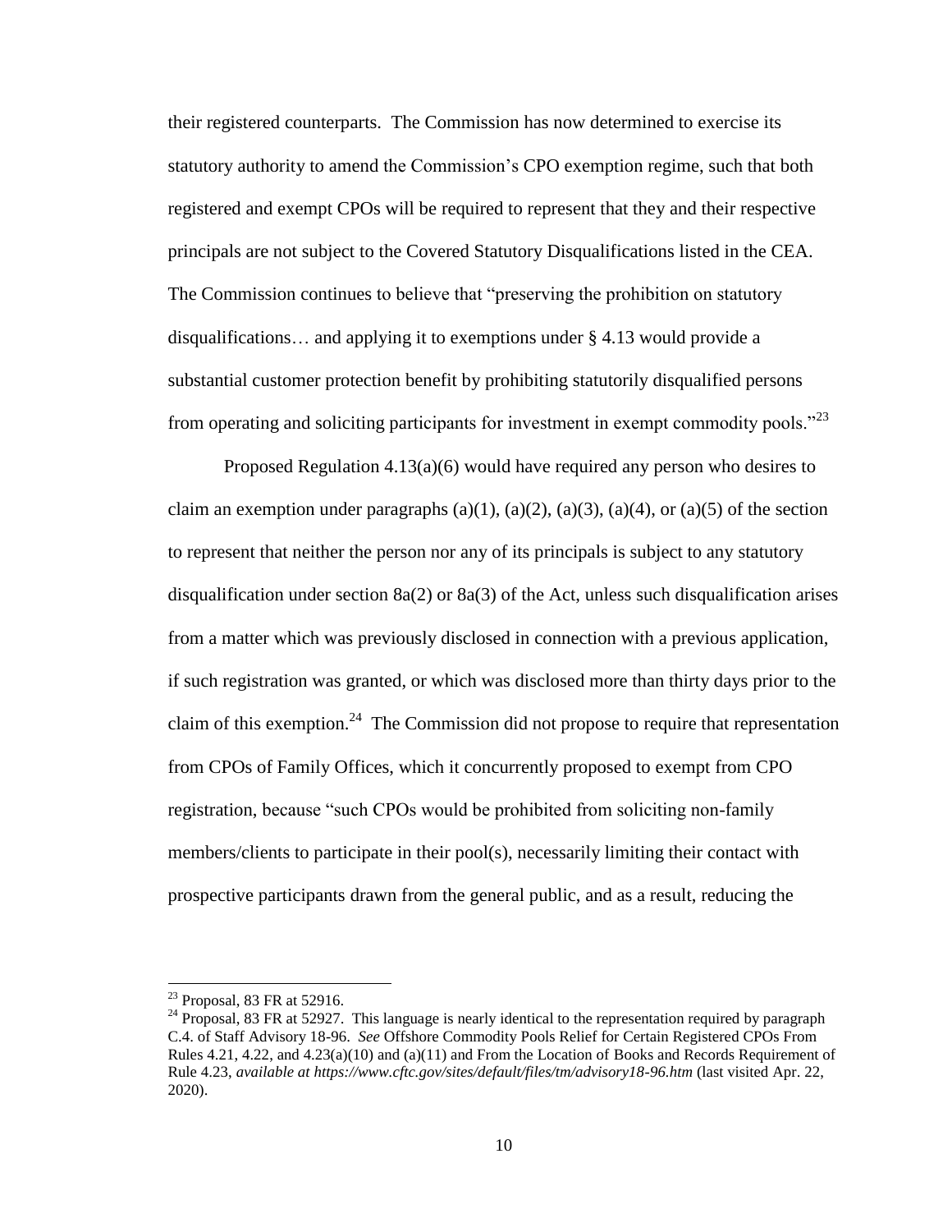their registered counterparts. The Commission has now determined to exercise its statutory authority to amend the Commission's CPO exemption regime, such that both registered and exempt CPOs will be required to represent that they and their respective principals are not subject to the Covered Statutory Disqualifications listed in the CEA. The Commission continues to believe that "preserving the prohibition on statutory disqualifications… and applying it to exemptions under § 4.13 would provide a substantial customer protection benefit by prohibiting statutorily disqualified persons from operating and soliciting participants for investment in exempt commodity pools."[23]

Proposed Regulation 4.13(a)(6) would have required any person who desires to claim an exemption under paragraphs (a)(1), (a)(2), (a)(3), (a)(4), or (a)(5) of the section to represent that neither the person nor any of its principals is subject to any statutory disqualification under section 8a(2) or 8a(3) of the Act, unless such disqualification arises from a matter which was previously disclosed in connection with a previous application, if such registration was granted, or which was disclosed more than thirty days prior to the claim of this exemption.[24] The Commission did not propose to require that representation from CPOs of Family Offices, which it concurrently proposed to exempt from CPO registration, because "such CPOs would be prohibited from soliciting non-family members/clients to participate in their pool(s), necessarily limiting their contact with prospective participants drawn from the general public, and as a result, reducing the

---

[23] Proposal, 83 FR at 52916.

[24] Proposal, 83 FR at 52927. This language is nearly identical to the representation required by paragraph C.4. of Staff Advisory 18-96. *See* Offshore Commodity Pools Relief for Certain Registered CPOs From Rules 4.21, 4.22, and 4.23(a)(10) and (a)(11) and From the Location of Books and Records Requirement of Rule 4.23, *available at https://www.cftc.gov/sites/default/files/tm/advisory18-96.htm* (last visited Apr. 22, 2020).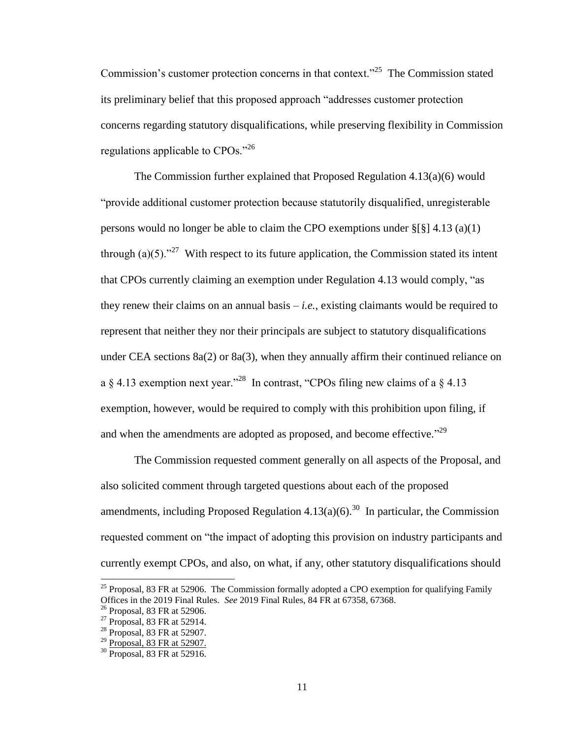Commission's customer protection concerns in that context."[25] The Commission stated its preliminary belief that this proposed approach "addresses customer protection concerns regarding statutory disqualifications, while preserving flexibility in Commission regulations applicable to CPOs."[26]

The Commission further explained that Proposed Regulation 4.13(a)(6) would "provide additional customer protection because statutorily disqualified, unregisterable persons would no longer be able to claim the CPO exemptions under §[§] 4.13 (a)(1) through (a)(5)."[27] With respect to its future application, the Commission stated its intent that CPOs currently claiming an exemption under Regulation 4.13 would comply, "as they renew their claims on an annual basis – *i.e.*, existing claimants would be required to represent that neither they nor their principals are subject to statutory disqualifications under CEA sections 8a(2) or 8a(3), when they annually affirm their continued reliance on a § 4.13 exemption next year."[28] In contrast, "CPOs filing new claims of a § 4.13 exemption, however, would be required to comply with this prohibition upon filing, if and when the amendments are adopted as proposed, and become effective."[29]

The Commission requested comment generally on all aspects of the Proposal, and also solicited comment through targeted questions about each of the proposed amendments, including Proposed Regulation 4.13(a)(6).[30] In particular, the Commission requested comment on "the impact of adopting this provision on industry participants and currently exempt CPOs, and also, on what, if any, other statutory disqualifications should

---

[25] Proposal, 83 FR at 52906. The Commission formally adopted a CPO exemption for qualifying Family Offices in the 2019 Final Rules. *See* 2019 Final Rules, 84 FR at 67358, 67368.

[26] Proposal, 83 FR at 52906.

[27] Proposal, 83 FR at 52914.

[28] Proposal, 83 FR at 52907.

[29] Proposal, 83 FR at 52907.

[30] Proposal, 83 FR at 52916.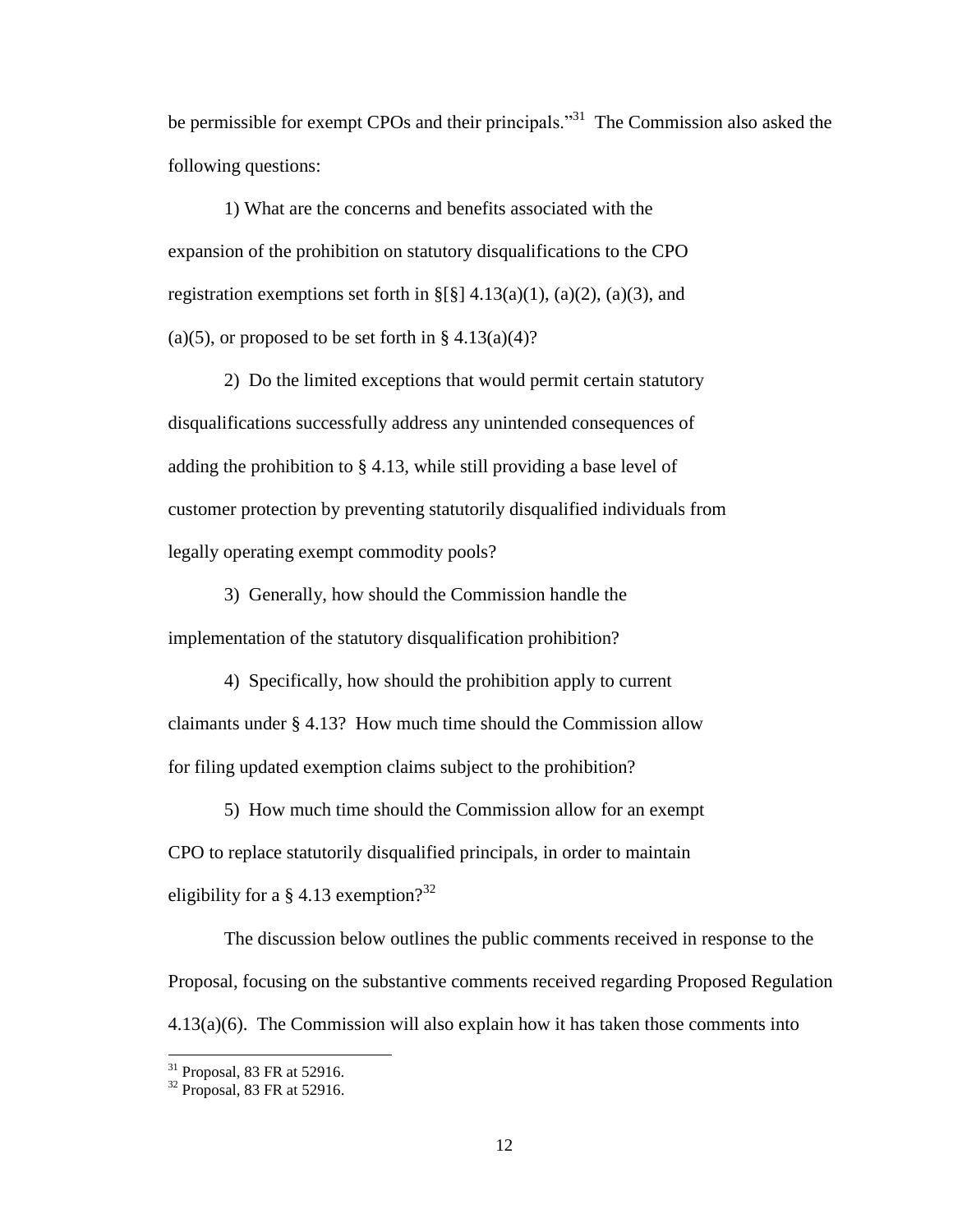be permissible for exempt CPOs and their principals."[31] The Commission also asked the following questions:

> 1) What are the concerns and benefits associated with the expansion of the prohibition on statutory disqualifications to the CPO registration exemptions set forth in §[§] 4.13(a)(1), (a)(2), (a)(3), and (a)(5), or proposed to be set forth in § 4.13(a)(4)?
>
> 2) Do the limited exceptions that would permit certain statutory disqualifications successfully address any unintended consequences of adding the prohibition to § 4.13, while still providing a base level of customer protection by preventing statutorily disqualified individuals from legally operating exempt commodity pools?
>
> 3) Generally, how should the Commission handle the implementation of the statutory disqualification prohibition?
>
> 4) Specifically, how should the prohibition apply to current claimants under § 4.13? How much time should the Commission allow for filing updated exemption claims subject to the prohibition?
>
> 5) How much time should the Commission allow for an exempt CPO to replace statutorily disqualified principals, in order to maintain eligibility for a § 4.13 exemption?[32]

The discussion below outlines the public comments received in response to the Proposal, focusing on the substantive comments received regarding Proposed Regulation 4.13(a)(6). The Commission will also explain how it has taken those comments into

[31] Proposal, 83 FR at 52916.

[32] Proposal, 83 FR at 52916.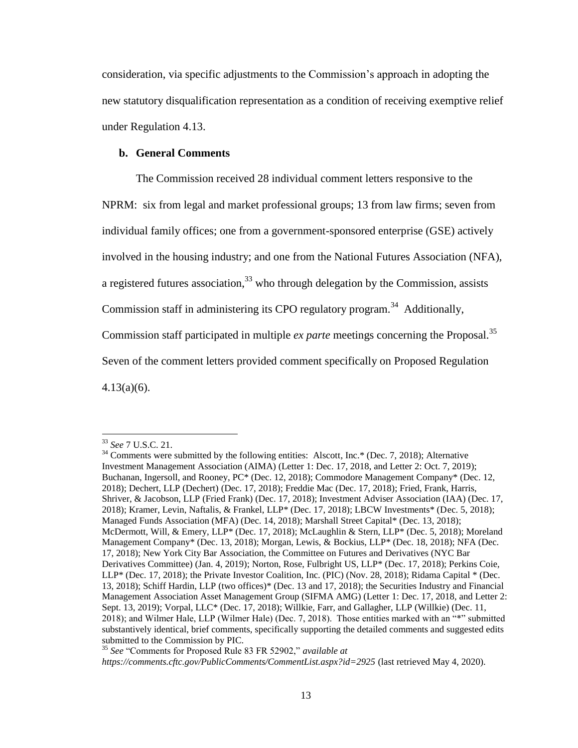consideration, via specific adjustments to the Commission's approach in adopting the new statutory disqualification representation as a condition of receiving exemptive relief under Regulation 4.13.

**b. General Comments**

The Commission received 28 individual comment letters responsive to the NPRM: six from legal and market professional groups; 13 from law firms; seven from individual family offices; one from a government-sponsored enterprise (GSE) actively involved in the housing industry; and one from the National Futures Association (NFA), a registered futures association,[33] who through delegation by the Commission, assists Commission staff in administering its CPO regulatory program.[34] Additionally, Commission staff participated in multiple *ex parte* meetings concerning the Proposal.[35] Seven of the comment letters provided comment specifically on Proposed Regulation 4.13(a)(6).

---

[33] *See* 7 U.S.C. 21.

[34] Comments were submitted by the following entities: Alscott, Inc.* (Dec. 7, 2018); Alternative Investment Management Association (AIMA) (Letter 1: Dec. 17, 2018, and Letter 2: Oct. 7, 2019); Buchanan, Ingersoll, and Rooney, PC* (Dec. 12, 2018); Commodore Management Company* (Dec. 12, 2018); Dechert, LLP (Dechert) (Dec. 17, 2018); Freddie Mac (Dec. 17, 2018); Fried, Frank, Harris, Shriver, & Jacobson, LLP (Fried Frank) (Dec. 17, 2018); Investment Adviser Association (IAA) (Dec. 17, 2018); Kramer, Levin, Naftalis, & Frankel, LLP* (Dec. 17, 2018); LBCW Investments* (Dec. 5, 2018); Managed Funds Association (MFA) (Dec. 14, 2018); Marshall Street Capital* (Dec. 13, 2018); McDermott, Will, & Emery, LLP* (Dec. 17, 2018); McLaughlin & Stern, LLP* (Dec. 5, 2018); Moreland Management Company* (Dec. 13, 2018); Morgan, Lewis, & Bockius, LLP* (Dec. 18, 2018); NFA (Dec. 17, 2018); New York City Bar Association, the Committee on Futures and Derivatives (NYC Bar Derivatives Committee) (Jan. 4, 2019); Norton, Rose, Fulbright US, LLP* (Dec. 17, 2018); Perkins Coie, LLP* (Dec. 17, 2018); the Private Investor Coalition, Inc. (PIC) (Nov. 28, 2018); Ridama Capital * (Dec. 13, 2018); Schiff Hardin, LLP (two offices)* (Dec. 13 and 17, 2018); the Securities Industry and Financial Management Association Asset Management Group (SIFMA AMG) (Letter 1: Dec. 17, 2018, and Letter 2: Sept. 13, 2019); Vorpal, LLC* (Dec. 17, 2018); Willkie, Farr, and Gallagher, LLP (Willkie) (Dec. 11, 2018); and Wilmer Hale, LLP (Wilmer Hale) (Dec. 7, 2018). Those entities marked with an "*" submitted substantively identical, brief comments, specifically supporting the detailed comments and suggested edits submitted to the Commission by PIC.

[35] *See* "Comments for Proposed Rule 83 FR 52902," *available at https://comments.cftc.gov/PublicComments/CommentList.aspx?id=2925* (last retrieved May 4, 2020).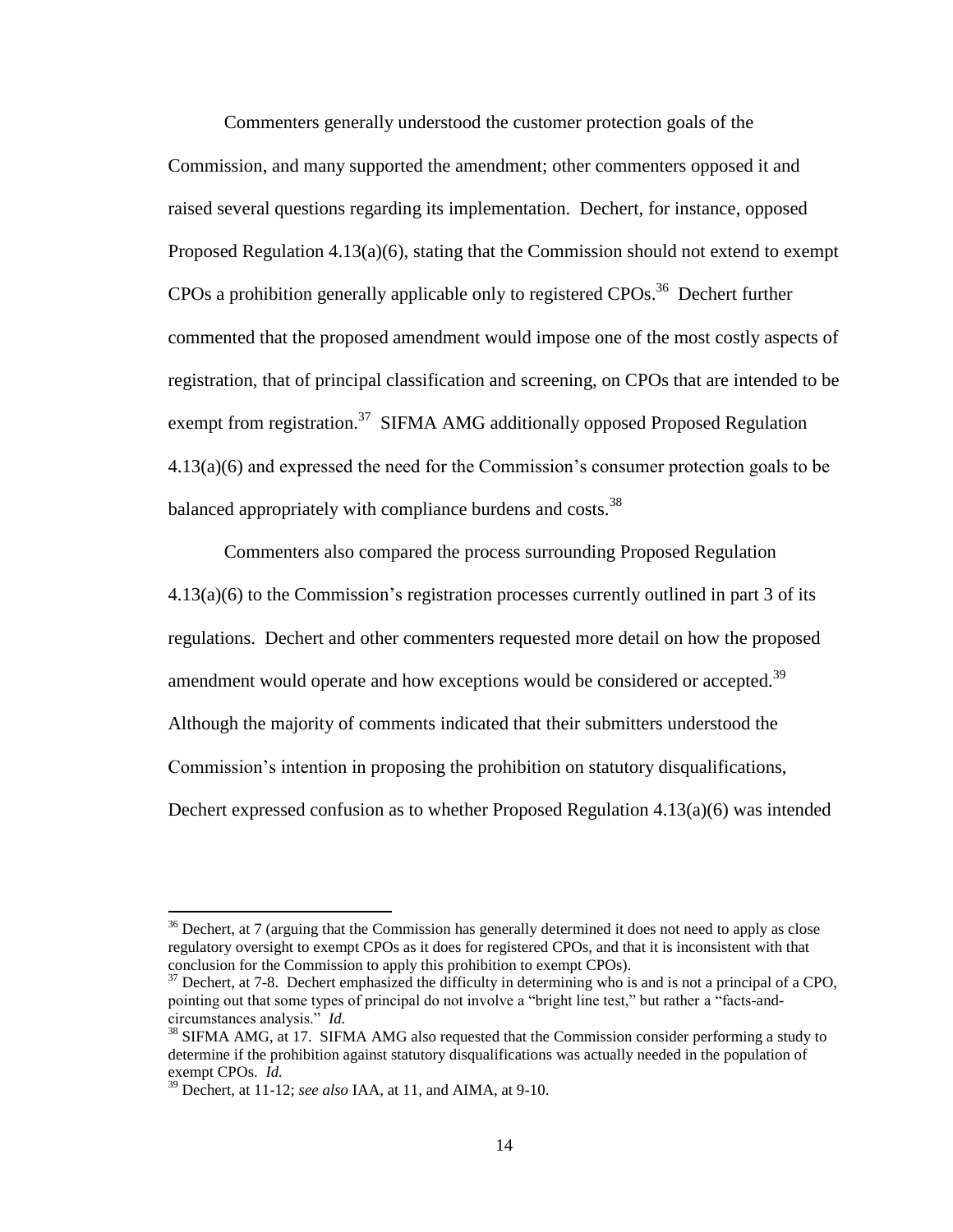Commenters generally understood the customer protection goals of the Commission, and many supported the amendment; other commenters opposed it and raised several questions regarding its implementation. Dechert, for instance, opposed Proposed Regulation 4.13(a)(6), stating that the Commission should not extend to exempt CPOs a prohibition generally applicable only to registered CPOs.[36] Dechert further commented that the proposed amendment would impose one of the most costly aspects of registration, that of principal classification and screening, on CPOs that are intended to be exempt from registration.[37] SIFMA AMG additionally opposed Proposed Regulation 4.13(a)(6) and expressed the need for the Commission's consumer protection goals to be balanced appropriately with compliance burdens and costs.[38]

Commenters also compared the process surrounding Proposed Regulation 4.13(a)(6) to the Commission's registration processes currently outlined in part 3 of its regulations. Dechert and other commenters requested more detail on how the proposed amendment would operate and how exceptions would be considered or accepted.[39] Although the majority of comments indicated that their submitters understood the Commission's intention in proposing the prohibition on statutory disqualifications, Dechert expressed confusion as to whether Proposed Regulation 4.13(a)(6) was intended

---

[36] Dechert, at 7 (arguing that the Commission has generally determined it does not need to apply as close regulatory oversight to exempt CPOs as it does for registered CPOs, and that it is inconsistent with that conclusion for the Commission to apply this prohibition to exempt CPOs).

[37] Dechert, at 7-8. Dechert emphasized the difficulty in determining who is and is not a principal of a CPO, pointing out that some types of principal do not involve a "bright line test," but rather a "facts-and-circumstances analysis." *Id.*

[38] SIFMA AMG, at 17. SIFMA AMG also requested that the Commission consider performing a study to determine if the prohibition against statutory disqualifications was actually needed in the population of exempt CPOs. *Id.*

[39] Dechert, at 11-12; *see also* IAA, at 11, and AIMA, at 9-10.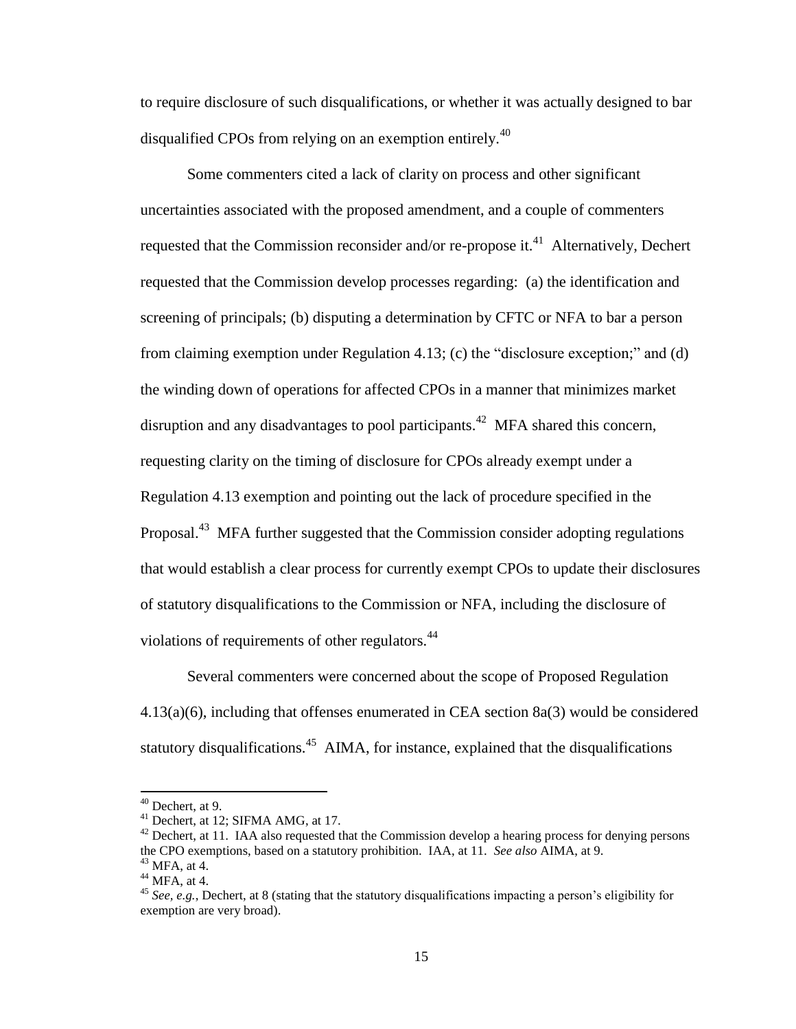to require disclosure of such disqualifications, or whether it was actually designed to bar disqualified CPOs from relying on an exemption entirely.[40]

Some commenters cited a lack of clarity on process and other significant uncertainties associated with the proposed amendment, and a couple of commenters requested that the Commission reconsider and/or re-propose it.[41] Alternatively, Dechert requested that the Commission develop processes regarding: (a) the identification and screening of principals; (b) disputing a determination by CFTC or NFA to bar a person from claiming exemption under Regulation 4.13; (c) the "disclosure exception;" and (d) the winding down of operations for affected CPOs in a manner that minimizes market disruption and any disadvantages to pool participants.[42] MFA shared this concern, requesting clarity on the timing of disclosure for CPOs already exempt under a Regulation 4.13 exemption and pointing out the lack of procedure specified in the Proposal.[43] MFA further suggested that the Commission consider adopting regulations that would establish a clear process for currently exempt CPOs to update their disclosures of statutory disqualifications to the Commission or NFA, including the disclosure of violations of requirements of other regulators.[44]

Several commenters were concerned about the scope of Proposed Regulation 4.13(a)(6), including that offenses enumerated in CEA section 8a(3) would be considered statutory disqualifications.[45] AIMA, for instance, explained that the disqualifications

---

[40] Dechert, at 9.

[41] Dechert, at 12; SIFMA AMG, at 17.

[42] Dechert, at 11. IAA also requested that the Commission develop a hearing process for denying persons the CPO exemptions, based on a statutory prohibition. IAA, at 11. *See also* AIMA, at 9.

[43] MFA, at 4.

[44] MFA, at 4.

[45] *See, e.g.*, Dechert, at 8 (stating that the statutory disqualifications impacting a person's eligibility for exemption are very broad).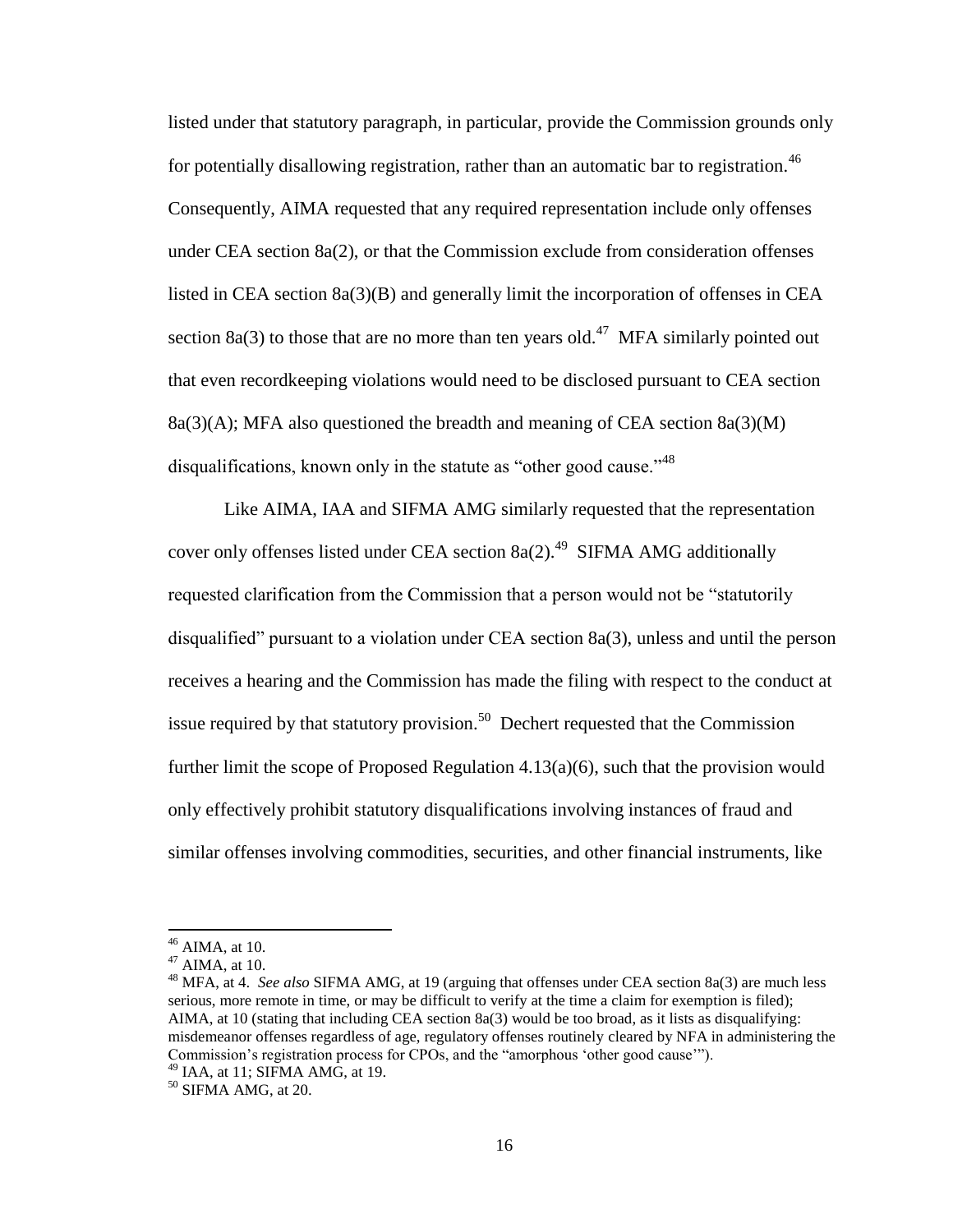listed under that statutory paragraph, in particular, provide the Commission grounds only for potentially disallowing registration, rather than an automatic bar to registration.[46] Consequently, AIMA requested that any required representation include only offenses under CEA section 8a(2), or that the Commission exclude from consideration offenses listed in CEA section 8a(3)(B) and generally limit the incorporation of offenses in CEA section 8a(3) to those that are no more than ten years old.[47] MFA similarly pointed out that even recordkeeping violations would need to be disclosed pursuant to CEA section 8a(3)(A); MFA also questioned the breadth and meaning of CEA section 8a(3)(M) disqualifications, known only in the statute as "other good cause."[48]

Like AIMA, IAA and SIFMA AMG similarly requested that the representation cover only offenses listed under CEA section 8a(2).[49] SIFMA AMG additionally requested clarification from the Commission that a person would not be "statutorily disqualified" pursuant to a violation under CEA section 8a(3), unless and until the person receives a hearing and the Commission has made the filing with respect to the conduct at issue required by that statutory provision.[50] Dechert requested that the Commission further limit the scope of Proposed Regulation 4.13(a)(6), such that the provision would only effectively prohibit statutory disqualifications involving instances of fraud and similar offenses involving commodities, securities, and other financial instruments, like

---

[46] AIMA, at 10.

[47] AIMA, at 10.

[48] MFA, at 4. *See also* SIFMA AMG, at 19 (arguing that offenses under CEA section 8a(3) are much less serious, more remote in time, or may be difficult to verify at the time a claim for exemption is filed); AIMA, at 10 (stating that including CEA section 8a(3) would be too broad, as it lists as disqualifying: misdemeanor offenses regardless of age, regulatory offenses routinely cleared by NFA in administering the Commission's registration process for CPOs, and the "amorphous 'other good cause'").

[49] IAA, at 11; SIFMA AMG, at 19.

[50] SIFMA AMG, at 20.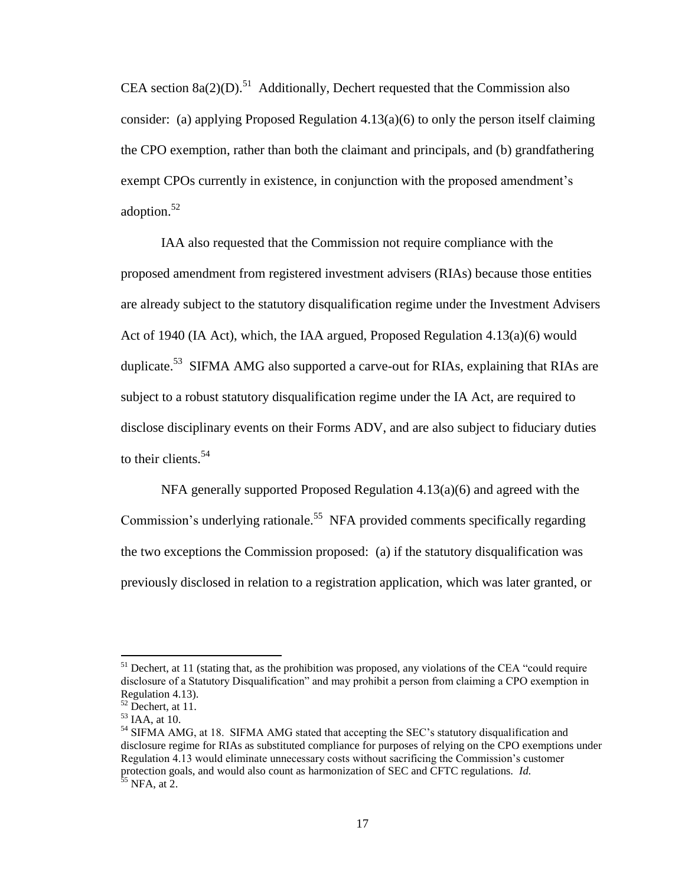CEA section 8a(2)(D).[51] Additionally, Dechert requested that the Commission also consider: (a) applying Proposed Regulation 4.13(a)(6) to only the person itself claiming the CPO exemption, rather than both the claimant and principals, and (b) grandfathering exempt CPOs currently in existence, in conjunction with the proposed amendment's adoption.[52]

IAA also requested that the Commission not require compliance with the proposed amendment from registered investment advisers (RIAs) because those entities are already subject to the statutory disqualification regime under the Investment Advisers Act of 1940 (IA Act), which, the IAA argued, Proposed Regulation 4.13(a)(6) would duplicate.[53] SIFMA AMG also supported a carve-out for RIAs, explaining that RIAs are subject to a robust statutory disqualification regime under the IA Act, are required to disclose disciplinary events on their Forms ADV, and are also subject to fiduciary duties to their clients.[54]

NFA generally supported Proposed Regulation 4.13(a)(6) and agreed with the Commission's underlying rationale.[55] NFA provided comments specifically regarding the two exceptions the Commission proposed: (a) if the statutory disqualification was previously disclosed in relation to a registration application, which was later granted, or

---

[51] Dechert, at 11 (stating that, as the prohibition was proposed, any violations of the CEA "could require disclosure of a Statutory Disqualification" and may prohibit a person from claiming a CPO exemption in Regulation 4.13).

[52] Dechert, at 11.

[53] IAA, at 10.

[54] SIFMA AMG, at 18. SIFMA AMG stated that accepting the SEC's statutory disqualification and disclosure regime for RIAs as substituted compliance for purposes of relying on the CPO exemptions under Regulation 4.13 would eliminate unnecessary costs without sacrificing the Commission's customer protection goals, and would also count as harmonization of SEC and CFTC regulations. *Id.*

[55] NFA, at 2.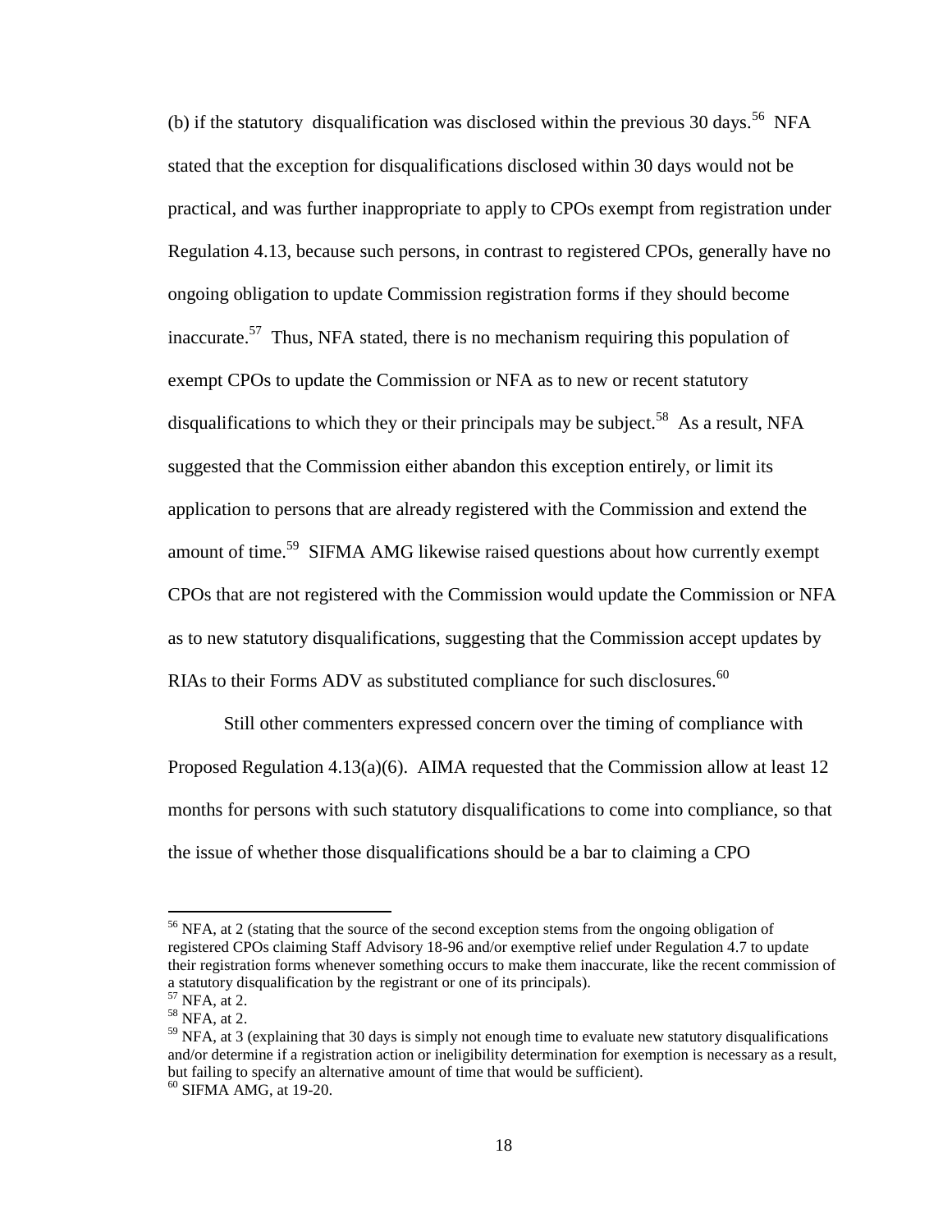(b) if the statutory disqualification was disclosed within the previous 30 days.[56] NFA stated that the exception for disqualifications disclosed within 30 days would not be practical, and was further inappropriate to apply to CPOs exempt from registration under Regulation 4.13, because such persons, in contrast to registered CPOs, generally have no ongoing obligation to update Commission registration forms if they should become inaccurate.[57] Thus, NFA stated, there is no mechanism requiring this population of exempt CPOs to update the Commission or NFA as to new or recent statutory disqualifications to which they or their principals may be subject.[58] As a result, NFA suggested that the Commission either abandon this exception entirely, or limit its application to persons that are already registered with the Commission and extend the amount of time.[59] SIFMA AMG likewise raised questions about how currently exempt CPOs that are not registered with the Commission would update the Commission or NFA as to new statutory disqualifications, suggesting that the Commission accept updates by RIAs to their Forms ADV as substituted compliance for such disclosures.[60]

Still other commenters expressed concern over the timing of compliance with Proposed Regulation 4.13(a)(6). AIMA requested that the Commission allow at least 12 months for persons with such statutory disqualifications to come into compliance, so that the issue of whether those disqualifications should be a bar to claiming a CPO

---

[56] NFA, at 2 (stating that the source of the second exception stems from the ongoing obligation of registered CPOs claiming Staff Advisory 18-96 and/or exemptive relief under Regulation 4.7 to update their registration forms whenever something occurs to make them inaccurate, like the recent commission of a statutory disqualification by the registrant or one of its principals).

[57] NFA, at 2.

[58] NFA, at 2.

[59] NFA, at 3 (explaining that 30 days is simply not enough time to evaluate new statutory disqualifications and/or determine if a registration action or ineligibility determination for exemption is necessary as a result, but failing to specify an alternative amount of time that would be sufficient).

[60] SIFMA AMG, at 19-20.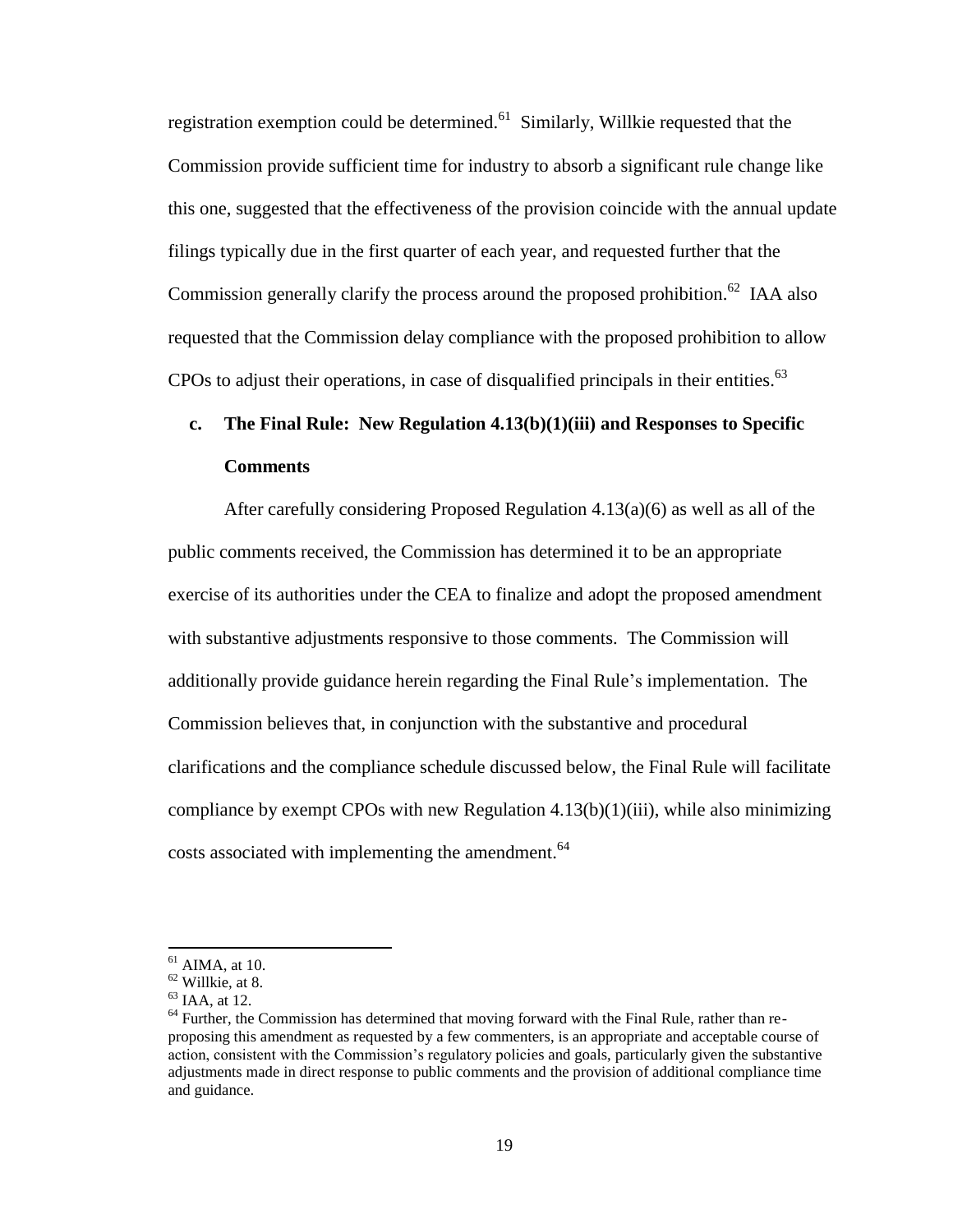registration exemption could be determined.[61] Similarly, Willkie requested that the Commission provide sufficient time for industry to absorb a significant rule change like this one, suggested that the effectiveness of the provision coincide with the annual update filings typically due in the first quarter of each year, and requested further that the Commission generally clarify the process around the proposed prohibition.[62] IAA also requested that the Commission delay compliance with the proposed prohibition to allow CPOs to adjust their operations, in case of disqualified principals in their entities.[63]

### c. The Final Rule: New Regulation 4.13(b)(1)(iii) and Responses to Specific Comments

After carefully considering Proposed Regulation 4.13(a)(6) as well as all of the public comments received, the Commission has determined it to be an appropriate exercise of its authorities under the CEA to finalize and adopt the proposed amendment with substantive adjustments responsive to those comments. The Commission will additionally provide guidance herein regarding the Final Rule's implementation. The Commission believes that, in conjunction with the substantive and procedural clarifications and the compliance schedule discussed below, the Final Rule will facilitate compliance by exempt CPOs with new Regulation 4.13(b)(1)(iii), while also minimizing costs associated with implementing the amendment.[64]

---

[61] AIMA, at 10.

[62] Willkie, at 8.

[63] IAA, at 12.

[64] Further, the Commission has determined that moving forward with the Final Rule, rather than re-proposing this amendment as requested by a few commenters, is an appropriate and acceptable course of action, consistent with the Commission's regulatory policies and goals, particularly given the substantive adjustments made in direct response to public comments and the provision of additional compliance time and guidance.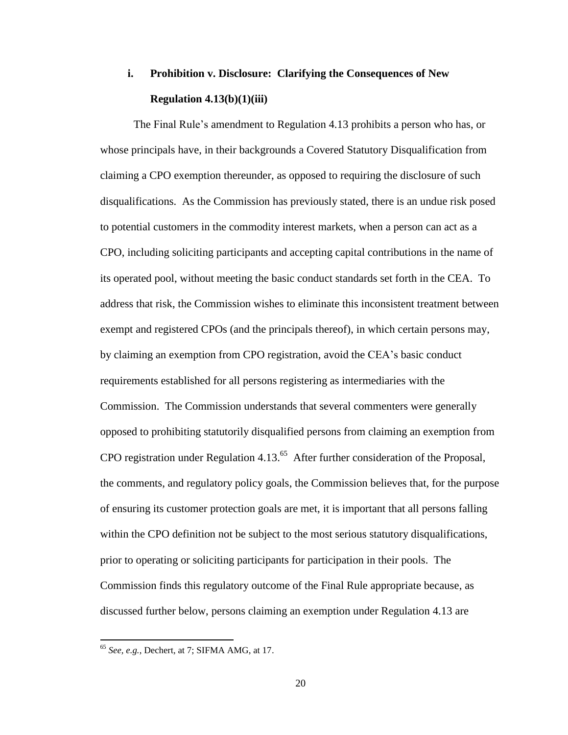### i. Prohibition v. Disclosure: Clarifying the Consequences of New Regulation 4.13(b)(1)(iii)

The Final Rule's amendment to Regulation 4.13 prohibits a person who has, or whose principals have, in their backgrounds a Covered Statutory Disqualification from claiming a CPO exemption thereunder, as opposed to requiring the disclosure of such disqualifications. As the Commission has previously stated, there is an undue risk posed to potential customers in the commodity interest markets, when a person can act as a CPO, including soliciting participants and accepting capital contributions in the name of its operated pool, without meeting the basic conduct standards set forth in the CEA. To address that risk, the Commission wishes to eliminate this inconsistent treatment between exempt and registered CPOs (and the principals thereof), in which certain persons may, by claiming an exemption from CPO registration, avoid the CEA's basic conduct requirements established for all persons registering as intermediaries with the Commission. The Commission understands that several commenters were generally opposed to prohibiting statutorily disqualified persons from claiming an exemption from CPO registration under Regulation 4.13.[65] After further consideration of the Proposal, the comments, and regulatory policy goals, the Commission believes that, for the purpose of ensuring its customer protection goals are met, it is important that all persons falling within the CPO definition not be subject to the most serious statutory disqualifications, prior to operating or soliciting participants for participation in their pools. The Commission finds this regulatory outcome of the Final Rule appropriate because, as discussed further below, persons claiming an exemption under Regulation 4.13 are

[65] *See, e.g.*, Dechert, at 7; SIFMA AMG, at 17.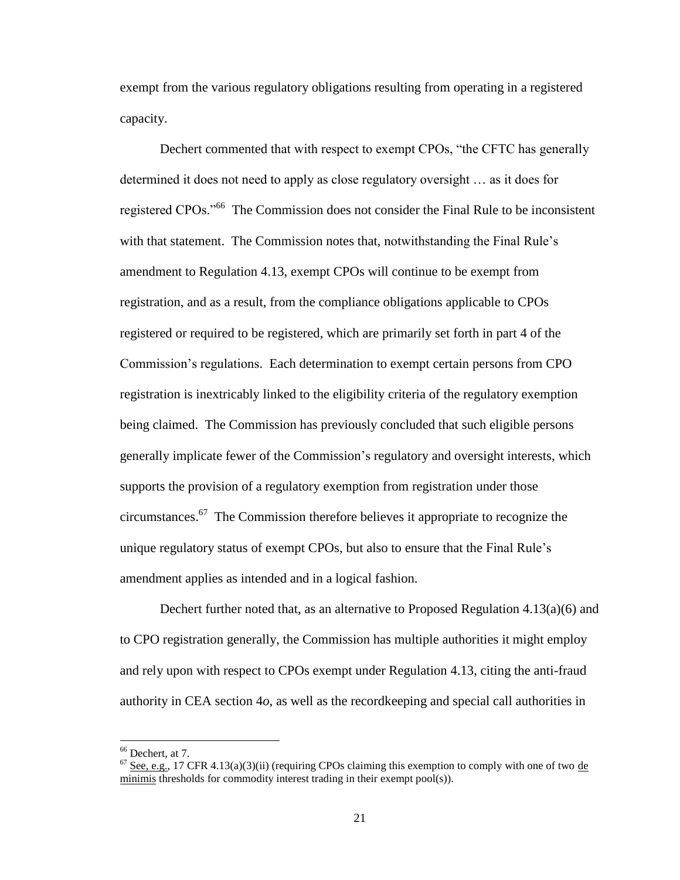exempt from the various regulatory obligations resulting from operating in a registered capacity.

Dechert commented that with respect to exempt CPOs, "the CFTC has generally determined it does not need to apply as close regulatory oversight … as it does for registered CPOs."[66] The Commission does not consider the Final Rule to be inconsistent with that statement. The Commission notes that, notwithstanding the Final Rule's amendment to Regulation 4.13, exempt CPOs will continue to be exempt from registration, and as a result, from the compliance obligations applicable to CPOs registered or required to be registered, which are primarily set forth in part 4 of the Commission's regulations. Each determination to exempt certain persons from CPO registration is inextricably linked to the eligibility criteria of the regulatory exemption being claimed. The Commission has previously concluded that such eligible persons generally implicate fewer of the Commission's regulatory and oversight interests, which supports the provision of a regulatory exemption from registration under those circumstances.[67] The Commission therefore believes it appropriate to recognize the unique regulatory status of exempt CPOs, but also to ensure that the Final Rule's amendment applies as intended and in a logical fashion.

Dechert further noted that, as an alternative to Proposed Regulation 4.13(a)(6) and to CPO registration generally, the Commission has multiple authorities it might employ and rely upon with respect to CPOs exempt under Regulation 4.13, citing the anti-fraud authority in CEA section 4*o*, as well as the recordkeeping and special call authorities in

---

[66] Dechert, at 7.

[67] See, e.g., 17 CFR 4.13(a)(3)(ii) (requiring CPOs claiming this exemption to comply with one of two de minimis thresholds for commodity interest trading in their exempt pool(s)).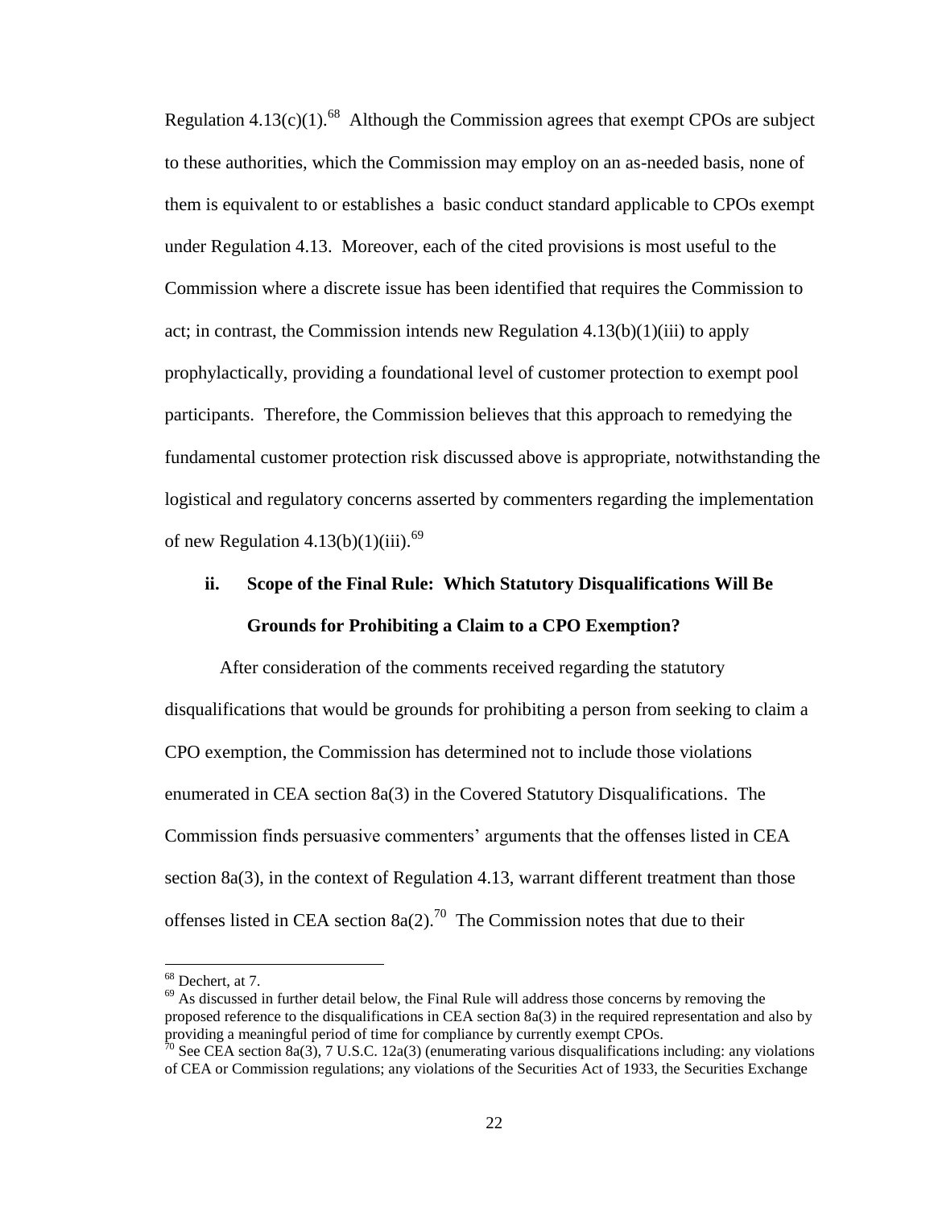Regulation 4.13(c)(1).[68] Although the Commission agrees that exempt CPOs are subject to these authorities, which the Commission may employ on an as-needed basis, none of them is equivalent to or establishes a basic conduct standard applicable to CPOs exempt under Regulation 4.13. Moreover, each of the cited provisions is most useful to the Commission where a discrete issue has been identified that requires the Commission to act; in contrast, the Commission intends new Regulation 4.13(b)(1)(iii) to apply prophylactically, providing a foundational level of customer protection to exempt pool participants. Therefore, the Commission believes that this approach to remedying the fundamental customer protection risk discussed above is appropriate, notwithstanding the logistical and regulatory concerns asserted by commenters regarding the implementation of new Regulation 4.13(b)(1)(iii).[69]

### ii. Scope of the Final Rule: Which Statutory Disqualifications Will Be Grounds for Prohibiting a Claim to a CPO Exemption?

After consideration of the comments received regarding the statutory disqualifications that would be grounds for prohibiting a person from seeking to claim a CPO exemption, the Commission has determined not to include those violations enumerated in CEA section 8a(3) in the Covered Statutory Disqualifications. The Commission finds persuasive commenters' arguments that the offenses listed in CEA section 8a(3), in the context of Regulation 4.13, warrant different treatment than those offenses listed in CEA section 8a(2).[70] The Commission notes that due to their

---

[68] Dechert, at 7.

[69] As discussed in further detail below, the Final Rule will address those concerns by removing the proposed reference to the disqualifications in CEA section 8a(3) in the required representation and also by providing a meaningful period of time for compliance by currently exempt CPOs.

[70] See CEA section 8a(3), 7 U.S.C. 12a(3) (enumerating various disqualifications including: any violations of CEA or Commission regulations; any violations of the Securities Act of 1933, the Securities Exchange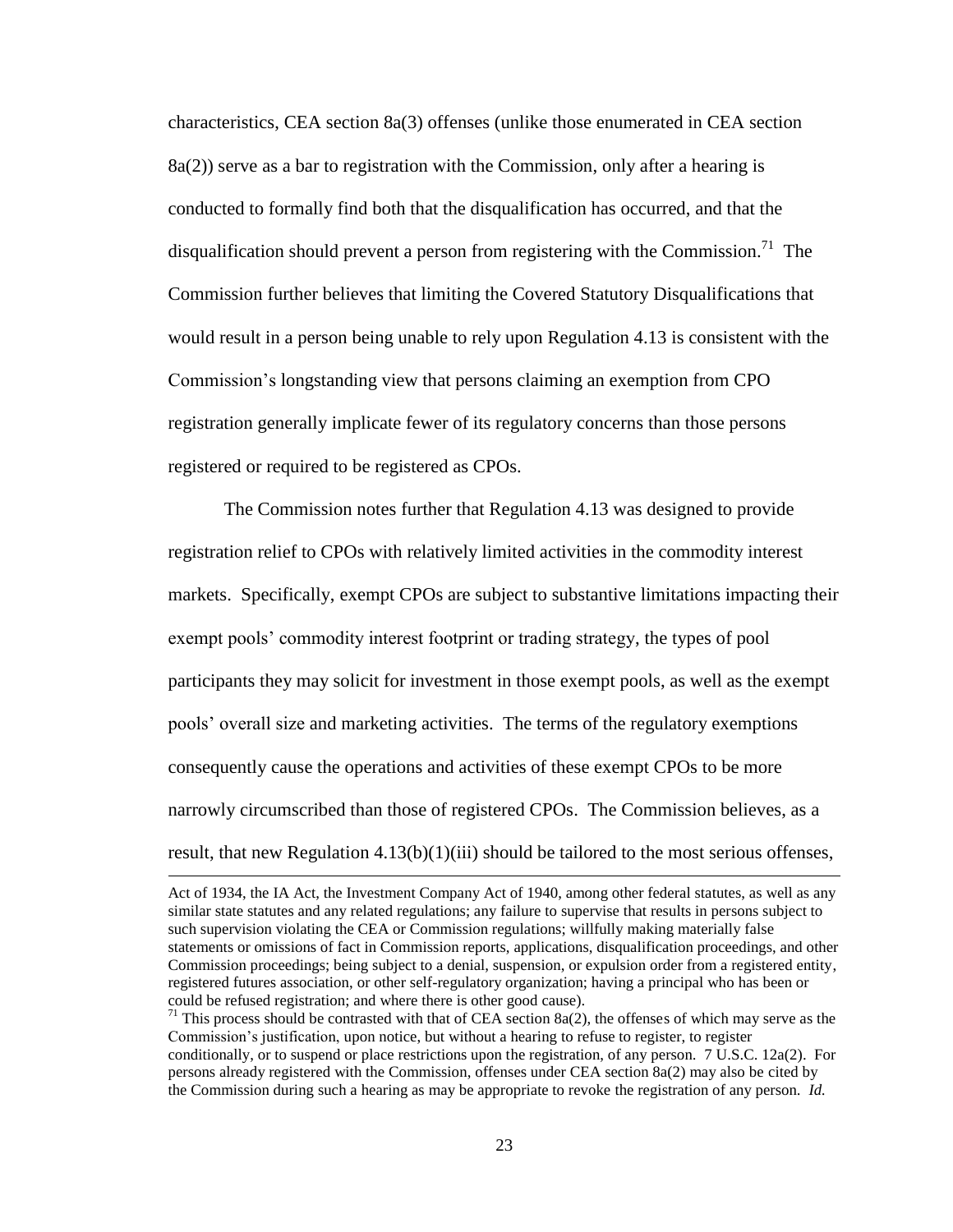characteristics, CEA section 8a(3) offenses (unlike those enumerated in CEA section 8a(2)) serve as a bar to registration with the Commission, only after a hearing is conducted to formally find both that the disqualification has occurred, and that the disqualification should prevent a person from registering with the Commission.[71] The Commission further believes that limiting the Covered Statutory Disqualifications that would result in a person being unable to rely upon Regulation 4.13 is consistent with the Commission's longstanding view that persons claiming an exemption from CPO registration generally implicate fewer of its regulatory concerns than those persons registered or required to be registered as CPOs.

The Commission notes further that Regulation 4.13 was designed to provide registration relief to CPOs with relatively limited activities in the commodity interest markets. Specifically, exempt CPOs are subject to substantive limitations impacting their exempt pools' commodity interest footprint or trading strategy, the types of pool participants they may solicit for investment in those exempt pools, as well as the exempt pools' overall size and marketing activities. The terms of the regulatory exemptions consequently cause the operations and activities of these exempt CPOs to be more narrowly circumscribed than those of registered CPOs. The Commission believes, as a result, that new Regulation 4.13(b)(1)(iii) should be tailored to the most serious offenses,

---

Act of 1934, the IA Act, the Investment Company Act of 1940, among other federal statutes, as well as any similar state statutes and any related regulations; any failure to supervise that results in persons subject to such supervision violating the CEA or Commission regulations; willfully making materially false statements or omissions of fact in Commission reports, applications, disqualification proceedings, and other Commission proceedings; being subject to a denial, suspension, or expulsion order from a registered entity, registered futures association, or other self-regulatory organization; having a principal who has been or could be refused registration; and where there is other good cause).

[71] This process should be contrasted with that of CEA section 8a(2), the offenses of which may serve as the Commission's justification, upon notice, but without a hearing to refuse to register, to register conditionally, or to suspend or place restrictions upon the registration, of any person. 7 U.S.C. 12a(2). For persons already registered with the Commission, offenses under CEA section 8a(2) may also be cited by the Commission during such a hearing as may be appropriate to revoke the registration of any person. *Id.*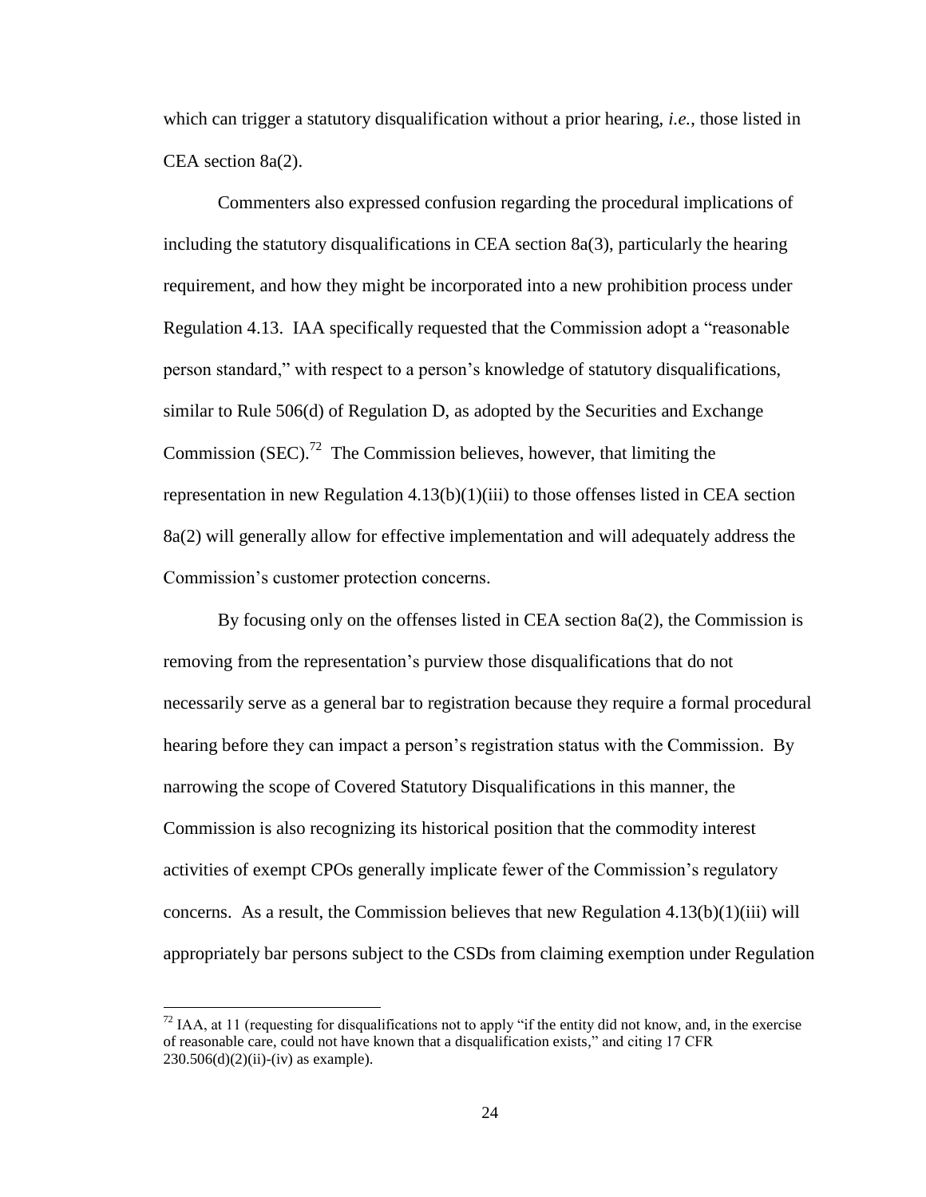which can trigger a statutory disqualification without a prior hearing, *i.e.*, those listed in CEA section 8a(2).

Commenters also expressed confusion regarding the procedural implications of including the statutory disqualifications in CEA section 8a(3), particularly the hearing requirement, and how they might be incorporated into a new prohibition process under Regulation 4.13. IAA specifically requested that the Commission adopt a "reasonable person standard," with respect to a person's knowledge of statutory disqualifications, similar to Rule 506(d) of Regulation D, as adopted by the Securities and Exchange Commission (SEC).[72] The Commission believes, however, that limiting the representation in new Regulation 4.13(b)(1)(iii) to those offenses listed in CEA section 8a(2) will generally allow for effective implementation and will adequately address the Commission's customer protection concerns.

By focusing only on the offenses listed in CEA section 8a(2), the Commission is removing from the representation's purview those disqualifications that do not necessarily serve as a general bar to registration because they require a formal procedural hearing before they can impact a person's registration status with the Commission. By narrowing the scope of Covered Statutory Disqualifications in this manner, the Commission is also recognizing its historical position that the commodity interest activities of exempt CPOs generally implicate fewer of the Commission's regulatory concerns. As a result, the Commission believes that new Regulation 4.13(b)(1)(iii) will appropriately bar persons subject to the CSDs from claiming exemption under Regulation

---

[72] IAA, at 11 (requesting for disqualifications not to apply "if the entity did not know, and, in the exercise of reasonable care, could not have known that a disqualification exists," and citing 17 CFR 230.506(d)(2)(ii)-(iv) as example).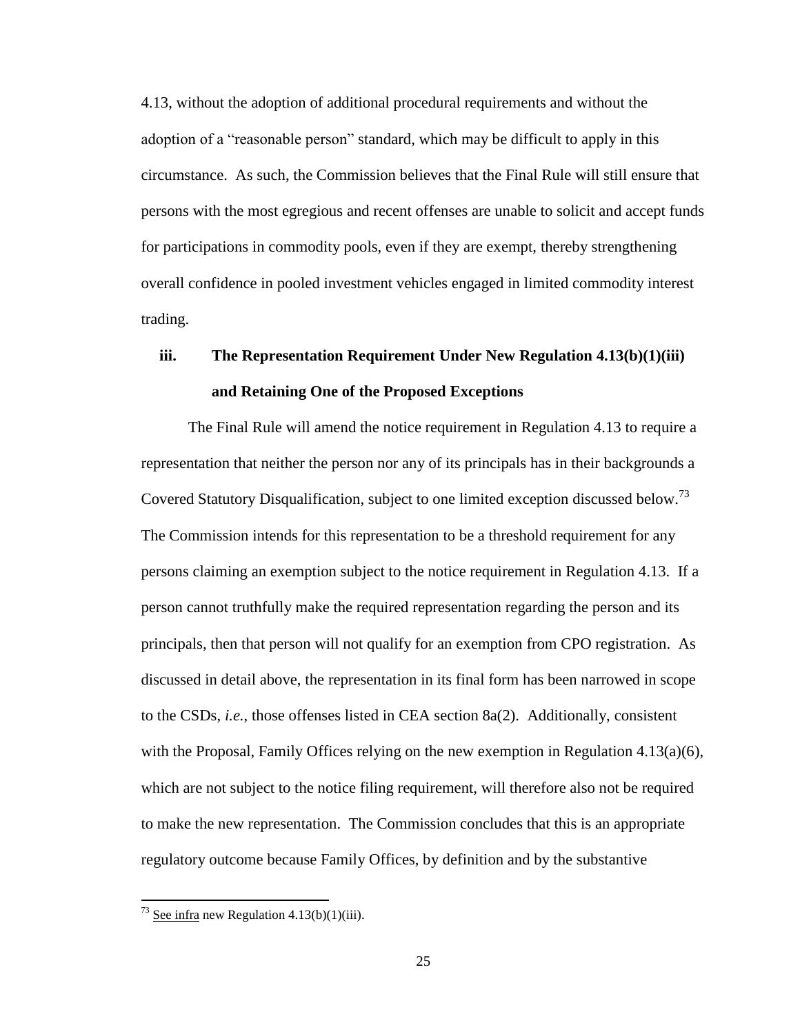4.13, without the adoption of additional procedural requirements and without the adoption of a "reasonable person" standard, which may be difficult to apply in this circumstance. As such, the Commission believes that the Final Rule will still ensure that persons with the most egregious and recent offenses are unable to solicit and accept funds for participations in commodity pools, even if they are exempt, thereby strengthening overall confidence in pooled investment vehicles engaged in limited commodity interest trading.

### iii. The Representation Requirement Under New Regulation 4.13(b)(1)(iii) and Retaining One of the Proposed Exceptions

The Final Rule will amend the notice requirement in Regulation 4.13 to require a representation that neither the person nor any of its principals has in their backgrounds a Covered Statutory Disqualification, subject to one limited exception discussed below.[73] The Commission intends for this representation to be a threshold requirement for any persons claiming an exemption subject to the notice requirement in Regulation 4.13. If a person cannot truthfully make the required representation regarding the person and its principals, then that person will not qualify for an exemption from CPO registration. As discussed in detail above, the representation in its final form has been narrowed in scope to the CSDs, *i.e.*, those offenses listed in CEA section 8a(2). Additionally, consistent with the Proposal, Family Offices relying on the new exemption in Regulation 4.13(a)(6), which are not subject to the notice filing requirement, will therefore also not be required to make the new representation. The Commission concludes that this is an appropriate regulatory outcome because Family Offices, by definition and by the substantive

[73] See infra new Regulation 4.13(b)(1)(iii).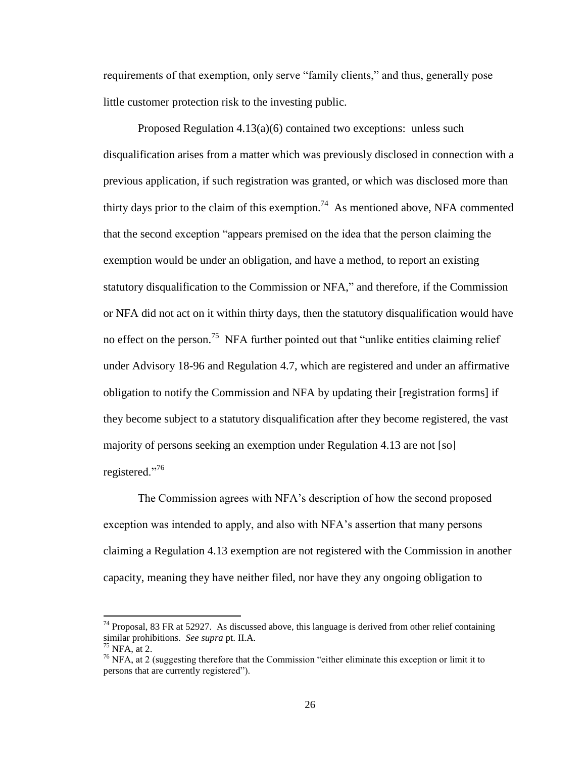requirements of that exemption, only serve "family clients," and thus, generally pose little customer protection risk to the investing public.

Proposed Regulation 4.13(a)(6) contained two exceptions: unless such disqualification arises from a matter which was previously disclosed in connection with a previous application, if such registration was granted, or which was disclosed more than thirty days prior to the claim of this exemption.[74] As mentioned above, NFA commented that the second exception "appears premised on the idea that the person claiming the exemption would be under an obligation, and have a method, to report an existing statutory disqualification to the Commission or NFA," and therefore, if the Commission or NFA did not act on it within thirty days, then the statutory disqualification would have no effect on the person.[75] NFA further pointed out that "unlike entities claiming relief under Advisory 18-96 and Regulation 4.7, which are registered and under an affirmative obligation to notify the Commission and NFA by updating their [registration forms] if they become subject to a statutory disqualification after they become registered, the vast majority of persons seeking an exemption under Regulation 4.13 are not [so] registered."[76]

The Commission agrees with NFA's description of how the second proposed exception was intended to apply, and also with NFA's assertion that many persons claiming a Regulation 4.13 exemption are not registered with the Commission in another capacity, meaning they have neither filed, nor have they any ongoing obligation to

---

[74] Proposal, 83 FR at 52927. As discussed above, this language is derived from other relief containing similar prohibitions. *See supra* pt. II.A.

[75] NFA, at 2.

[76] NFA, at 2 (suggesting therefore that the Commission "either eliminate this exception or limit it to persons that are currently registered").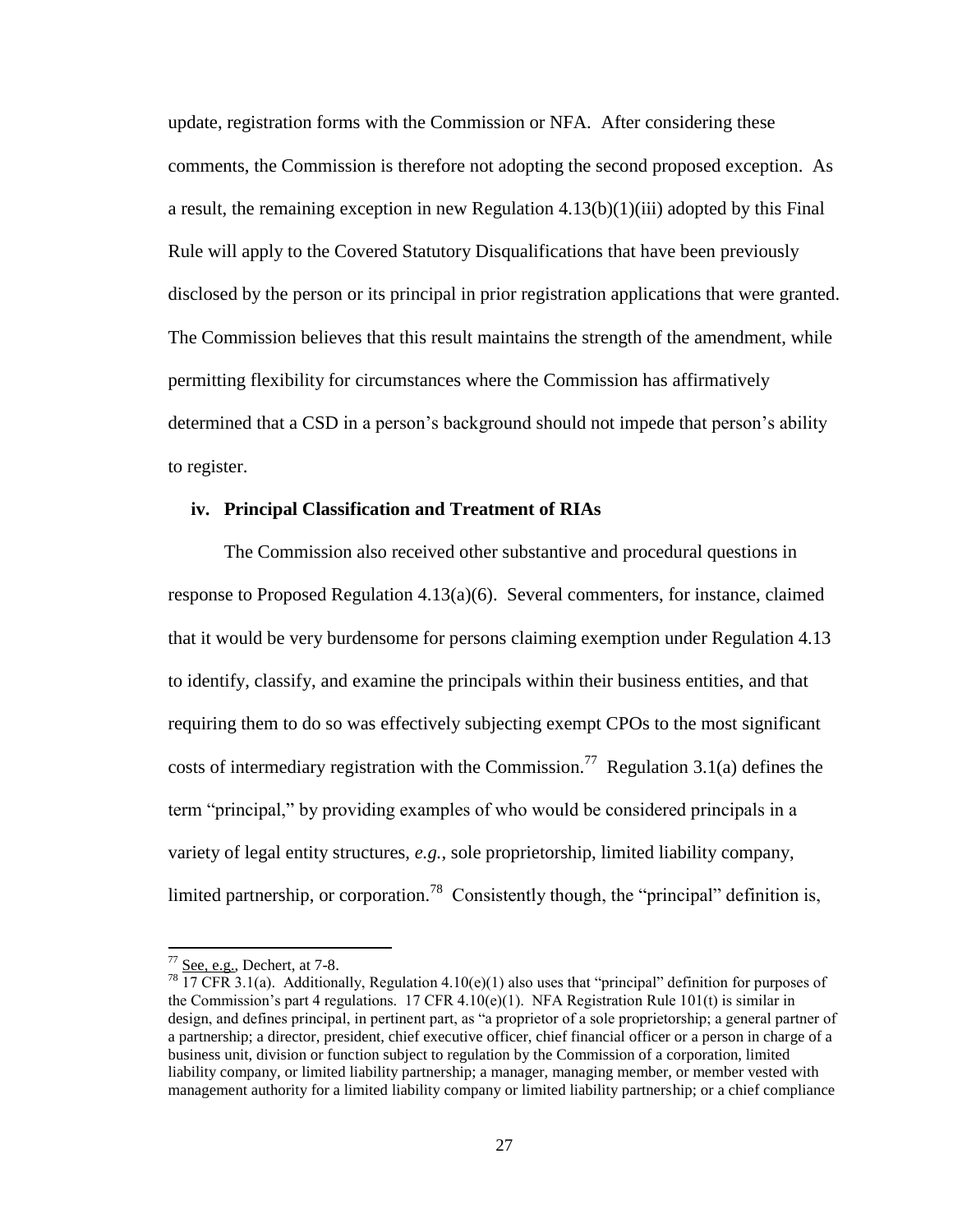update, registration forms with the Commission or NFA. After considering these comments, the Commission is therefore not adopting the second proposed exception. As a result, the remaining exception in new Regulation 4.13(b)(1)(iii) adopted by this Final Rule will apply to the Covered Statutory Disqualifications that have been previously disclosed by the person or its principal in prior registration applications that were granted. The Commission believes that this result maintains the strength of the amendment, while permitting flexibility for circumstances where the Commission has affirmatively determined that a CSD in a person's background should not impede that person's ability to register.

### iv. Principal Classification and Treatment of RIAs

The Commission also received other substantive and procedural questions in response to Proposed Regulation 4.13(a)(6). Several commenters, for instance, claimed that it would be very burdensome for persons claiming exemption under Regulation 4.13 to identify, classify, and examine the principals within their business entities, and that requiring them to do so was effectively subjecting exempt CPOs to the most significant costs of intermediary registration with the Commission.[77] Regulation 3.1(a) defines the term "principal," by providing examples of who would be considered principals in a variety of legal entity structures, *e.g.*, sole proprietorship, limited liability company, limited partnership, or corporation.[78] Consistently though, the "principal" definition is,

---

[77] See, e.g., Dechert, at 7-8.

[78] 17 CFR 3.1(a). Additionally, Regulation 4.10(e)(1) also uses that "principal" definition for purposes of the Commission's part 4 regulations. 17 CFR 4.10(e)(1). NFA Registration Rule 101(t) is similar in design, and defines principal, in pertinent part, as "a proprietor of a sole proprietorship; a general partner of a partnership; a director, president, chief executive officer, chief financial officer or a person in charge of a business unit, division or function subject to regulation by the Commission of a corporation, limited liability company, or limited liability partnership; a manager, managing member, or member vested with management authority for a limited liability company or limited liability partnership; or a chief compliance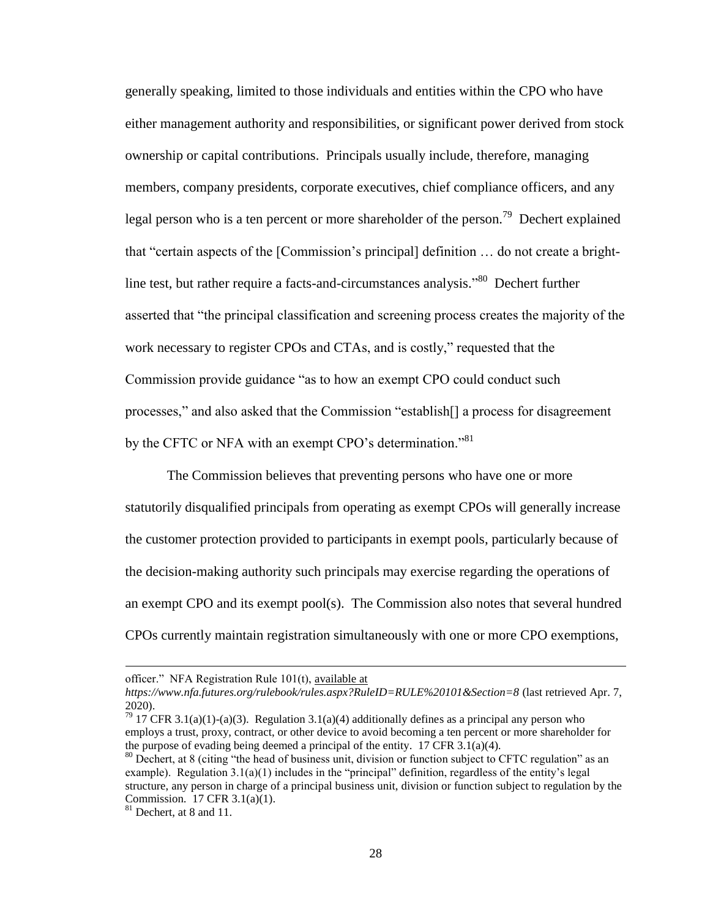generally speaking, limited to those individuals and entities within the CPO who have either management authority and responsibilities, or significant power derived from stock ownership or capital contributions. Principals usually include, therefore, managing members, company presidents, corporate executives, chief compliance officers, and any legal person who is a ten percent or more shareholder of the person.[79] Dechert explained that "certain aspects of the [Commission's principal] definition … do not create a bright-line test, but rather require a facts-and-circumstances analysis."[80] Dechert further asserted that "the principal classification and screening process creates the majority of the work necessary to register CPOs and CTAs, and is costly," requested that the Commission provide guidance "as to how an exempt CPO could conduct such processes," and also asked that the Commission "establish[] a process for disagreement by the CFTC or NFA with an exempt CPO's determination."[81]

The Commission believes that preventing persons who have one or more statutorily disqualified principals from operating as exempt CPOs will generally increase the customer protection provided to participants in exempt pools, particularly because of the decision-making authority such principals may exercise regarding the operations of an exempt CPO and its exempt pool(s). The Commission also notes that several hundred CPOs currently maintain registration simultaneously with one or more CPO exemptions,

---

officer." NFA Registration Rule 101(t), available at *https://www.nfa.futures.org/rulebook/rules.aspx?RuleID=RULE%20101&Section=8* (last retrieved Apr. 7, 2020).

[79] 17 CFR 3.1(a)(1)-(a)(3). Regulation 3.1(a)(4) additionally defines as a principal any person who employs a trust, proxy, contract, or other device to avoid becoming a ten percent or more shareholder for the purpose of evading being deemed a principal of the entity. 17 CFR 3.1(a)(4).

[80] Dechert, at 8 (citing "the head of business unit, division or function subject to CFTC regulation" as an example). Regulation 3.1(a)(1) includes in the "principal" definition, regardless of the entity's legal structure, any person in charge of a principal business unit, division or function subject to regulation by the Commission. 17 CFR 3.1(a)(1).

[81] Dechert, at 8 and 11.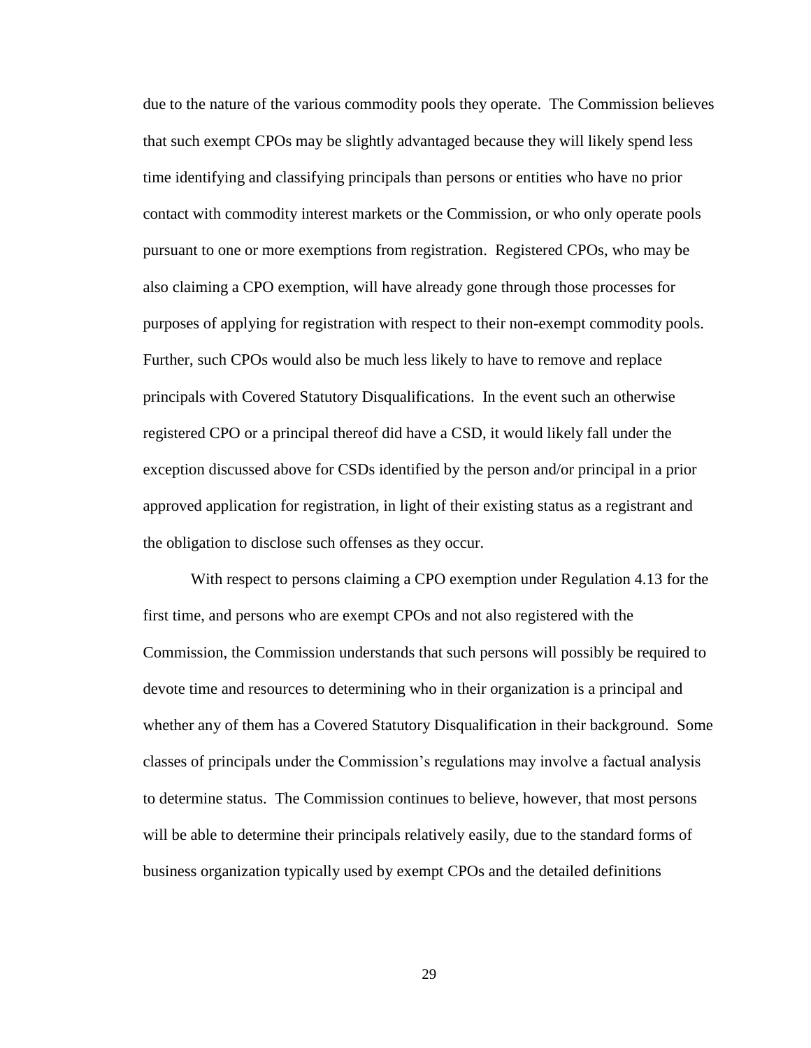due to the nature of the various commodity pools they operate. The Commission believes that such exempt CPOs may be slightly advantaged because they will likely spend less time identifying and classifying principals than persons or entities who have no prior contact with commodity interest markets or the Commission, or who only operate pools pursuant to one or more exemptions from registration. Registered CPOs, who may be also claiming a CPO exemption, will have already gone through those processes for purposes of applying for registration with respect to their non-exempt commodity pools. Further, such CPOs would also be much less likely to have to remove and replace principals with Covered Statutory Disqualifications. In the event such an otherwise registered CPO or a principal thereof did have a CSD, it would likely fall under the exception discussed above for CSDs identified by the person and/or principal in a prior approved application for registration, in light of their existing status as a registrant and the obligation to disclose such offenses as they occur.

With respect to persons claiming a CPO exemption under Regulation 4.13 for the first time, and persons who are exempt CPOs and not also registered with the Commission, the Commission understands that such persons will possibly be required to devote time and resources to determining who in their organization is a principal and whether any of them has a Covered Statutory Disqualification in their background. Some classes of principals under the Commission's regulations may involve a factual analysis to determine status. The Commission continues to believe, however, that most persons will be able to determine their principals relatively easily, due to the standard forms of business organization typically used by exempt CPOs and the detailed definitions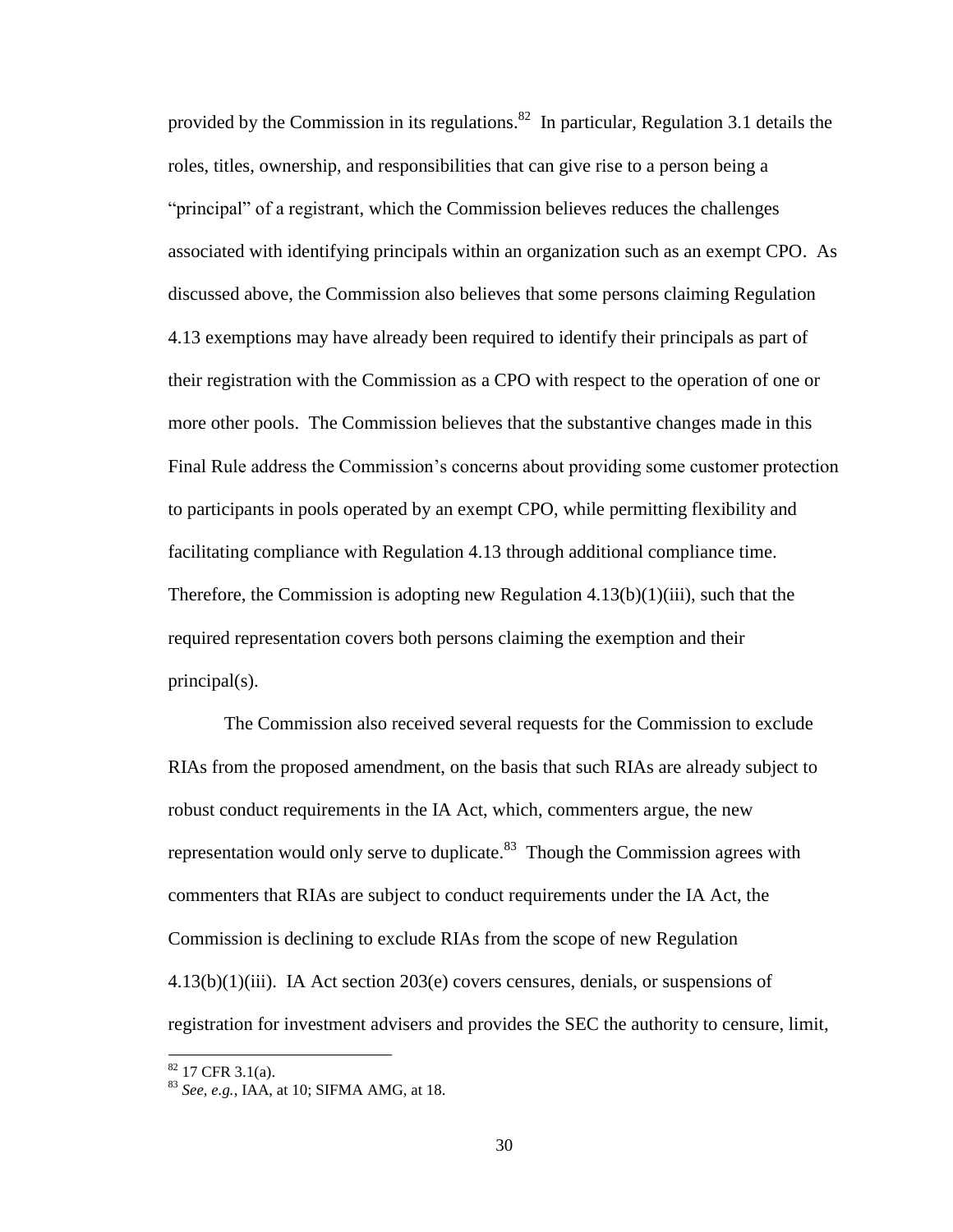provided by the Commission in its regulations.[82] In particular, Regulation 3.1 details the roles, titles, ownership, and responsibilities that can give rise to a person being a "principal" of a registrant, which the Commission believes reduces the challenges associated with identifying principals within an organization such as an exempt CPO. As discussed above, the Commission also believes that some persons claiming Regulation 4.13 exemptions may have already been required to identify their principals as part of their registration with the Commission as a CPO with respect to the operation of one or more other pools. The Commission believes that the substantive changes made in this Final Rule address the Commission's concerns about providing some customer protection to participants in pools operated by an exempt CPO, while permitting flexibility and facilitating compliance with Regulation 4.13 through additional compliance time. Therefore, the Commission is adopting new Regulation 4.13(b)(1)(iii), such that the required representation covers both persons claiming the exemption and their principal(s).

The Commission also received several requests for the Commission to exclude RIAs from the proposed amendment, on the basis that such RIAs are already subject to robust conduct requirements in the IA Act, which, commenters argue, the new representation would only serve to duplicate.[83] Though the Commission agrees with commenters that RIAs are subject to conduct requirements under the IA Act, the Commission is declining to exclude RIAs from the scope of new Regulation 4.13(b)(1)(iii). IA Act section 203(e) covers censures, denials, or suspensions of registration for investment advisers and provides the SEC the authority to censure, limit,

---

[82] 17 CFR 3.1(a).

[83] *See, e.g.*, IAA, at 10; SIFMA AMG, at 18.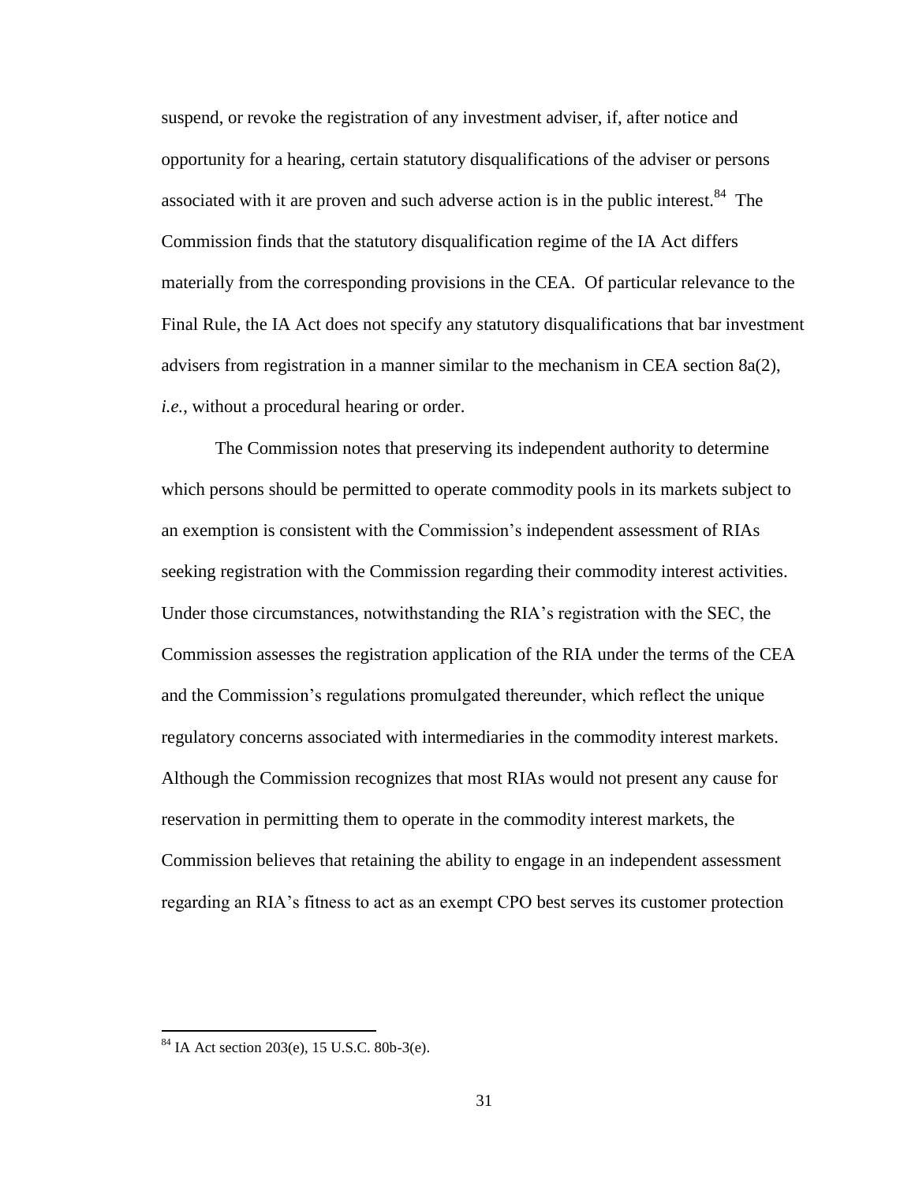suspend, or revoke the registration of any investment adviser, if, after notice and opportunity for a hearing, certain statutory disqualifications of the adviser or persons associated with it are proven and such adverse action is in the public interest.[84] The Commission finds that the statutory disqualification regime of the IA Act differs materially from the corresponding provisions in the CEA. Of particular relevance to the Final Rule, the IA Act does not specify any statutory disqualifications that bar investment advisers from registration in a manner similar to the mechanism in CEA section 8a(2), *i.e.*, without a procedural hearing or order.

The Commission notes that preserving its independent authority to determine which persons should be permitted to operate commodity pools in its markets subject to an exemption is consistent with the Commission's independent assessment of RIAs seeking registration with the Commission regarding their commodity interest activities. Under those circumstances, notwithstanding the RIA's registration with the SEC, the Commission assesses the registration application of the RIA under the terms of the CEA and the Commission's regulations promulgated thereunder, which reflect the unique regulatory concerns associated with intermediaries in the commodity interest markets. Although the Commission recognizes that most RIAs would not present any cause for reservation in permitting them to operate in the commodity interest markets, the Commission believes that retaining the ability to engage in an independent assessment regarding an RIA's fitness to act as an exempt CPO best serves its customer protection

---

[84] IA Act section 203(e), 15 U.S.C. 80b-3(e).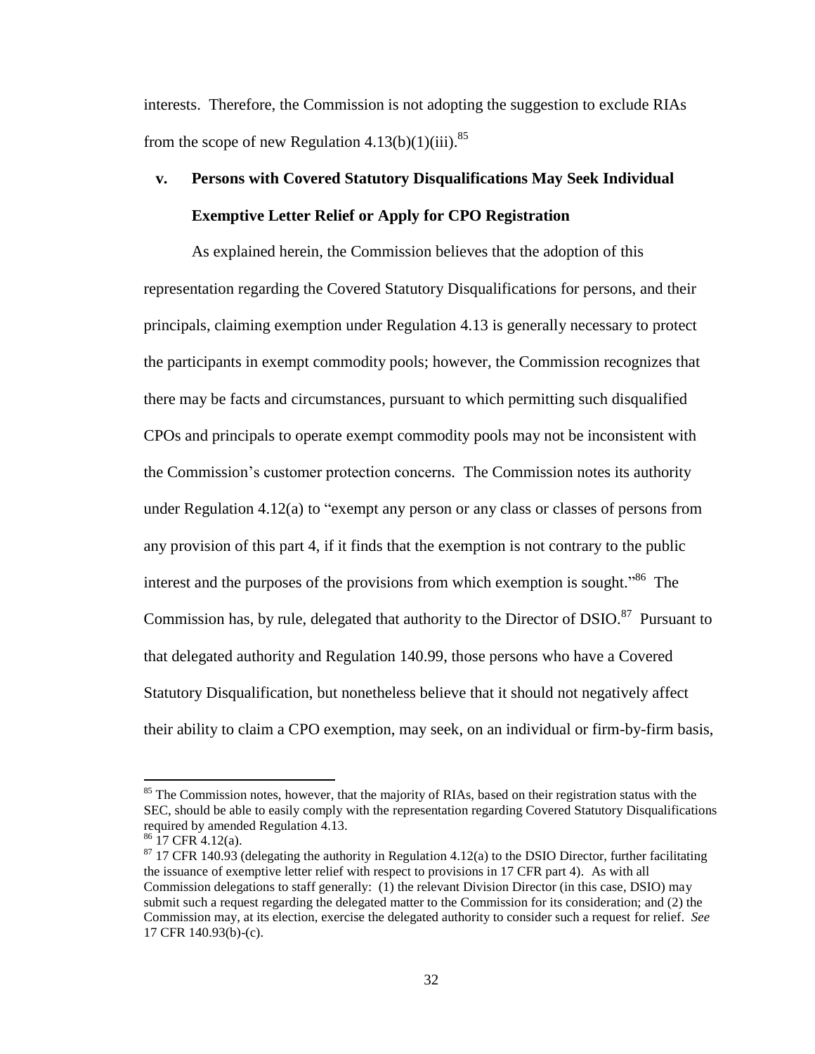interests. Therefore, the Commission is not adopting the suggestion to exclude RIAs from the scope of new Regulation 4.13(b)(1)(iii).[85]

### v. Persons with Covered Statutory Disqualifications May Seek Individual Exemptive Letter Relief or Apply for CPO Registration

As explained herein, the Commission believes that the adoption of this representation regarding the Covered Statutory Disqualifications for persons, and their principals, claiming exemption under Regulation 4.13 is generally necessary to protect the participants in exempt commodity pools; however, the Commission recognizes that there may be facts and circumstances, pursuant to which permitting such disqualified CPOs and principals to operate exempt commodity pools may not be inconsistent with the Commission's customer protection concerns. The Commission notes its authority under Regulation 4.12(a) to "exempt any person or any class or classes of persons from any provision of this part 4, if it finds that the exemption is not contrary to the public interest and the purposes of the provisions from which exemption is sought."[86] The Commission has, by rule, delegated that authority to the Director of DSIO.[87] Pursuant to that delegated authority and Regulation 140.99, those persons who have a Covered Statutory Disqualification, but nonetheless believe that it should not negatively affect their ability to claim a CPO exemption, may seek, on an individual or firm-by-firm basis,

---

[85] The Commission notes, however, that the majority of RIAs, based on their registration status with the SEC, should be able to easily comply with the representation regarding Covered Statutory Disqualifications required by amended Regulation 4.13.

[86] 17 CFR 4.12(a).

[87] 17 CFR 140.93 (delegating the authority in Regulation 4.12(a) to the DSIO Director, further facilitating the issuance of exemptive letter relief with respect to provisions in 17 CFR part 4). As with all Commission delegations to staff generally: (1) the relevant Division Director (in this case, DSIO) may submit such a request regarding the delegated matter to the Commission for its consideration; and (2) the Commission may, at its election, exercise the delegated authority to consider such a request for relief. *See* 17 CFR 140.93(b)-(c).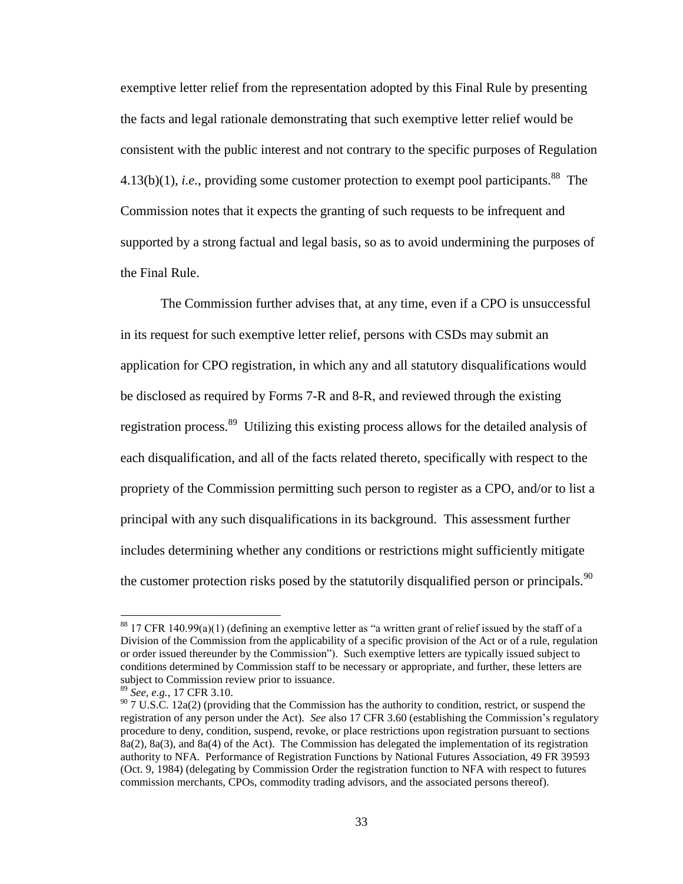exemptive letter relief from the representation adopted by this Final Rule by presenting the facts and legal rationale demonstrating that such exemptive letter relief would be consistent with the public interest and not contrary to the specific purposes of Regulation 4.13(b)(1), *i.e.*, providing some customer protection to exempt pool participants.[88] The Commission notes that it expects the granting of such requests to be infrequent and supported by a strong factual and legal basis, so as to avoid undermining the purposes of the Final Rule.

The Commission further advises that, at any time, even if a CPO is unsuccessful in its request for such exemptive letter relief, persons with CSDs may submit an application for CPO registration, in which any and all statutory disqualifications would be disclosed as required by Forms 7-R and 8-R, and reviewed through the existing registration process.[89] Utilizing this existing process allows for the detailed analysis of each disqualification, and all of the facts related thereto, specifically with respect to the propriety of the Commission permitting such person to register as a CPO, and/or to list a principal with any such disqualifications in its background. This assessment further includes determining whether any conditions or restrictions might sufficiently mitigate the customer protection risks posed by the statutorily disqualified person or principals.[90]

---

[88] 17 CFR 140.99(a)(1) (defining an exemptive letter as "a written grant of relief issued by the staff of a Division of the Commission from the applicability of a specific provision of the Act or of a rule, regulation or order issued thereunder by the Commission"). Such exemptive letters are typically issued subject to conditions determined by Commission staff to be necessary or appropriate, and further, these letters are subject to Commission review prior to issuance.

[89] *See, e.g.*, 17 CFR 3.10.

[90] 7 U.S.C. 12a(2) (providing that the Commission has the authority to condition, restrict, or suspend the registration of any person under the Act). *See* also 17 CFR 3.60 (establishing the Commission's regulatory procedure to deny, condition, suspend, revoke, or place restrictions upon registration pursuant to sections 8a(2), 8a(3), and 8a(4) of the Act). The Commission has delegated the implementation of its registration authority to NFA. Performance of Registration Functions by National Futures Association, 49 FR 39593 (Oct. 9, 1984) (delegating by Commission Order the registration function to NFA with respect to futures commission merchants, CPOs, commodity trading advisors, and the associated persons thereof).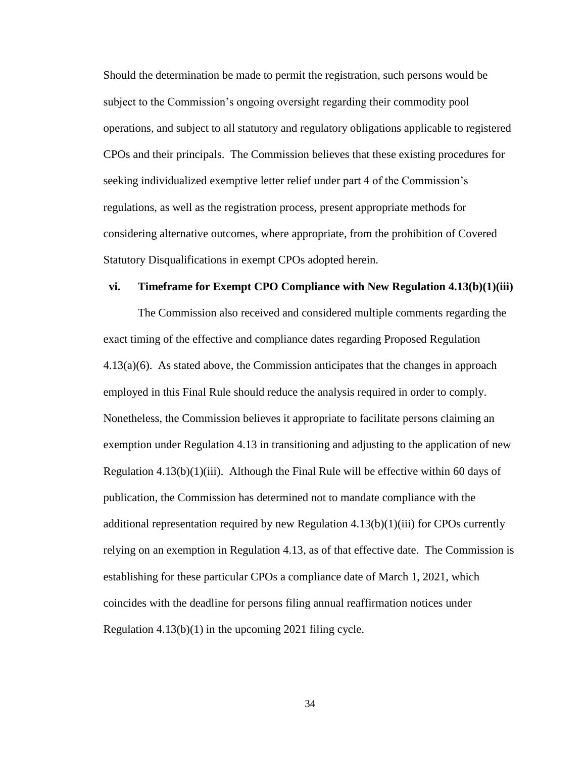Should the determination be made to permit the registration, such persons would be subject to the Commission's ongoing oversight regarding their commodity pool operations, and subject to all statutory and regulatory obligations applicable to registered CPOs and their principals. The Commission believes that these existing procedures for seeking individualized exemptive letter relief under part 4 of the Commission's regulations, as well as the registration process, present appropriate methods for considering alternative outcomes, where appropriate, from the prohibition of Covered Statutory Disqualifications in exempt CPOs adopted herein.

### vi. Timeframe for Exempt CPO Compliance with New Regulation 4.13(b)(1)(iii)

The Commission also received and considered multiple comments regarding the exact timing of the effective and compliance dates regarding Proposed Regulation 4.13(a)(6). As stated above, the Commission anticipates that the changes in approach employed in this Final Rule should reduce the analysis required in order to comply. Nonetheless, the Commission believes it appropriate to facilitate persons claiming an exemption under Regulation 4.13 in transitioning and adjusting to the application of new Regulation 4.13(b)(1)(iii). Although the Final Rule will be effective within 60 days of publication, the Commission has determined not to mandate compliance with the additional representation required by new Regulation 4.13(b)(1)(iii) for CPOs currently relying on an exemption in Regulation 4.13, as of that effective date. The Commission is establishing for these particular CPOs a compliance date of March 1, 2021, which coincides with the deadline for persons filing annual reaffirmation notices under Regulation 4.13(b)(1) in the upcoming 2021 filing cycle.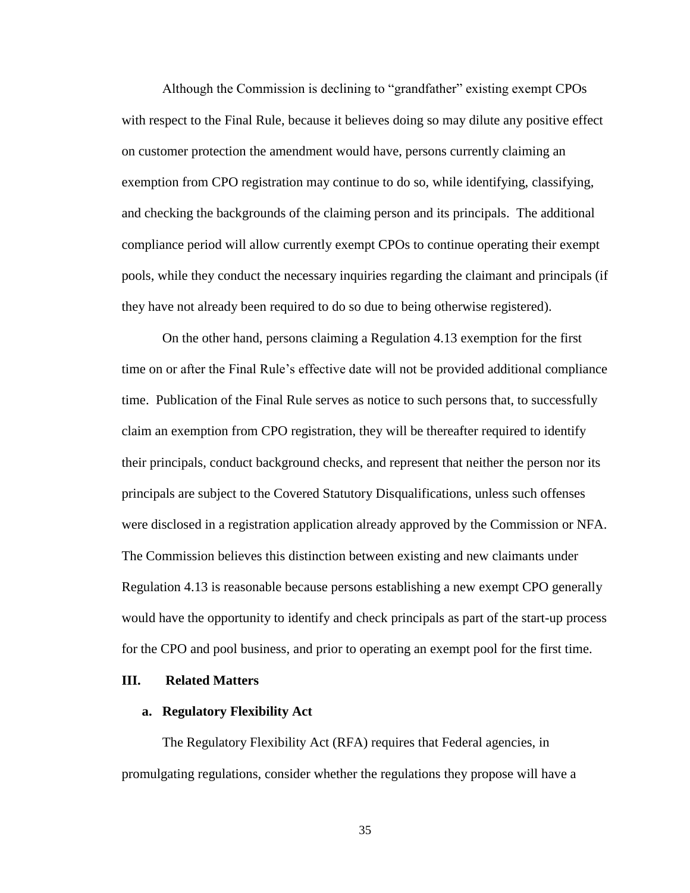Although the Commission is declining to "grandfather" existing exempt CPOs with respect to the Final Rule, because it believes doing so may dilute any positive effect on customer protection the amendment would have, persons currently claiming an exemption from CPO registration may continue to do so, while identifying, classifying, and checking the backgrounds of the claiming person and its principals. The additional compliance period will allow currently exempt CPOs to continue operating their exempt pools, while they conduct the necessary inquiries regarding the claimant and principals (if they have not already been required to do so due to being otherwise registered).

On the other hand, persons claiming a Regulation 4.13 exemption for the first time on or after the Final Rule's effective date will not be provided additional compliance time. Publication of the Final Rule serves as notice to such persons that, to successfully claim an exemption from CPO registration, they will be thereafter required to identify their principals, conduct background checks, and represent that neither the person nor its principals are subject to the Covered Statutory Disqualifications, unless such offenses were disclosed in a registration application already approved by the Commission or NFA. The Commission believes this distinction between existing and new claimants under Regulation 4.13 is reasonable because persons establishing a new exempt CPO generally would have the opportunity to identify and check principals as part of the start-up process for the CPO and pool business, and prior to operating an exempt pool for the first time.

## III. Related Matters

### a. Regulatory Flexibility Act

The Regulatory Flexibility Act (RFA) requires that Federal agencies, in promulgating regulations, consider whether the regulations they propose will have a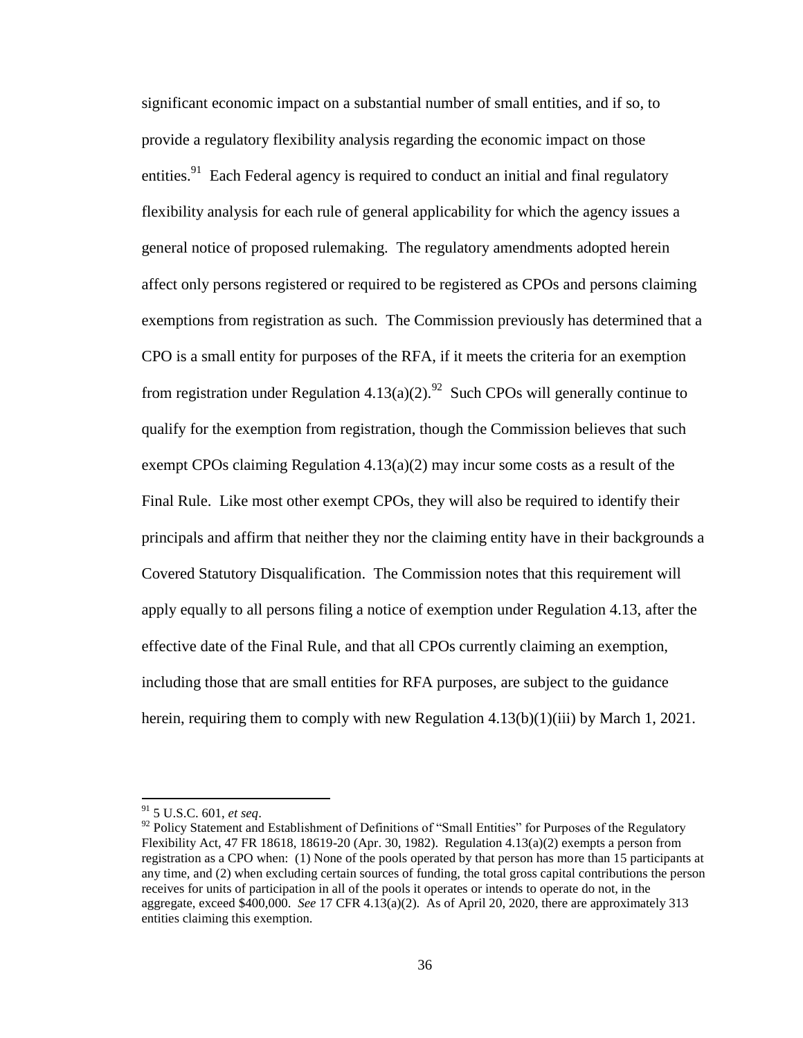significant economic impact on a substantial number of small entities, and if so, to provide a regulatory flexibility analysis regarding the economic impact on those entities.[91] Each Federal agency is required to conduct an initial and final regulatory flexibility analysis for each rule of general applicability for which the agency issues a general notice of proposed rulemaking. The regulatory amendments adopted herein affect only persons registered or required to be registered as CPOs and persons claiming exemptions from registration as such. The Commission previously has determined that a CPO is a small entity for purposes of the RFA, if it meets the criteria for an exemption from registration under Regulation 4.13(a)(2).[92] Such CPOs will generally continue to qualify for the exemption from registration, though the Commission believes that such exempt CPOs claiming Regulation 4.13(a)(2) may incur some costs as a result of the Final Rule. Like most other exempt CPOs, they will also be required to identify their principals and affirm that neither they nor the claiming entity have in their backgrounds a Covered Statutory Disqualification. The Commission notes that this requirement will apply equally to all persons filing a notice of exemption under Regulation 4.13, after the effective date of the Final Rule, and that all CPOs currently claiming an exemption, including those that are small entities for RFA purposes, are subject to the guidance herein, requiring them to comply with new Regulation 4.13(b)(1)(iii) by March 1, 2021.

---

[91] 5 U.S.C. 601, *et seq*.

[92] Policy Statement and Establishment of Definitions of "Small Entities" for Purposes of the Regulatory Flexibility Act, 47 FR 18618, 18619-20 (Apr. 30, 1982). Regulation 4.13(a)(2) exempts a person from registration as a CPO when: (1) None of the pools operated by that person has more than 15 participants at any time, and (2) when excluding certain sources of funding, the total gross capital contributions the person receives for units of participation in all of the pools it operates or intends to operate do not, in the aggregate, exceed $400,000. *See* 17 CFR 4.13(a)(2). As of April 20, 2020, there are approximately 313 entities claiming this exemption.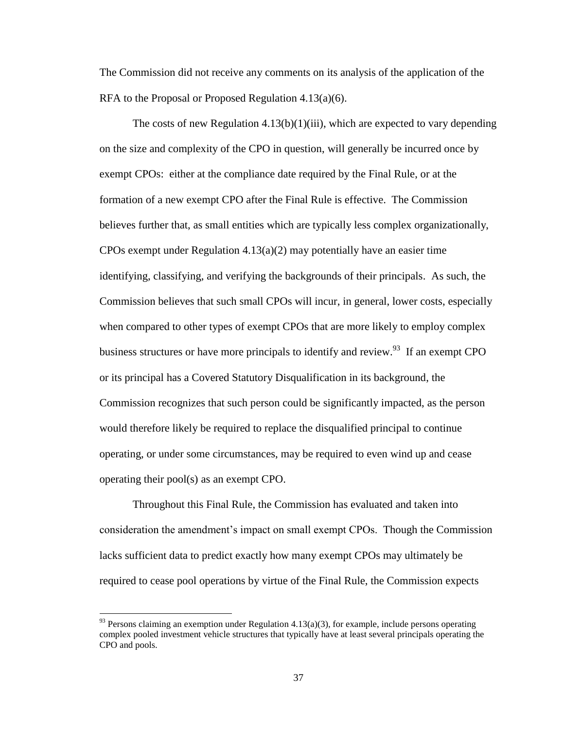The Commission did not receive any comments on its analysis of the application of the RFA to the Proposal or Proposed Regulation 4.13(a)(6).

The costs of new Regulation 4.13(b)(1)(iii), which are expected to vary depending on the size and complexity of the CPO in question, will generally be incurred once by exempt CPOs: either at the compliance date required by the Final Rule, or at the formation of a new exempt CPO after the Final Rule is effective. The Commission believes further that, as small entities which are typically less complex organizationally, CPOs exempt under Regulation 4.13(a)(2) may potentially have an easier time identifying, classifying, and verifying the backgrounds of their principals. As such, the Commission believes that such small CPOs will incur, in general, lower costs, especially when compared to other types of exempt CPOs that are more likely to employ complex business structures or have more principals to identify and review.[93] If an exempt CPO or its principal has a Covered Statutory Disqualification in its background, the Commission recognizes that such person could be significantly impacted, as the person would therefore likely be required to replace the disqualified principal to continue operating, or under some circumstances, may be required to even wind up and cease operating their pool(s) as an exempt CPO.

Throughout this Final Rule, the Commission has evaluated and taken into consideration the amendment's impact on small exempt CPOs. Though the Commission lacks sufficient data to predict exactly how many exempt CPOs may ultimately be required to cease pool operations by virtue of the Final Rule, the Commission expects

[93] Persons claiming an exemption under Regulation 4.13(a)(3), for example, include persons operating complex pooled investment vehicle structures that typically have at least several principals operating the CPO and pools.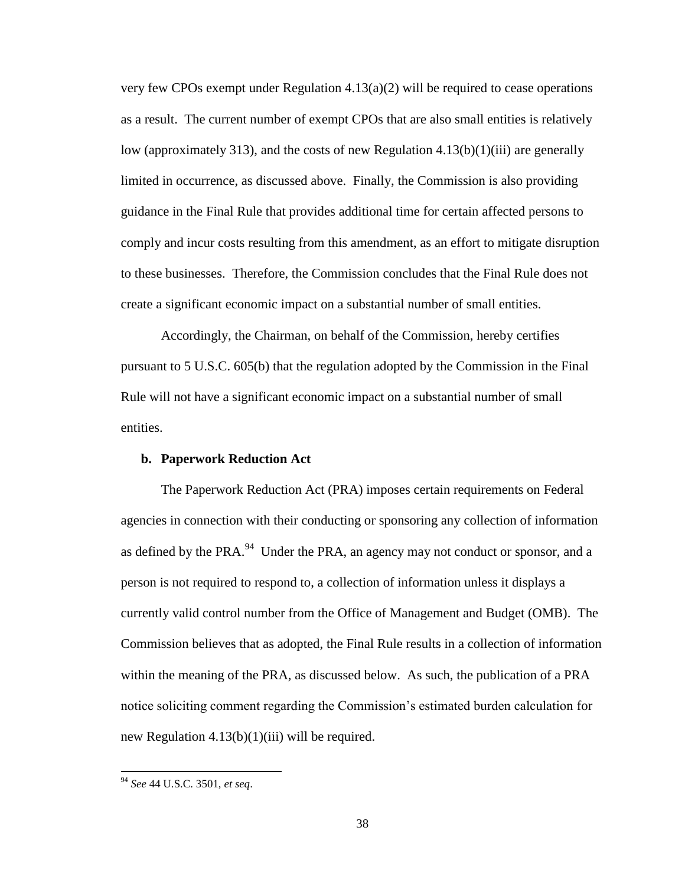very few CPOs exempt under Regulation 4.13(a)(2) will be required to cease operations as a result. The current number of exempt CPOs that are also small entities is relatively low (approximately 313), and the costs of new Regulation 4.13(b)(1)(iii) are generally limited in occurrence, as discussed above. Finally, the Commission is also providing guidance in the Final Rule that provides additional time for certain affected persons to comply and incur costs resulting from this amendment, as an effort to mitigate disruption to these businesses. Therefore, the Commission concludes that the Final Rule does not create a significant economic impact on a substantial number of small entities.

Accordingly, the Chairman, on behalf of the Commission, hereby certifies pursuant to 5 U.S.C. 605(b) that the regulation adopted by the Commission in the Final Rule will not have a significant economic impact on a substantial number of small entities.

### b. Paperwork Reduction Act

The Paperwork Reduction Act (PRA) imposes certain requirements on Federal agencies in connection with their conducting or sponsoring any collection of information as defined by the PRA.[94] Under the PRA, an agency may not conduct or sponsor, and a person is not required to respond to, a collection of information unless it displays a currently valid control number from the Office of Management and Budget (OMB). The Commission believes that as adopted, the Final Rule results in a collection of information within the meaning of the PRA, as discussed below. As such, the publication of a PRA notice soliciting comment regarding the Commission's estimated burden calculation for new Regulation 4.13(b)(1)(iii) will be required.

---

[94] *See* 44 U.S.C. 3501, *et seq*.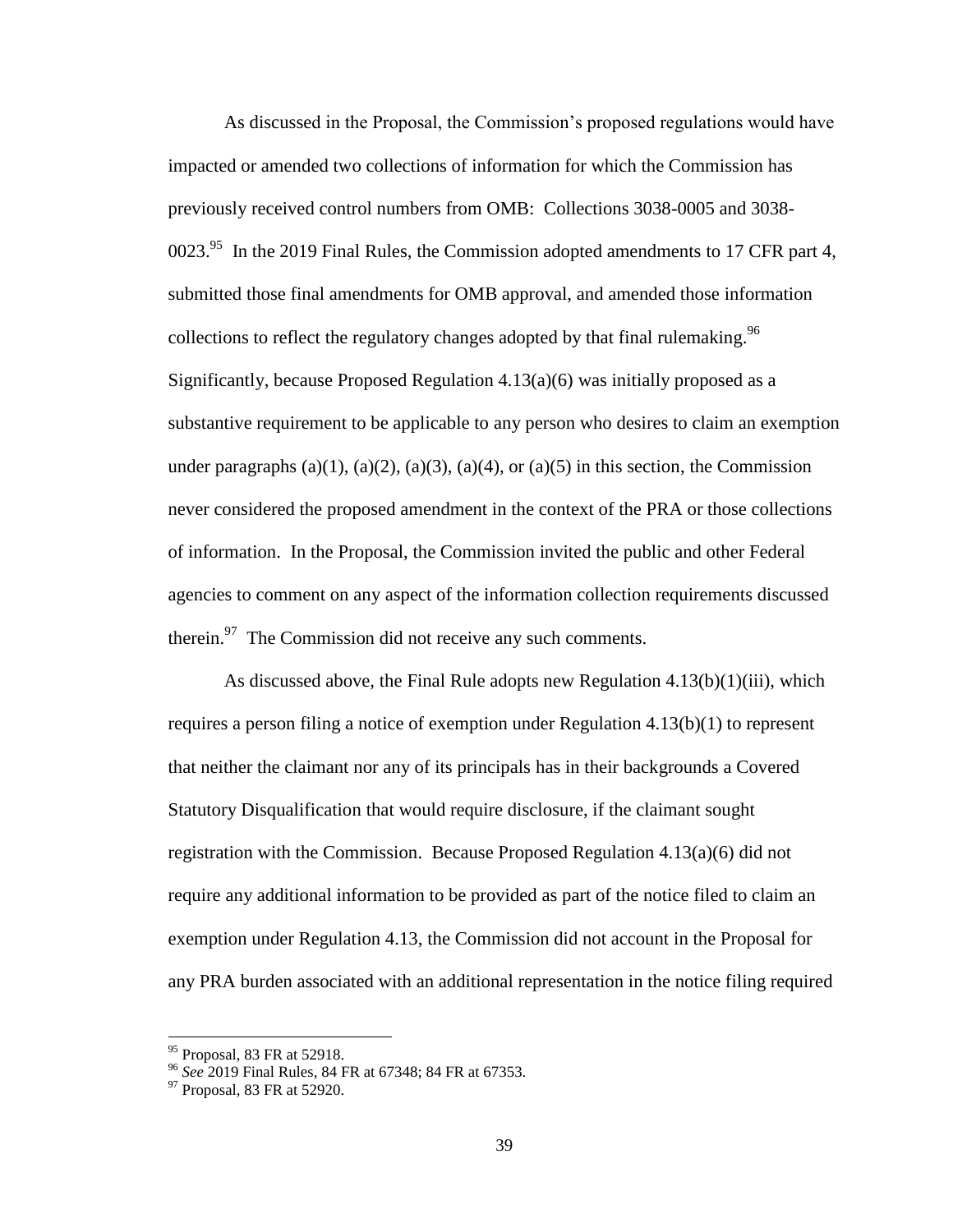As discussed in the Proposal, the Commission's proposed regulations would have impacted or amended two collections of information for which the Commission has previously received control numbers from OMB: Collections 3038-0005 and 3038-0023.[95] In the 2019 Final Rules, the Commission adopted amendments to 17 CFR part 4, submitted those final amendments for OMB approval, and amended those information collections to reflect the regulatory changes adopted by that final rulemaking.[96] Significantly, because Proposed Regulation 4.13(a)(6) was initially proposed as a substantive requirement to be applicable to any person who desires to claim an exemption under paragraphs (a)(1), (a)(2), (a)(3), (a)(4), or (a)(5) in this section, the Commission never considered the proposed amendment in the context of the PRA or those collections of information. In the Proposal, the Commission invited the public and other Federal agencies to comment on any aspect of the information collection requirements discussed therein.[97] The Commission did not receive any such comments.

As discussed above, the Final Rule adopts new Regulation 4.13(b)(1)(iii), which requires a person filing a notice of exemption under Regulation 4.13(b)(1) to represent that neither the claimant nor any of its principals has in their backgrounds a Covered Statutory Disqualification that would require disclosure, if the claimant sought registration with the Commission. Because Proposed Regulation 4.13(a)(6) did not require any additional information to be provided as part of the notice filed to claim an exemption under Regulation 4.13, the Commission did not account in the Proposal for any PRA burden associated with an additional representation in the notice filing required

[95] Proposal, 83 FR at 52918.

[96] *See* 2019 Final Rules, 84 FR at 67348; 84 FR at 67353.

[97] Proposal, 83 FR at 52920.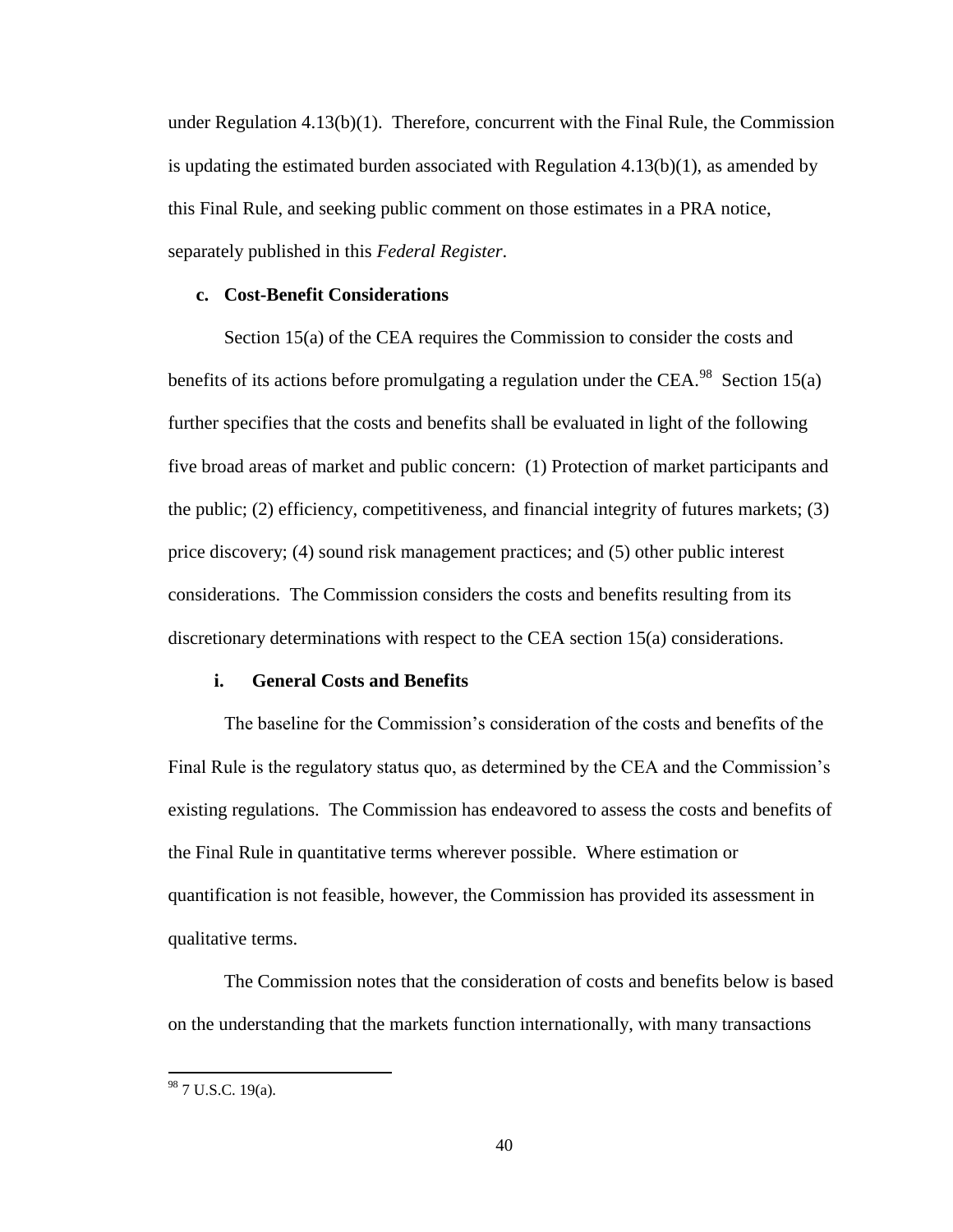under Regulation 4.13(b)(1). Therefore, concurrent with the Final Rule, the Commission is updating the estimated burden associated with Regulation 4.13(b)(1), as amended by this Final Rule, and seeking public comment on those estimates in a PRA notice, separately published in this *Federal Register*.

### c. Cost-Benefit Considerations

Section 15(a) of the CEA requires the Commission to consider the costs and benefits of its actions before promulgating a regulation under the CEA.[98] Section 15(a) further specifies that the costs and benefits shall be evaluated in light of the following five broad areas of market and public concern: (1) Protection of market participants and the public; (2) efficiency, competitiveness, and financial integrity of futures markets; (3) price discovery; (4) sound risk management practices; and (5) other public interest considerations. The Commission considers the costs and benefits resulting from its discretionary determinations with respect to the CEA section 15(a) considerations.

#### i. General Costs and Benefits

The baseline for the Commission's consideration of the costs and benefits of the Final Rule is the regulatory status quo, as determined by the CEA and the Commission's existing regulations. The Commission has endeavored to assess the costs and benefits of the Final Rule in quantitative terms wherever possible. Where estimation or quantification is not feasible, however, the Commission has provided its assessment in qualitative terms.

The Commission notes that the consideration of costs and benefits below is based on the understanding that the markets function internationally, with many transactions

---

[98] 7 U.S.C. 19(a).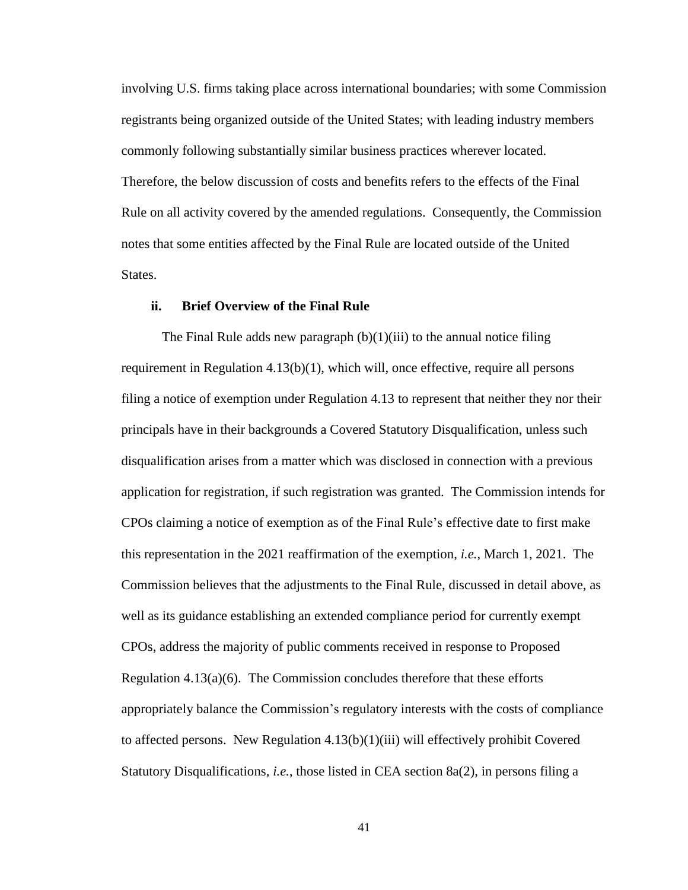involving U.S. firms taking place across international boundaries; with some Commission registrants being organized outside of the United States; with leading industry members commonly following substantially similar business practices wherever located. Therefore, the below discussion of costs and benefits refers to the effects of the Final Rule on all activity covered by the amended regulations. Consequently, the Commission notes that some entities affected by the Final Rule are located outside of the United States.

### ii. Brief Overview of the Final Rule

The Final Rule adds new paragraph (b)(1)(iii) to the annual notice filing requirement in Regulation 4.13(b)(1), which will, once effective, require all persons filing a notice of exemption under Regulation 4.13 to represent that neither they nor their principals have in their backgrounds a Covered Statutory Disqualification, unless such disqualification arises from a matter which was disclosed in connection with a previous application for registration, if such registration was granted. The Commission intends for CPOs claiming a notice of exemption as of the Final Rule's effective date to first make this representation in the 2021 reaffirmation of the exemption, *i.e.*, March 1, 2021. The Commission believes that the adjustments to the Final Rule, discussed in detail above, as well as its guidance establishing an extended compliance period for currently exempt CPOs, address the majority of public comments received in response to Proposed Regulation 4.13(a)(6). The Commission concludes therefore that these efforts appropriately balance the Commission's regulatory interests with the costs of compliance to affected persons. New Regulation 4.13(b)(1)(iii) will effectively prohibit Covered Statutory Disqualifications, *i.e.*, those listed in CEA section 8a(2), in persons filing a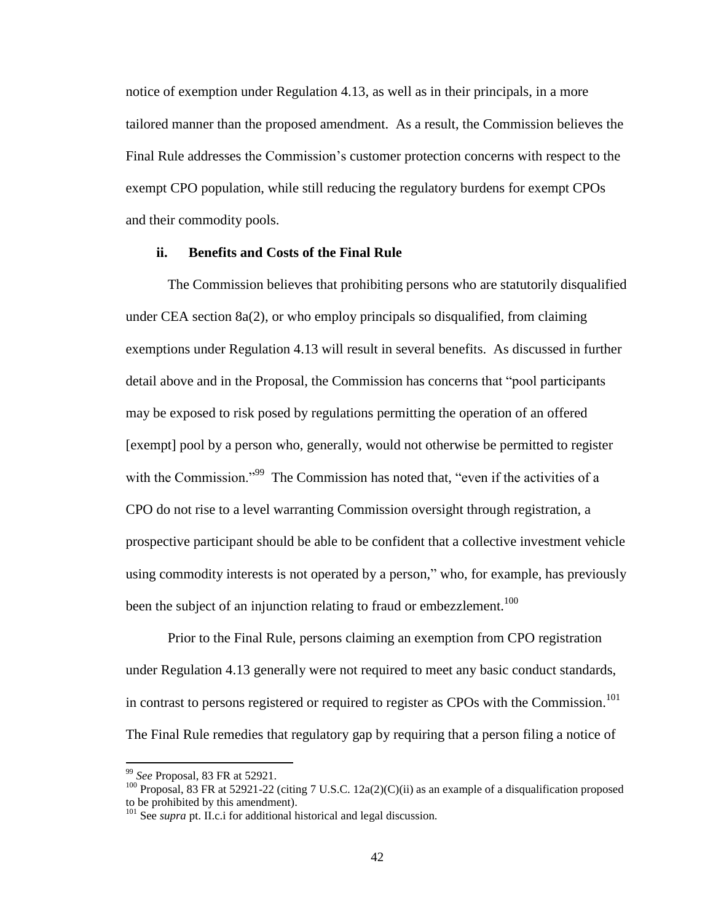notice of exemption under Regulation 4.13, as well as in their principals, in a more tailored manner than the proposed amendment. As a result, the Commission believes the Final Rule addresses the Commission's customer protection concerns with respect to the exempt CPO population, while still reducing the regulatory burdens for exempt CPOs and their commodity pools.

### ii. Benefits and Costs of the Final Rule

The Commission believes that prohibiting persons who are statutorily disqualified under CEA section 8a(2), or who employ principals so disqualified, from claiming exemptions under Regulation 4.13 will result in several benefits. As discussed in further detail above and in the Proposal, the Commission has concerns that "pool participants may be exposed to risk posed by regulations permitting the operation of an offered [exempt] pool by a person who, generally, would not otherwise be permitted to register with the Commission."[99] The Commission has noted that, "even if the activities of a CPO do not rise to a level warranting Commission oversight through registration, a prospective participant should be able to be confident that a collective investment vehicle using commodity interests is not operated by a person," who, for example, has previously been the subject of an injunction relating to fraud or embezzlement.[100]

Prior to the Final Rule, persons claiming an exemption from CPO registration under Regulation 4.13 generally were not required to meet any basic conduct standards, in contrast to persons registered or required to register as CPOs with the Commission.[101] The Final Rule remedies that regulatory gap by requiring that a person filing a notice of

---

[99] *See* Proposal, 83 FR at 52921.

[100] Proposal, 83 FR at 52921-22 (citing 7 U.S.C. 12a(2)(C)(ii) as an example of a disqualification proposed to be prohibited by this amendment).

[101] See *supra* pt. II.c.i for additional historical and legal discussion.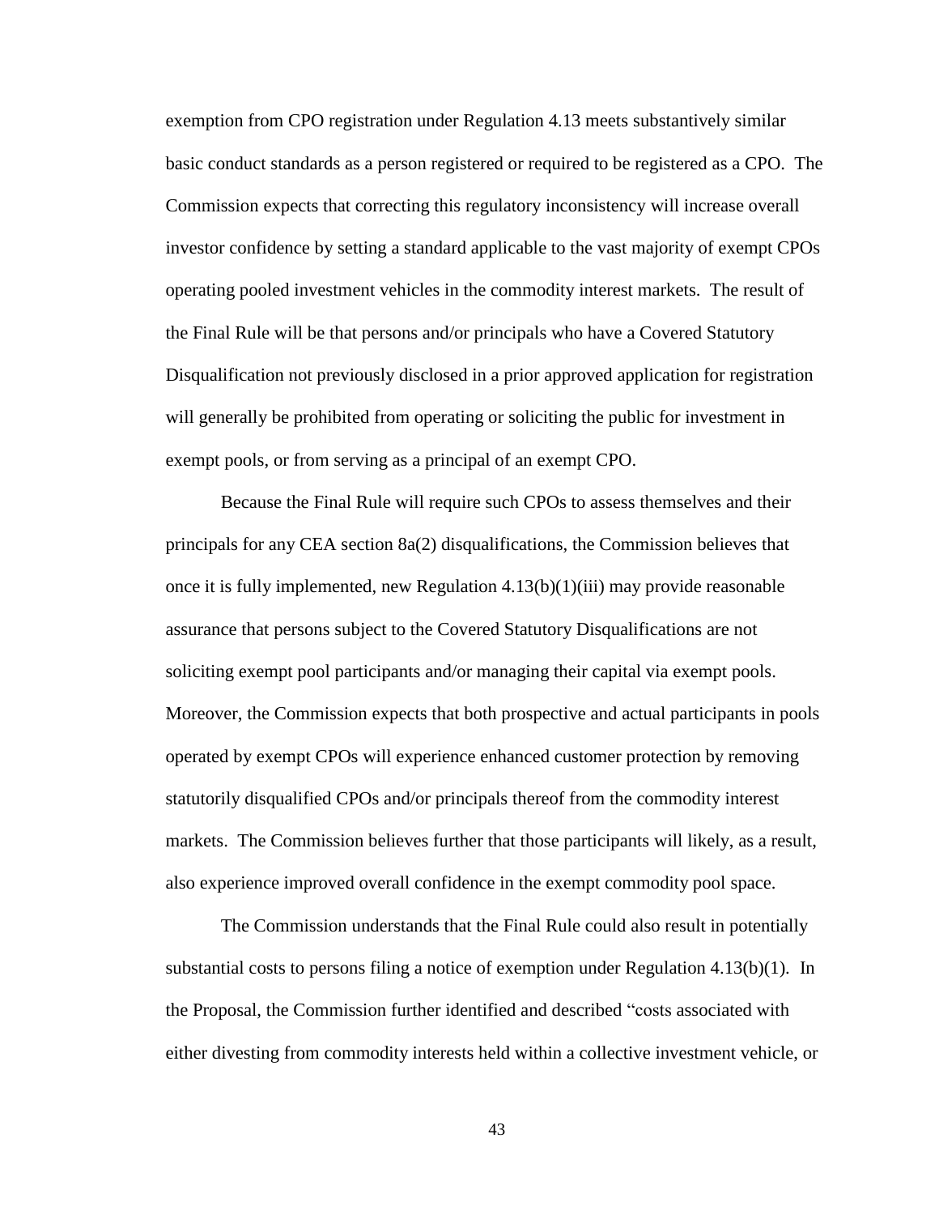exemption from CPO registration under Regulation 4.13 meets substantively similar basic conduct standards as a person registered or required to be registered as a CPO. The Commission expects that correcting this regulatory inconsistency will increase overall investor confidence by setting a standard applicable to the vast majority of exempt CPOs operating pooled investment vehicles in the commodity interest markets. The result of the Final Rule will be that persons and/or principals who have a Covered Statutory Disqualification not previously disclosed in a prior approved application for registration will generally be prohibited from operating or soliciting the public for investment in exempt pools, or from serving as a principal of an exempt CPO.

Because the Final Rule will require such CPOs to assess themselves and their principals for any CEA section 8a(2) disqualifications, the Commission believes that once it is fully implemented, new Regulation 4.13(b)(1)(iii) may provide reasonable assurance that persons subject to the Covered Statutory Disqualifications are not soliciting exempt pool participants and/or managing their capital via exempt pools. Moreover, the Commission expects that both prospective and actual participants in pools operated by exempt CPOs will experience enhanced customer protection by removing statutorily disqualified CPOs and/or principals thereof from the commodity interest markets. The Commission believes further that those participants will likely, as a result, also experience improved overall confidence in the exempt commodity pool space.

The Commission understands that the Final Rule could also result in potentially substantial costs to persons filing a notice of exemption under Regulation 4.13(b)(1). In the Proposal, the Commission further identified and described "costs associated with either divesting from commodity interests held within a collective investment vehicle, or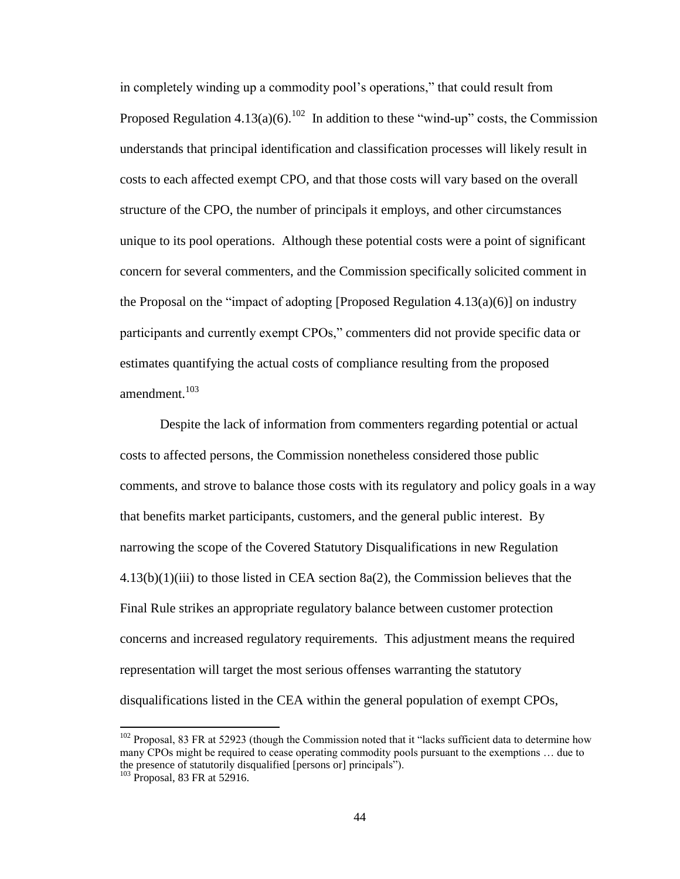in completely winding up a commodity pool's operations," that could result from Proposed Regulation 4.13(a)(6).[102] In addition to these "wind-up" costs, the Commission understands that principal identification and classification processes will likely result in costs to each affected exempt CPO, and that those costs will vary based on the overall structure of the CPO, the number of principals it employs, and other circumstances unique to its pool operations. Although these potential costs were a point of significant concern for several commenters, and the Commission specifically solicited comment in the Proposal on the "impact of adopting [Proposed Regulation 4.13(a)(6)] on industry participants and currently exempt CPOs," commenters did not provide specific data or estimates quantifying the actual costs of compliance resulting from the proposed amendment.[103]

Despite the lack of information from commenters regarding potential or actual costs to affected persons, the Commission nonetheless considered those public comments, and strove to balance those costs with its regulatory and policy goals in a way that benefits market participants, customers, and the general public interest. By narrowing the scope of the Covered Statutory Disqualifications in new Regulation 4.13(b)(1)(iii) to those listed in CEA section 8a(2), the Commission believes that the Final Rule strikes an appropriate regulatory balance between customer protection concerns and increased regulatory requirements. This adjustment means the required representation will target the most serious offenses warranting the statutory disqualifications listed in the CEA within the general population of exempt CPOs,

---

[102] Proposal, 83 FR at 52923 (though the Commission noted that it "lacks sufficient data to determine how many CPOs might be required to cease operating commodity pools pursuant to the exemptions … due to the presence of statutorily disqualified [persons or] principals").

[103] Proposal, 83 FR at 52916.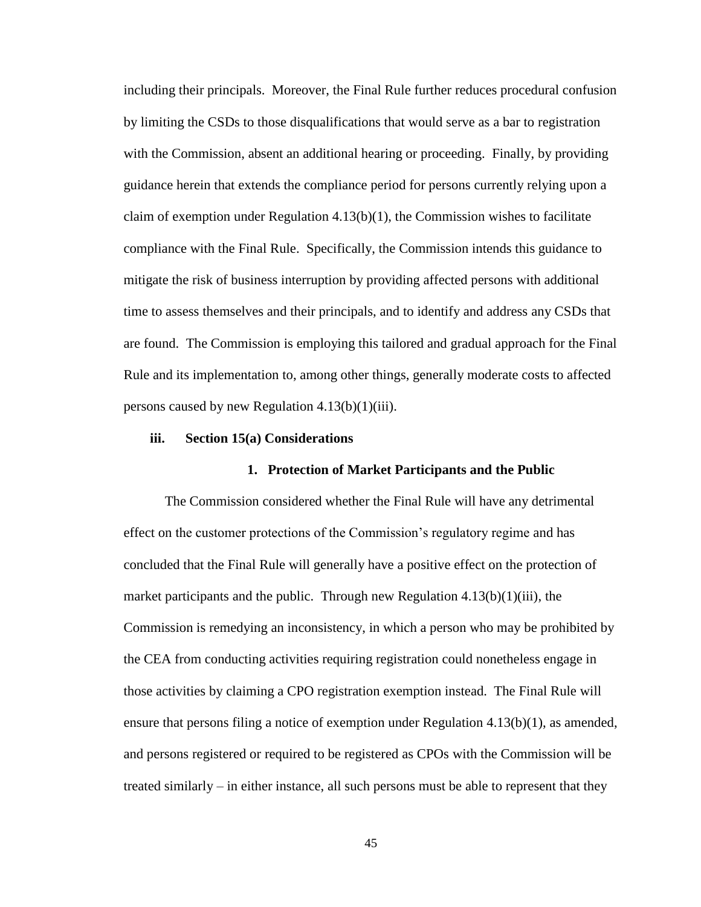including their principals. Moreover, the Final Rule further reduces procedural confusion by limiting the CSDs to those disqualifications that would serve as a bar to registration with the Commission, absent an additional hearing or proceeding. Finally, by providing guidance herein that extends the compliance period for persons currently relying upon a claim of exemption under Regulation 4.13(b)(1), the Commission wishes to facilitate compliance with the Final Rule. Specifically, the Commission intends this guidance to mitigate the risk of business interruption by providing affected persons with additional time to assess themselves and their principals, and to identify and address any CSDs that are found. The Commission is employing this tailored and gradual approach for the Final Rule and its implementation to, among other things, generally moderate costs to affected persons caused by new Regulation 4.13(b)(1)(iii).

### iii. Section 15(a) Considerations

#### 1. Protection of Market Participants and the Public

The Commission considered whether the Final Rule will have any detrimental effect on the customer protections of the Commission's regulatory regime and has concluded that the Final Rule will generally have a positive effect on the protection of market participants and the public. Through new Regulation 4.13(b)(1)(iii), the Commission is remedying an inconsistency, in which a person who may be prohibited by the CEA from conducting activities requiring registration could nonetheless engage in those activities by claiming a CPO registration exemption instead. The Final Rule will ensure that persons filing a notice of exemption under Regulation 4.13(b)(1), as amended, and persons registered or required to be registered as CPOs with the Commission will be treated similarly – in either instance, all such persons must be able to represent that they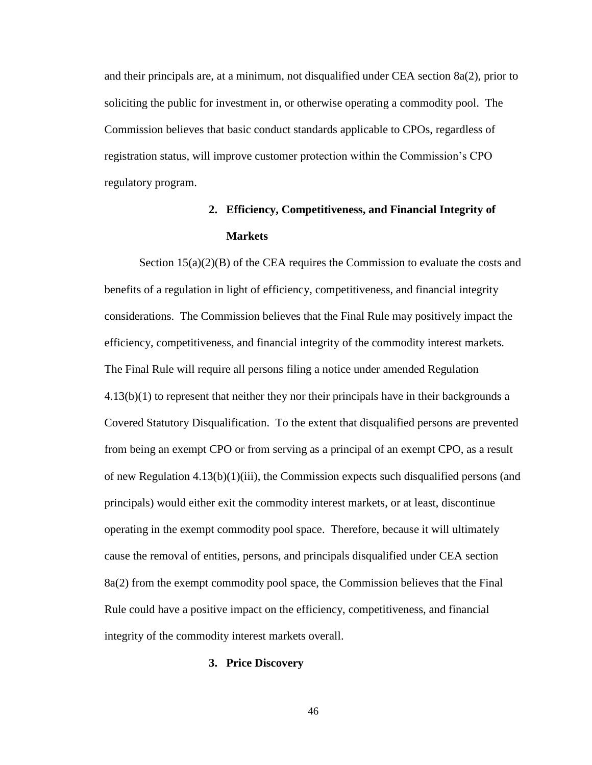and their principals are, at a minimum, not disqualified under CEA section 8a(2), prior to soliciting the public for investment in, or otherwise operating a commodity pool. The Commission believes that basic conduct standards applicable to CPOs, regardless of registration status, will improve customer protection within the Commission's CPO regulatory program.

### 2. Efficiency, Competitiveness, and Financial Integrity of Markets

Section 15(a)(2)(B) of the CEA requires the Commission to evaluate the costs and benefits of a regulation in light of efficiency, competitiveness, and financial integrity considerations. The Commission believes that the Final Rule may positively impact the efficiency, competitiveness, and financial integrity of the commodity interest markets. The Final Rule will require all persons filing a notice under amended Regulation 4.13(b)(1) to represent that neither they nor their principals have in their backgrounds a Covered Statutory Disqualification. To the extent that disqualified persons are prevented from being an exempt CPO or from serving as a principal of an exempt CPO, as a result of new Regulation 4.13(b)(1)(iii), the Commission expects such disqualified persons (and principals) would either exit the commodity interest markets, or at least, discontinue operating in the exempt commodity pool space. Therefore, because it will ultimately cause the removal of entities, persons, and principals disqualified under CEA section 8a(2) from the exempt commodity pool space, the Commission believes that the Final Rule could have a positive impact on the efficiency, competitiveness, and financial integrity of the commodity interest markets overall.

### 3. Price Discovery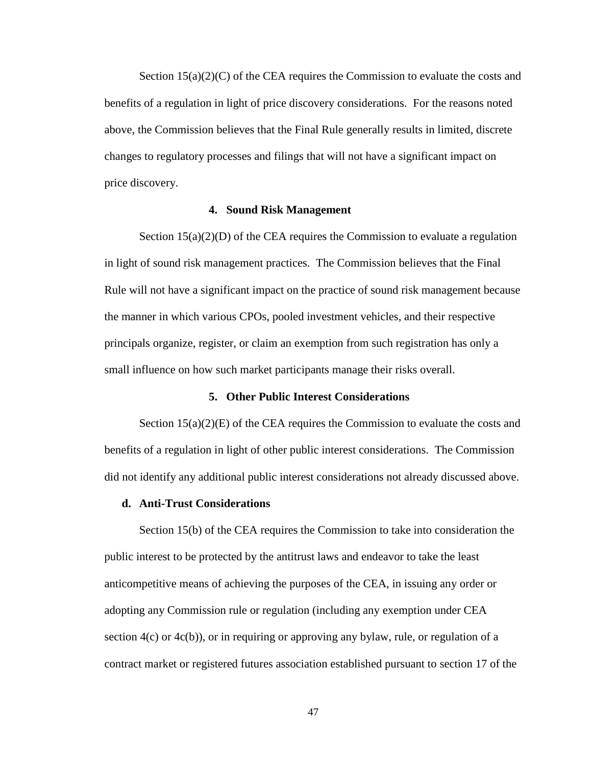Section 15(a)(2)(C) of the CEA requires the Commission to evaluate the costs and benefits of a regulation in light of price discovery considerations. For the reasons noted above, the Commission believes that the Final Rule generally results in limited, discrete changes to regulatory processes and filings that will not have a significant impact on price discovery.

#### 4. Sound Risk Management

Section 15(a)(2)(D) of the CEA requires the Commission to evaluate a regulation in light of sound risk management practices. The Commission believes that the Final Rule will not have a significant impact on the practice of sound risk management because the manner in which various CPOs, pooled investment vehicles, and their respective principals organize, register, or claim an exemption from such registration has only a small influence on how such market participants manage their risks overall.

#### 5. Other Public Interest Considerations

Section 15(a)(2)(E) of the CEA requires the Commission to evaluate the costs and benefits of a regulation in light of other public interest considerations. The Commission did not identify any additional public interest considerations not already discussed above.

### d. Anti-Trust Considerations

Section 15(b) of the CEA requires the Commission to take into consideration the public interest to be protected by the antitrust laws and endeavor to take the least anticompetitive means of achieving the purposes of the CEA, in issuing any order or adopting any Commission rule or regulation (including any exemption under CEA section 4(c) or 4c(b)), or in requiring or approving any bylaw, rule, or regulation of a contract market or registered futures association established pursuant to section 17 of the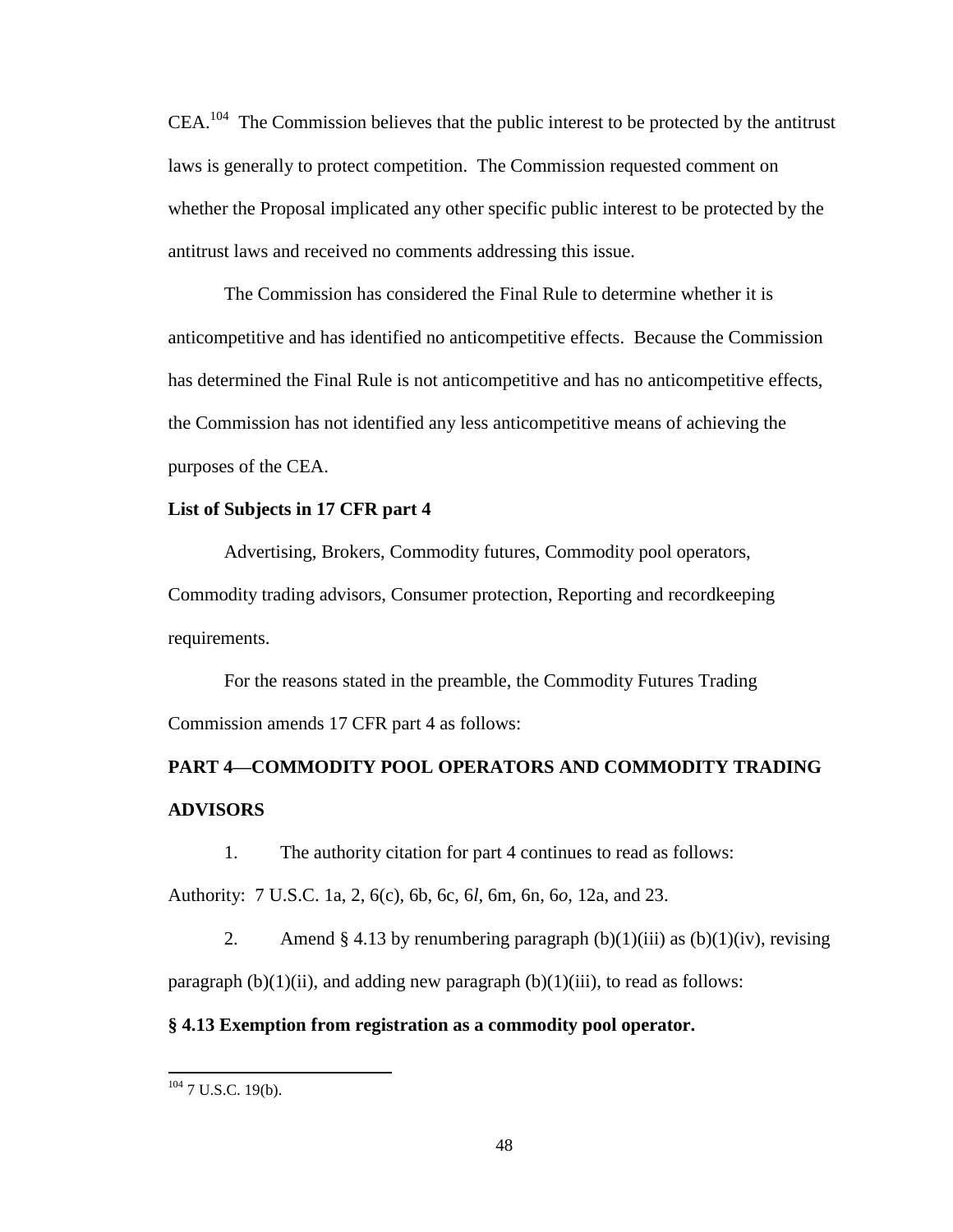CEA.[104] The Commission believes that the public interest to be protected by the antitrust laws is generally to protect competition. The Commission requested comment on whether the Proposal implicated any other specific public interest to be protected by the antitrust laws and received no comments addressing this issue.

The Commission has considered the Final Rule to determine whether it is anticompetitive and has identified no anticompetitive effects. Because the Commission has determined the Final Rule is not anticompetitive and has no anticompetitive effects, the Commission has not identified any less anticompetitive means of achieving the purposes of the CEA.

**List of Subjects in 17 CFR part 4**

Advertising, Brokers, Commodity futures, Commodity pool operators, Commodity trading advisors, Consumer protection, Reporting and recordkeeping requirements.

For the reasons stated in the preamble, the Commodity Futures Trading Commission amends 17 CFR part 4 as follows:

**PART 4—COMMODITY POOL OPERATORS AND COMMODITY TRADING ADVISORS**

1. The authority citation for part 4 continues to read as follows:

Authority: 7 U.S.C. 1a, 2, 6(c), 6b, 6c, 6*l*, 6m, 6n, 6*o*, 12a, and 23.

2. Amend § 4.13 by renumbering paragraph (b)(1)(iii) as (b)(1)(iv), revising paragraph (b)(1)(ii), and adding new paragraph (b)(1)(iii), to read as follows:

**§ 4.13 Exemption from registration as a commodity pool operator.**

---

[104] 7 U.S.C. 19(b).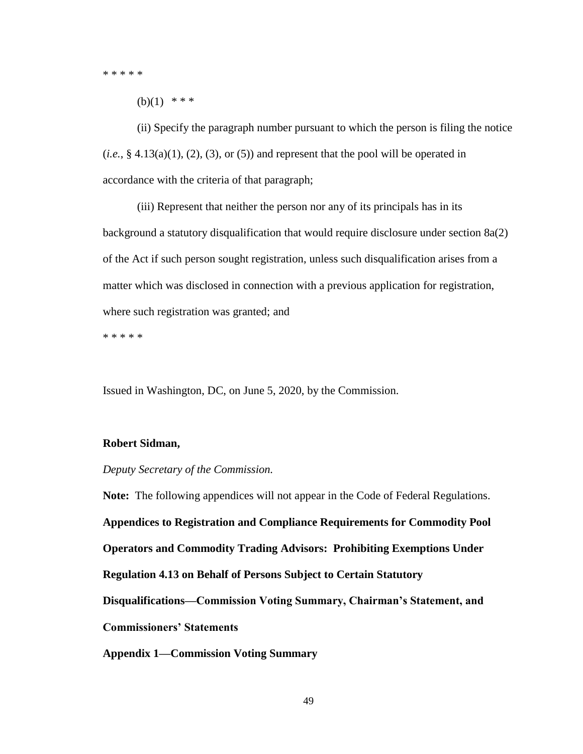* * * * *

(b)(1) * * *

(ii) Specify the paragraph number pursuant to which the person is filing the notice (*i.e.*, § 4.13(a)(1), (2), (3), or (5)) and represent that the pool will be operated in accordance with the criteria of that paragraph;

(iii) Represent that neither the person nor any of its principals has in its background a statutory disqualification that would require disclosure under section 8a(2) of the Act if such person sought registration, unless such disqualification arises from a matter which was disclosed in connection with a previous application for registration, where such registration was granted; and

* * * * *

Issued in Washington, DC, on June 5, 2020, by the Commission.

**Robert Sidman,**

*Deputy Secretary of the Commission.*

**Note:** The following appendices will not appear in the Code of Federal Regulations.

**Appendices to Registration and Compliance Requirements for Commodity Pool Operators and Commodity Trading Advisors: Prohibiting Exemptions Under Regulation 4.13 on Behalf of Persons Subject to Certain Statutory Disqualifications—Commission Voting Summary, Chairman's Statement, and Commissioners' Statements**

**Appendix 1—Commission Voting Summary**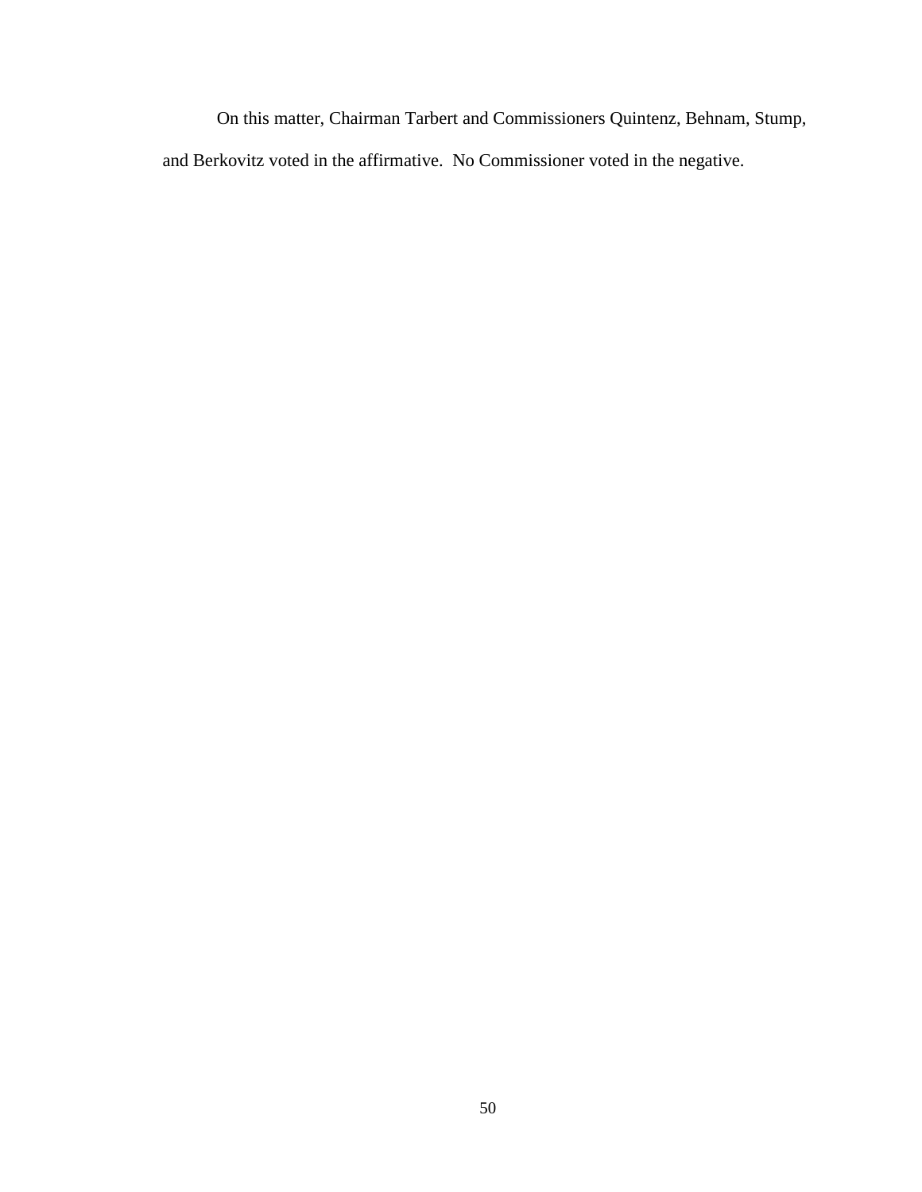On this matter, Chairman Tarbert and Commissioners Quintenz, Behnam, Stump, and Berkovitz voted in the affirmative. No Commissioner voted in the negative.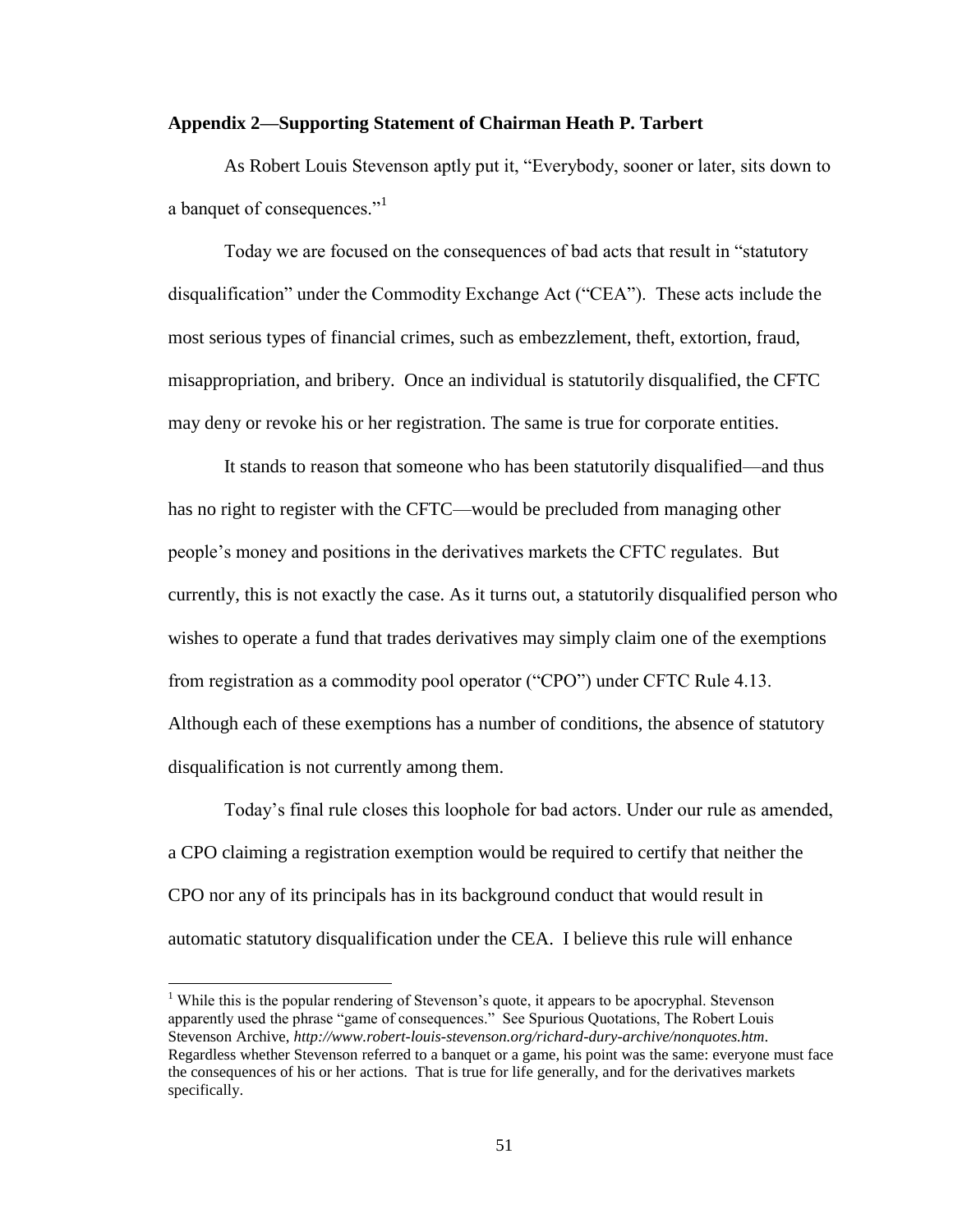**Appendix 2—Supporting Statement of Chairman Heath P. Tarbert**

As Robert Louis Stevenson aptly put it, "Everybody, sooner or later, sits down to a banquet of consequences."[1]

Today we are focused on the consequences of bad acts that result in "statutory disqualification" under the Commodity Exchange Act ("CEA"). These acts include the most serious types of financial crimes, such as embezzlement, theft, extortion, fraud, misappropriation, and bribery. Once an individual is statutorily disqualified, the CFTC may deny or revoke his or her registration. The same is true for corporate entities.

It stands to reason that someone who has been statutorily disqualified—and thus has no right to register with the CFTC—would be precluded from managing other people's money and positions in the derivatives markets the CFTC regulates. But currently, this is not exactly the case. As it turns out, a statutorily disqualified person who wishes to operate a fund that trades derivatives may simply claim one of the exemptions from registration as a commodity pool operator ("CPO") under CFTC Rule 4.13. Although each of these exemptions has a number of conditions, the absence of statutory disqualification is not currently among them.

Today's final rule closes this loophole for bad actors. Under our rule as amended, a CPO claiming a registration exemption would be required to certify that neither the CPO nor any of its principals has in its background conduct that would result in automatic statutory disqualification under the CEA. I believe this rule will enhance

[1] While this is the popular rendering of Stevenson's quote, it appears to be apocryphal. Stevenson apparently used the phrase "game of consequences." See Spurious Quotations, The Robert Louis Stevenson Archive, *http://www.robert-louis-stevenson.org/richard-dury-archive/nonquotes.htm*. Regardless whether Stevenson referred to a banquet or a game, his point was the same: everyone must face the consequences of his or her actions. That is true for life generally, and for the derivatives markets specifically.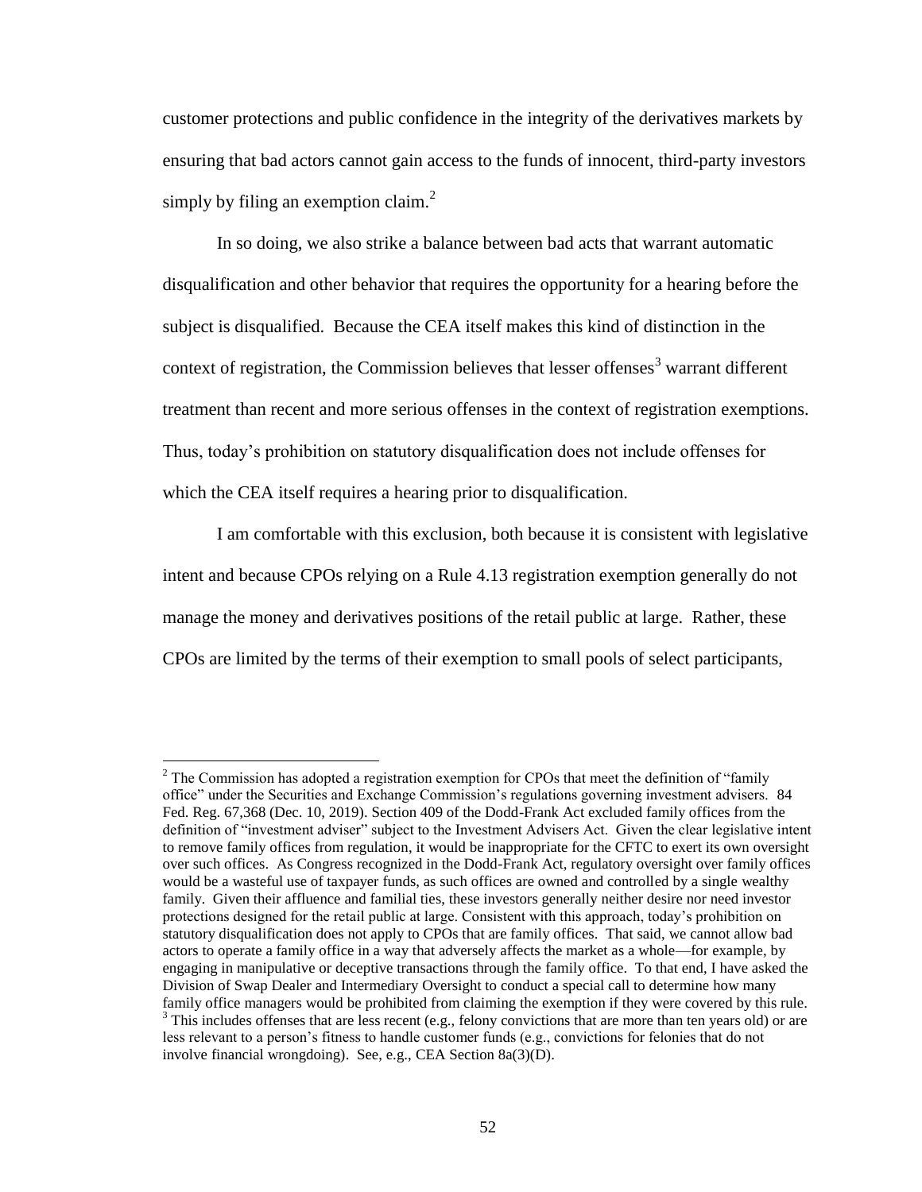customer protections and public confidence in the integrity of the derivatives markets by ensuring that bad actors cannot gain access to the funds of innocent, third-party investors simply by filing an exemption claim.[2]

In so doing, we also strike a balance between bad acts that warrant automatic disqualification and other behavior that requires the opportunity for a hearing before the subject is disqualified. Because the CEA itself makes this kind of distinction in the context of registration, the Commission believes that lesser offenses[3] warrant different treatment than recent and more serious offenses in the context of registration exemptions. Thus, today's prohibition on statutory disqualification does not include offenses for which the CEA itself requires a hearing prior to disqualification.

I am comfortable with this exclusion, both because it is consistent with legislative intent and because CPOs relying on a Rule 4.13 registration exemption generally do not manage the money and derivatives positions of the retail public at large. Rather, these CPOs are limited by the terms of their exemption to small pools of select participants,

---

[2] The Commission has adopted a registration exemption for CPOs that meet the definition of "family office" under the Securities and Exchange Commission's regulations governing investment advisers. 84 Fed. Reg. 67,368 (Dec. 10, 2019). Section 409 of the Dodd-Frank Act excluded family offices from the definition of "investment adviser" subject to the Investment Advisers Act. Given the clear legislative intent to remove family offices from regulation, it would be inappropriate for the CFTC to exert its own oversight over such offices. As Congress recognized in the Dodd-Frank Act, regulatory oversight over family offices would be a wasteful use of taxpayer funds, as such offices are owned and controlled by a single wealthy family. Given their affluence and familial ties, these investors generally neither desire nor need investor protections designed for the retail public at large. Consistent with this approach, today's prohibition on statutory disqualification does not apply to CPOs that are family offices. That said, we cannot allow bad actors to operate a family office in a way that adversely affects the market as a whole—for example, by engaging in manipulative or deceptive transactions through the family office. To that end, I have asked the Division of Swap Dealer and Intermediary Oversight to conduct a special call to determine how many family office managers would be prohibited from claiming the exemption if they were covered by this rule.

[3] This includes offenses that are less recent (e.g., felony convictions that are more than ten years old) or are less relevant to a person's fitness to handle customer funds (e.g., convictions for felonies that do not involve financial wrongdoing). See, e.g., CEA Section 8a(3)(D).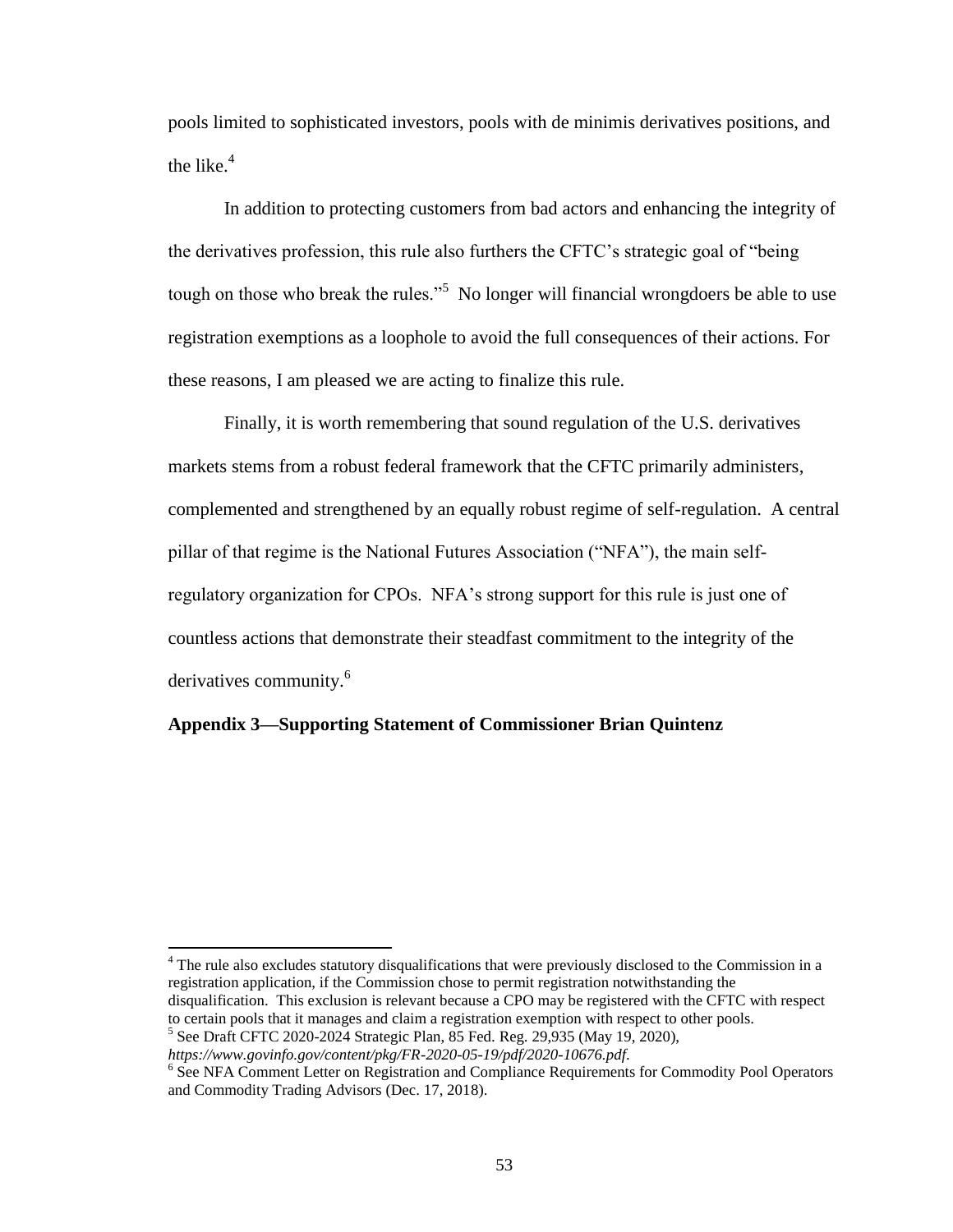pools limited to sophisticated investors, pools with de minimis derivatives positions, and the like.[4]

In addition to protecting customers from bad actors and enhancing the integrity of the derivatives profession, this rule also furthers the CFTC's strategic goal of "being tough on those who break the rules."[5] No longer will financial wrongdoers be able to use registration exemptions as a loophole to avoid the full consequences of their actions. For these reasons, I am pleased we are acting to finalize this rule.

Finally, it is worth remembering that sound regulation of the U.S. derivatives markets stems from a robust federal framework that the CFTC primarily administers, complemented and strengthened by an equally robust regime of self-regulation. A central pillar of that regime is the National Futures Association ("NFA"), the main self-regulatory organization for CPOs. NFA's strong support for this rule is just one of countless actions that demonstrate their steadfast commitment to the integrity of the derivatives community.[6]

**Appendix 3—Supporting Statement of Commissioner Brian Quintenz**

---

[4] The rule also excludes statutory disqualifications that were previously disclosed to the Commission in a registration application, if the Commission chose to permit registration notwithstanding the disqualification. This exclusion is relevant because a CPO may be registered with the CFTC with respect to certain pools that it manages and claim a registration exemption with respect to other pools.

[5] See Draft CFTC 2020-2024 Strategic Plan, 85 Fed. Reg. 29,935 (May 19, 2020), *https://www.govinfo.gov/content/pkg/FR-2020-05-19/pdf/2020-10676.pdf*.

[6] See NFA Comment Letter on Registration and Compliance Requirements for Commodity Pool Operators and Commodity Trading Advisors (Dec. 17, 2018).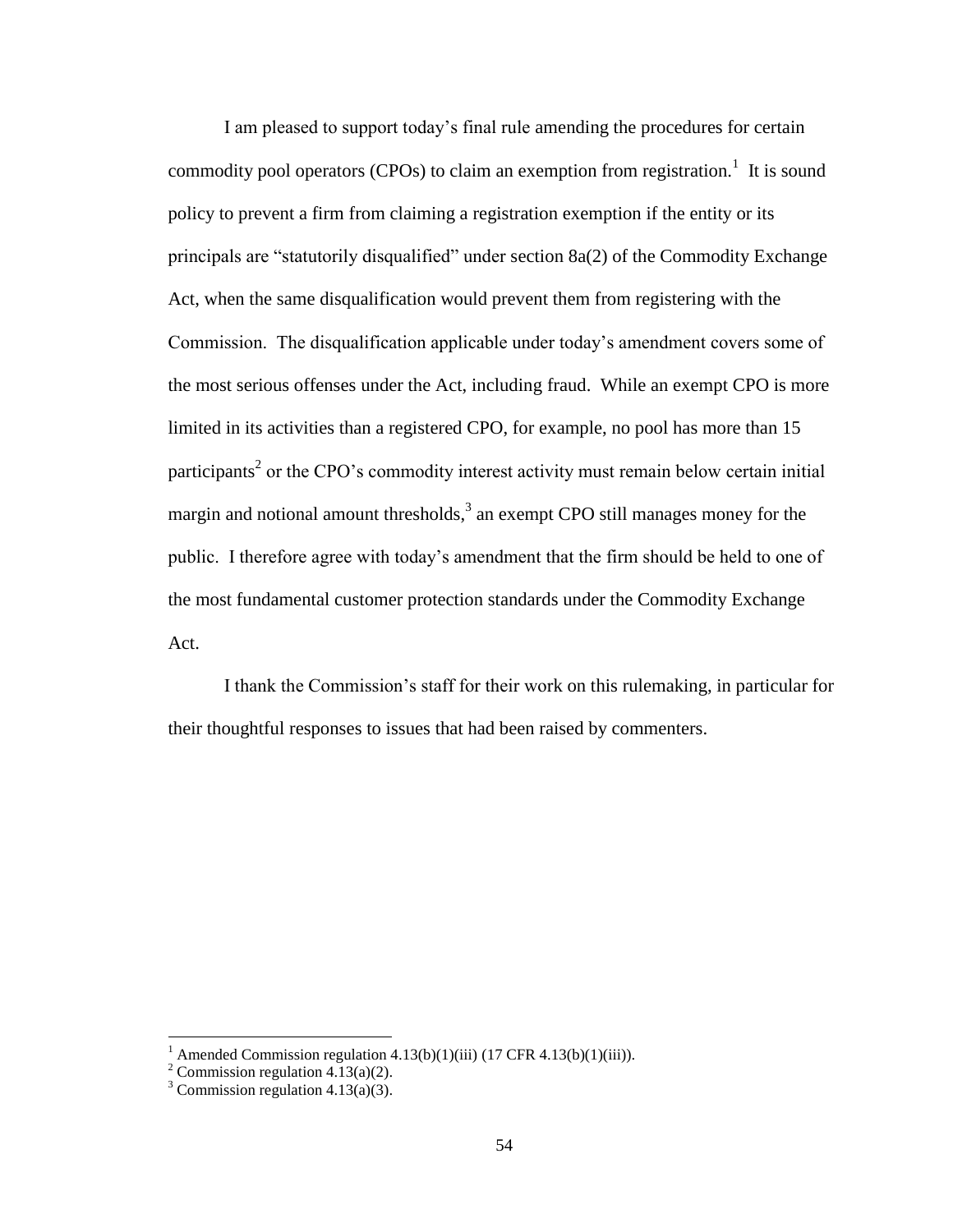I am pleased to support today's final rule amending the procedures for certain commodity pool operators (CPOs) to claim an exemption from registration.[1] It is sound policy to prevent a firm from claiming a registration exemption if the entity or its principals are "statutorily disqualified" under section 8a(2) of the Commodity Exchange Act, when the same disqualification would prevent them from registering with the Commission. The disqualification applicable under today's amendment covers some of the most serious offenses under the Act, including fraud. While an exempt CPO is more limited in its activities than a registered CPO, for example, no pool has more than 15 participants[2] or the CPO's commodity interest activity must remain below certain initial margin and notional amount thresholds,[3] an exempt CPO still manages money for the public. I therefore agree with today's amendment that the firm should be held to one of the most fundamental customer protection standards under the Commodity Exchange Act.

I thank the Commission's staff for their work on this rulemaking, in particular for their thoughtful responses to issues that had been raised by commenters.

---

[1] Amended Commission regulation 4.13(b)(1)(iii) (17 CFR 4.13(b)(1)(iii)).

[2] Commission regulation 4.13(a)(2).

[3] Commission regulation 4.13(a)(3).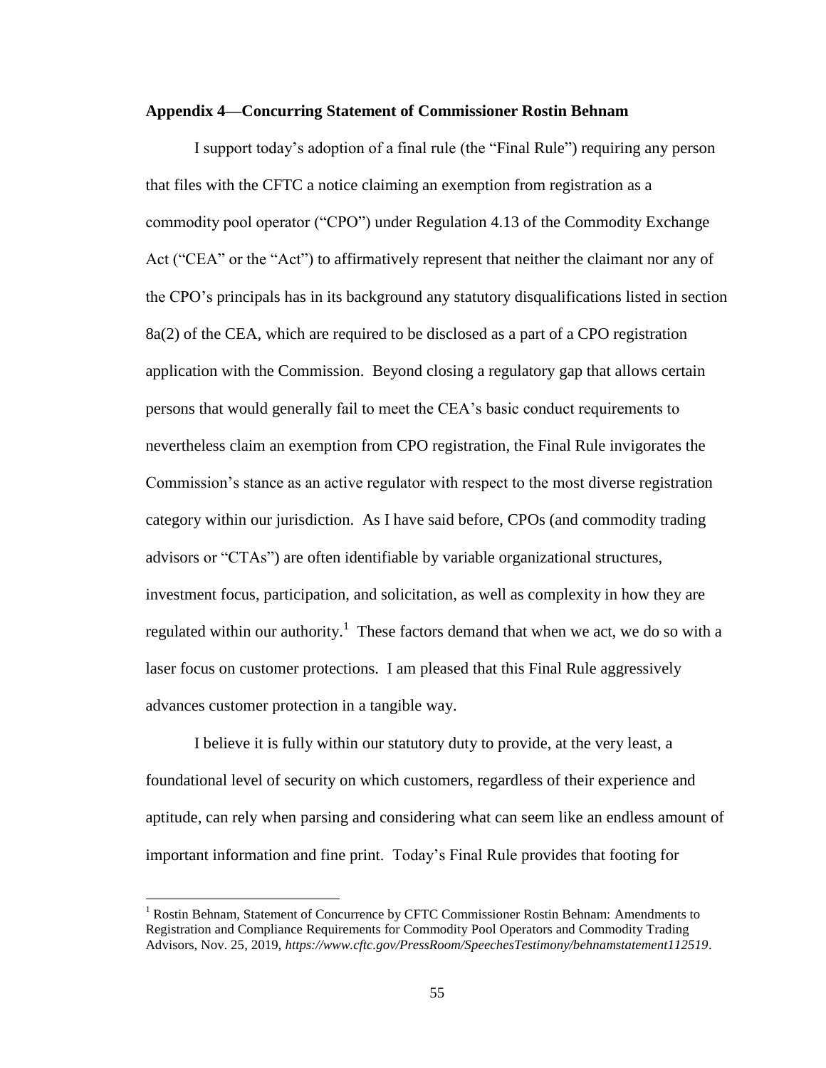**Appendix 4—Concurring Statement of Commissioner Rostin Behnam**

I support today's adoption of a final rule (the "Final Rule") requiring any person that files with the CFTC a notice claiming an exemption from registration as a commodity pool operator ("CPO") under Regulation 4.13 of the Commodity Exchange Act ("CEA" or the "Act") to affirmatively represent that neither the claimant nor any of the CPO's principals has in its background any statutory disqualifications listed in section 8a(2) of the CEA, which are required to be disclosed as a part of a CPO registration application with the Commission. Beyond closing a regulatory gap that allows certain persons that would generally fail to meet the CEA's basic conduct requirements to nevertheless claim an exemption from CPO registration, the Final Rule invigorates the Commission's stance as an active regulator with respect to the most diverse registration category within our jurisdiction. As I have said before, CPOs (and commodity trading advisors or "CTAs") are often identifiable by variable organizational structures, investment focus, participation, and solicitation, as well as complexity in how they are regulated within our authority.[1] These factors demand that when we act, we do so with a laser focus on customer protections. I am pleased that this Final Rule aggressively advances customer protection in a tangible way.

I believe it is fully within our statutory duty to provide, at the very least, a foundational level of security on which customers, regardless of their experience and aptitude, can rely when parsing and considering what can seem like an endless amount of important information and fine print. Today's Final Rule provides that footing for

[1] Rostin Behnam, Statement of Concurrence by CFTC Commissioner Rostin Behnam: Amendments to Registration and Compliance Requirements for Commodity Pool Operators and Commodity Trading Advisors, Nov. 25, 2019, *https://www.cftc.gov/PressRoom/SpeechesTestimony/behnamstatement112519*.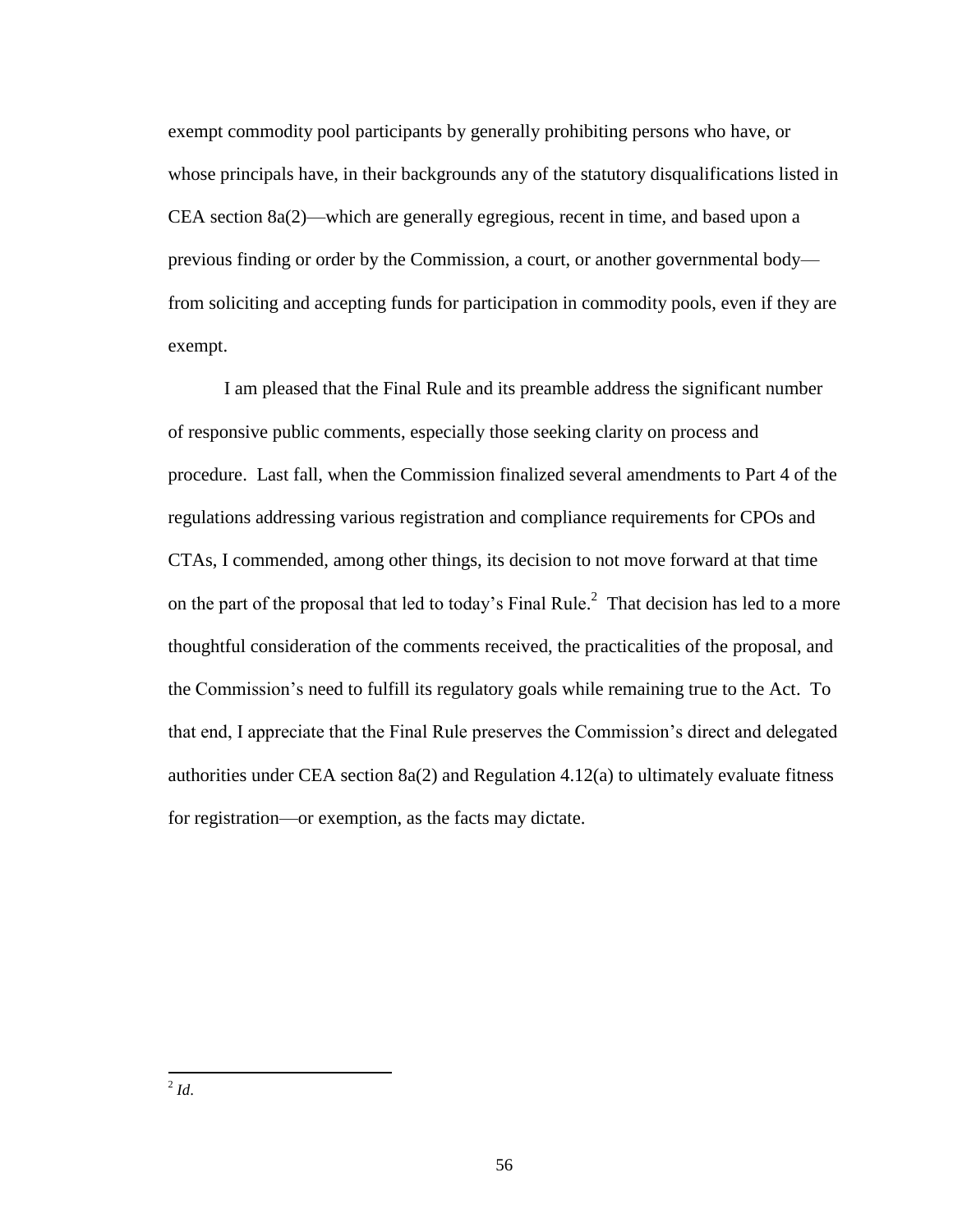exempt commodity pool participants by generally prohibiting persons who have, or whose principals have, in their backgrounds any of the statutory disqualifications listed in CEA section 8a(2)—which are generally egregious, recent in time, and based upon a previous finding or order by the Commission, a court, or another governmental body—from soliciting and accepting funds for participation in commodity pools, even if they are exempt.

I am pleased that the Final Rule and its preamble address the significant number of responsive public comments, especially those seeking clarity on process and procedure. Last fall, when the Commission finalized several amendments to Part 4 of the regulations addressing various registration and compliance requirements for CPOs and CTAs, I commended, among other things, its decision to not move forward at that time on the part of the proposal that led to today's Final Rule.[2] That decision has led to a more thoughtful consideration of the comments received, the practicalities of the proposal, and the Commission's need to fulfill its regulatory goals while remaining true to the Act. To that end, I appreciate that the Final Rule preserves the Commission's direct and delegated authorities under CEA section 8a(2) and Regulation 4.12(a) to ultimately evaluate fitness for registration—or exemption, as the facts may dictate.

---

[2] *Id*.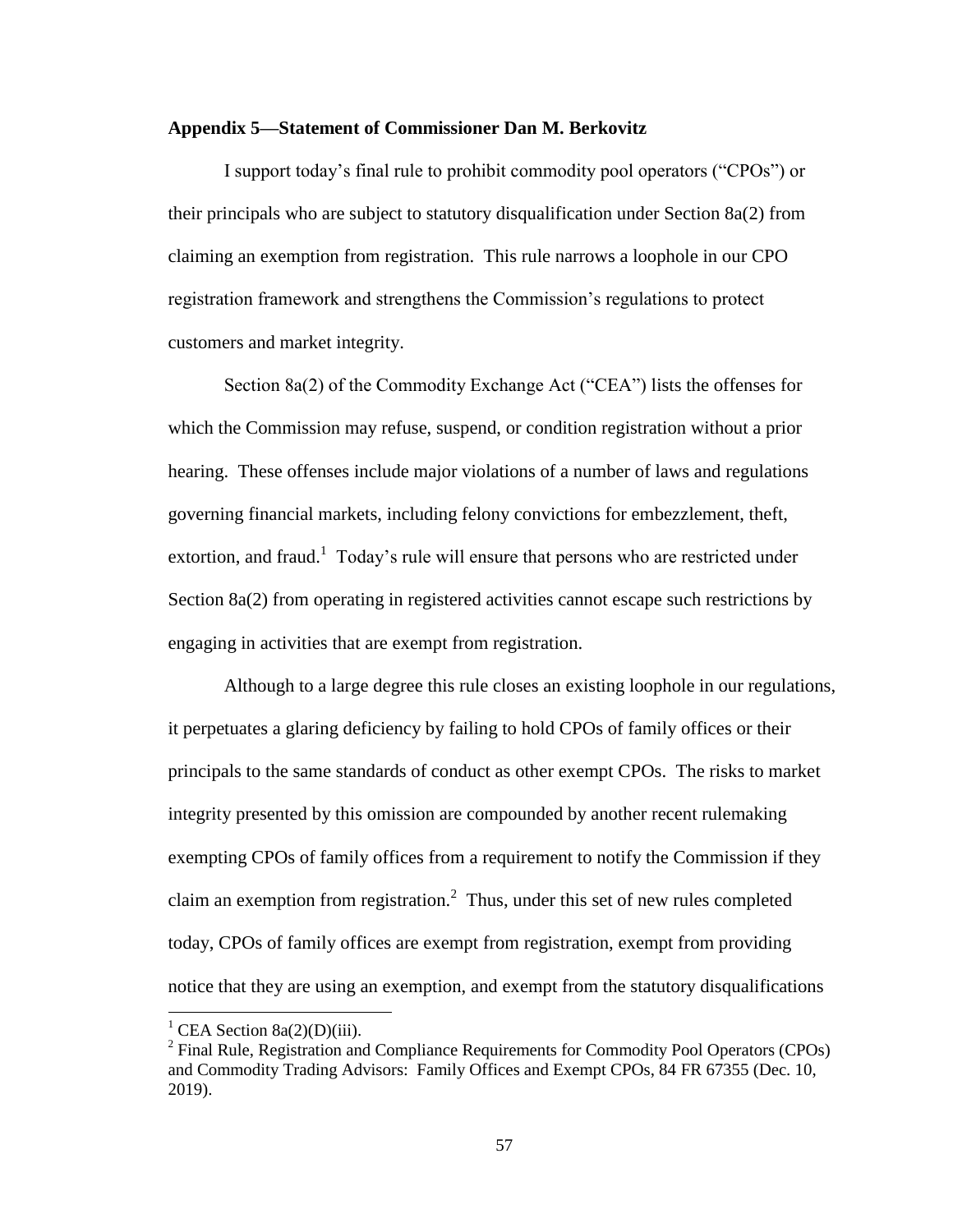**Appendix 5—Statement of Commissioner Dan M. Berkovitz**

I support today's final rule to prohibit commodity pool operators ("CPOs") or their principals who are subject to statutory disqualification under Section 8a(2) from claiming an exemption from registration. This rule narrows a loophole in our CPO registration framework and strengthens the Commission's regulations to protect customers and market integrity.

Section 8a(2) of the Commodity Exchange Act ("CEA") lists the offenses for which the Commission may refuse, suspend, or condition registration without a prior hearing. These offenses include major violations of a number of laws and regulations governing financial markets, including felony convictions for embezzlement, theft, extortion, and fraud.[1] Today's rule will ensure that persons who are restricted under Section 8a(2) from operating in registered activities cannot escape such restrictions by engaging in activities that are exempt from registration.

Although to a large degree this rule closes an existing loophole in our regulations, it perpetuates a glaring deficiency by failing to hold CPOs of family offices or their principals to the same standards of conduct as other exempt CPOs. The risks to market integrity presented by this omission are compounded by another recent rulemaking exempting CPOs of family offices from a requirement to notify the Commission if they claim an exemption from registration.[2] Thus, under this set of new rules completed today, CPOs of family offices are exempt from registration, exempt from providing notice that they are using an exemption, and exempt from the statutory disqualifications

[1] CEA Section 8a(2)(D)(iii).

[2] Final Rule, Registration and Compliance Requirements for Commodity Pool Operators (CPOs) and Commodity Trading Advisors: Family Offices and Exempt CPOs, 84 FR 67355 (Dec. 10, 2019).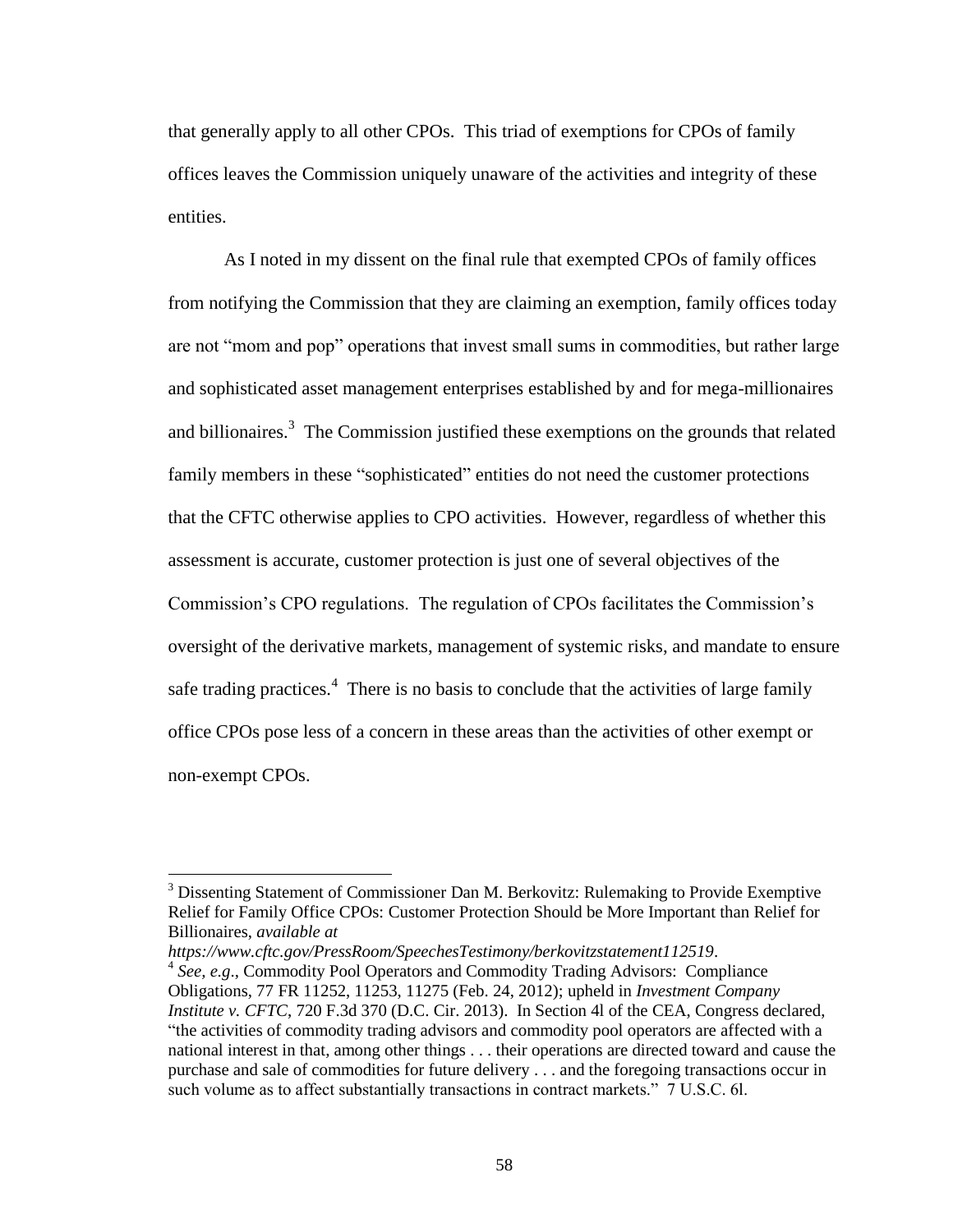that generally apply to all other CPOs. This triad of exemptions for CPOs of family offices leaves the Commission uniquely unaware of the activities and integrity of these entities.

As I noted in my dissent on the final rule that exempted CPOs of family offices from notifying the Commission that they are claiming an exemption, family offices today are not "mom and pop" operations that invest small sums in commodities, but rather large and sophisticated asset management enterprises established by and for mega-millionaires and billionaires.[3] The Commission justified these exemptions on the grounds that related family members in these "sophisticated" entities do not need the customer protections that the CFTC otherwise applies to CPO activities. However, regardless of whether this assessment is accurate, customer protection is just one of several objectives of the Commission's CPO regulations. The regulation of CPOs facilitates the Commission's oversight of the derivative markets, management of systemic risks, and mandate to ensure safe trading practices.[4] There is no basis to conclude that the activities of large family office CPOs pose less of a concern in these areas than the activities of other exempt or non-exempt CPOs.

---

[3] Dissenting Statement of Commissioner Dan M. Berkovitz: Rulemaking to Provide Exemptive Relief for Family Office CPOs: Customer Protection Should be More Important than Relief for Billionaires, *available at https://www.cftc.gov/PressRoom/SpeechesTestimony/berkovitzstatement112519*.

[4] *See, e.g*., Commodity Pool Operators and Commodity Trading Advisors: Compliance Obligations, 77 FR 11252, 11253, 11275 (Feb. 24, 2012); upheld in *Investment Company Institute v. CFTC*, 720 F.3d 370 (D.C. Cir. 2013). In Section 4l of the CEA, Congress declared, "the activities of commodity trading advisors and commodity pool operators are affected with a national interest in that, among other things . . . their operations are directed toward and cause the purchase and sale of commodities for future delivery . . . and the foregoing transactions occur in such volume as to affect substantially transactions in contract markets." 7 U.S.C. 6l.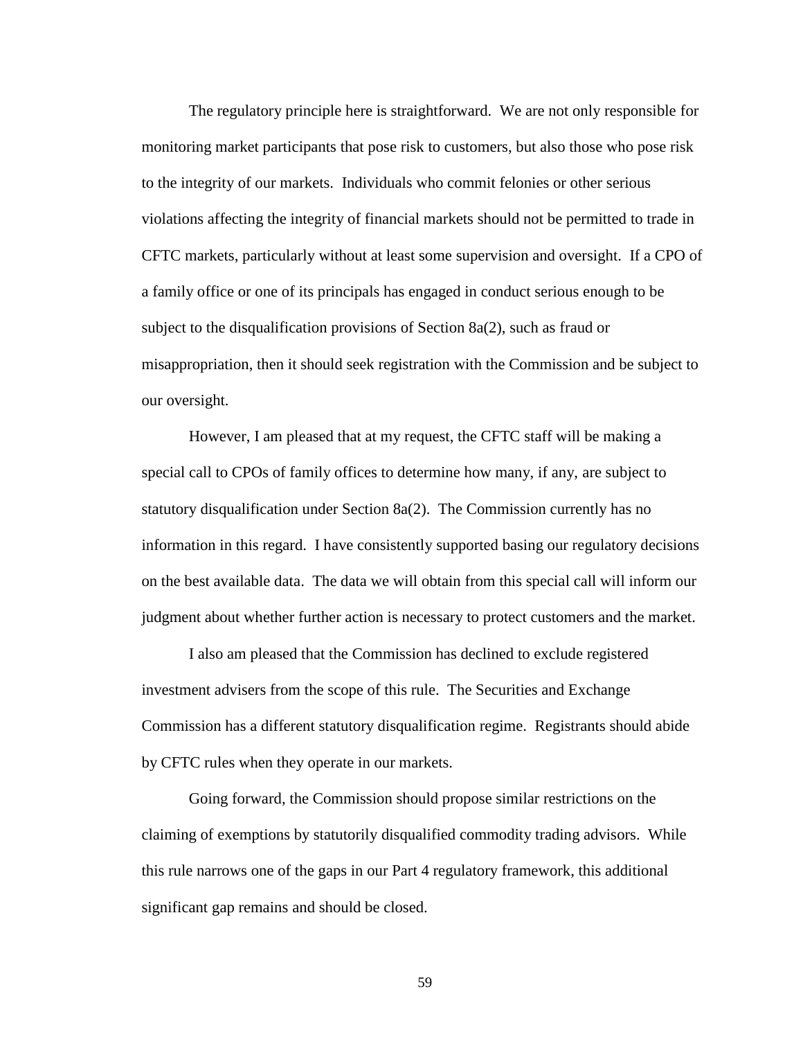The regulatory principle here is straightforward. We are not only responsible for monitoring market participants that pose risk to customers, but also those who pose risk to the integrity of our markets. Individuals who commit felonies or other serious violations affecting the integrity of financial markets should not be permitted to trade in CFTC markets, particularly without at least some supervision and oversight. If a CPO of a family office or one of its principals has engaged in conduct serious enough to be subject to the disqualification provisions of Section 8a(2), such as fraud or misappropriation, then it should seek registration with the Commission and be subject to our oversight.

However, I am pleased that at my request, the CFTC staff will be making a special call to CPOs of family offices to determine how many, if any, are subject to statutory disqualification under Section 8a(2). The Commission currently has no information in this regard. I have consistently supported basing our regulatory decisions on the best available data. The data we will obtain from this special call will inform our judgment about whether further action is necessary to protect customers and the market.

I also am pleased that the Commission has declined to exclude registered investment advisers from the scope of this rule. The Securities and Exchange Commission has a different statutory disqualification regime. Registrants should abide by CFTC rules when they operate in our markets.

Going forward, the Commission should propose similar restrictions on the claiming of exemptions by statutorily disqualified commodity trading advisors. While this rule narrows one of the gaps in our Part 4 regulatory framework, this additional significant gap remains and should be closed.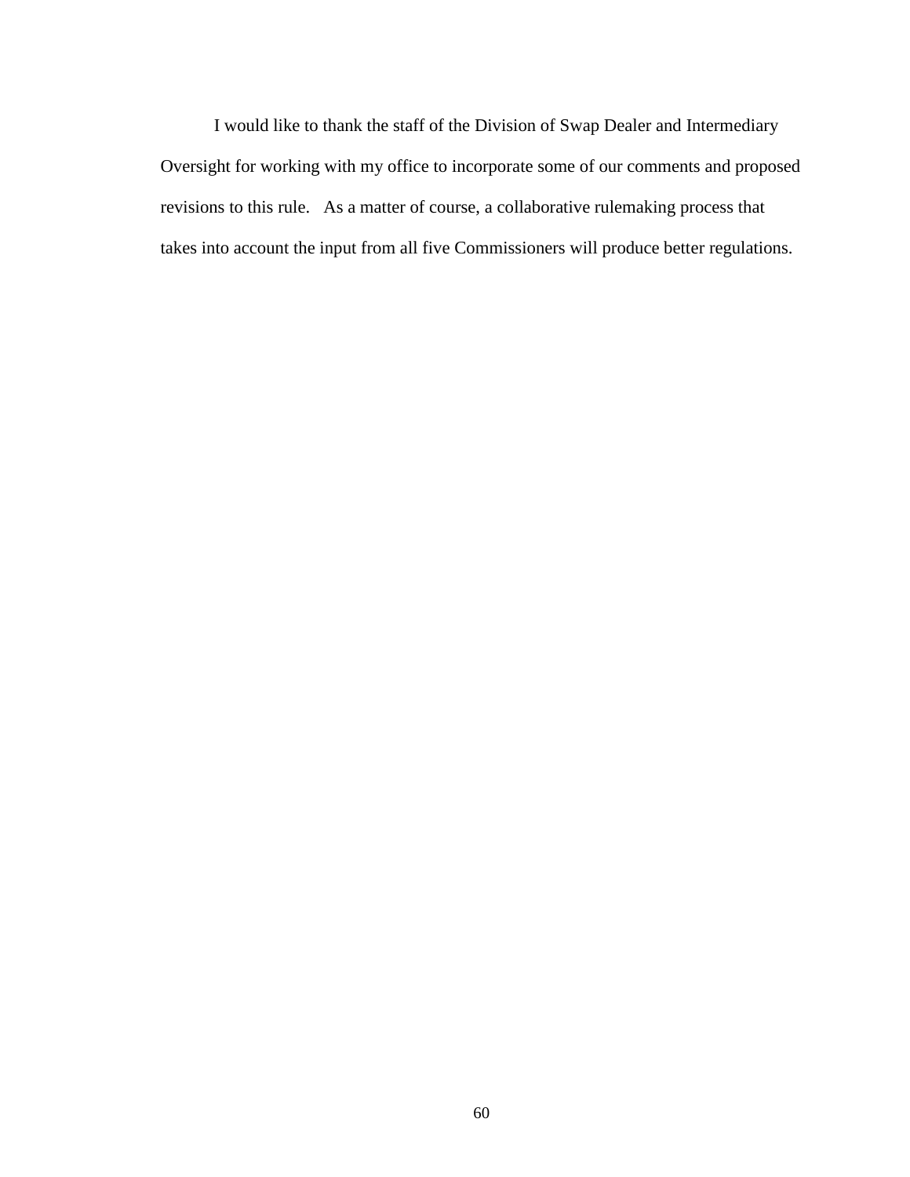I would like to thank the staff of the Division of Swap Dealer and Intermediary Oversight for working with my office to incorporate some of our comments and proposed revisions to this rule. As a matter of course, a collaborative rulemaking process that takes into account the input from all five Commissioners will produce better regulations.